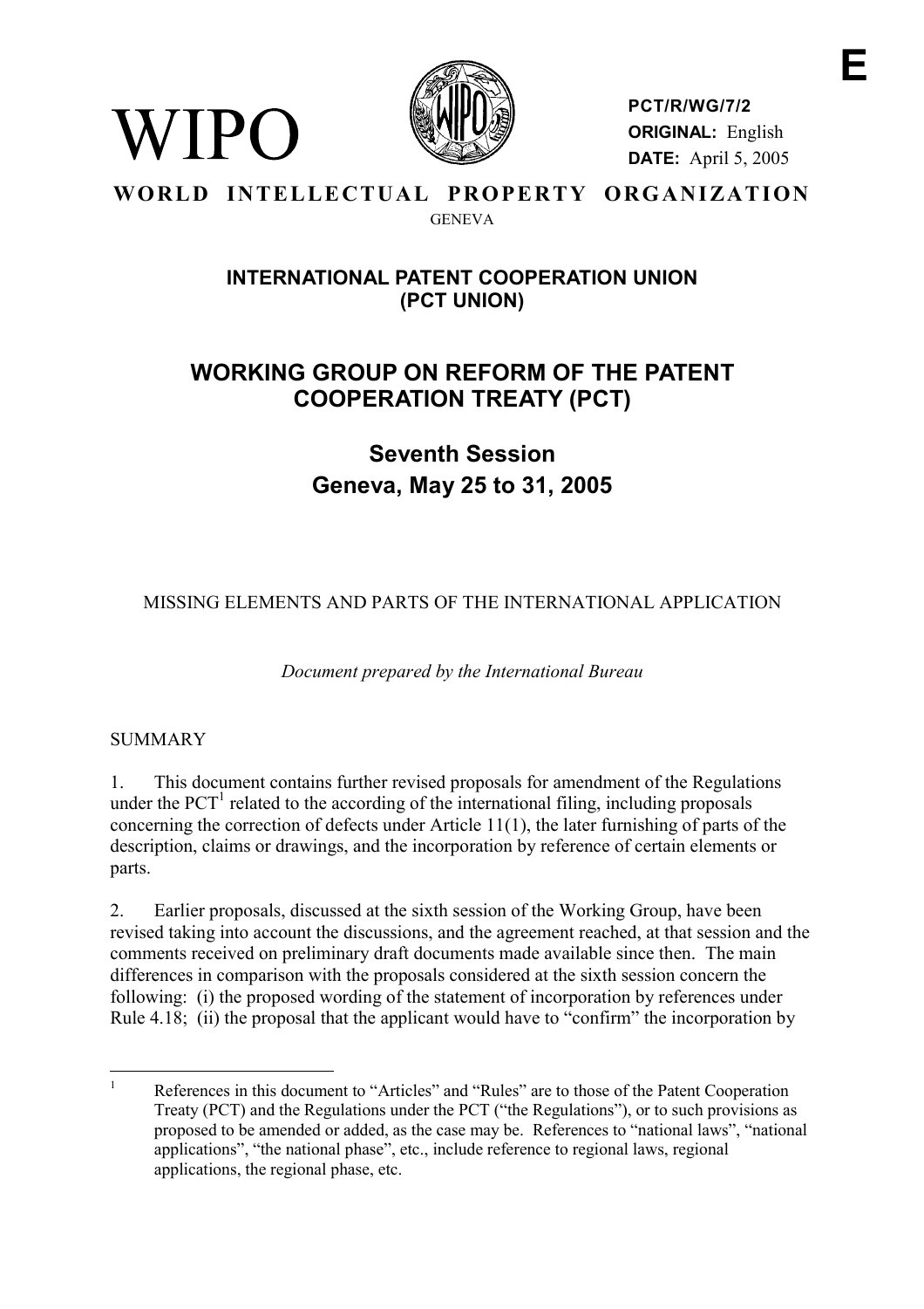WIPO

**E**

**PCT/R/WG/7/2**
**ORIGINAL:** English
**DATE:** April 5, 2005

**WORLD INTELLECTUAL PROPERTY ORGANIZATION**
GENEVA

## INTERNATIONAL PATENT COOPERATION UNION (PCT UNION)

# WORKING GROUP ON REFORM OF THE PATENT COOPERATION TREATY (PCT)

## Seventh Session
## Geneva, May 25 to 31, 2005

MISSING ELEMENTS AND PARTS OF THE INTERNATIONAL APPLICATION

*Document prepared by the International Bureau*

SUMMARY

1. This document contains further revised proposals for amendment of the Regulations under the PCT[1] related to the according of the international filing, including proposals concerning the correction of defects under Article 11(1), the later furnishing of parts of the description, claims or drawings, and the incorporation by reference of certain elements or parts.

2. Earlier proposals, discussed at the sixth session of the Working Group, have been revised taking into account the discussions, and the agreement reached, at that session and the comments received on preliminary draft documents made available since then. The main differences in comparison with the proposals considered at the sixth session concern the following: (i) the proposed wording of the statement of incorporation by references under Rule 4.18; (ii) the proposal that the applicant would have to "confirm" the incorporation by

---

[1] References in this document to "Articles" and "Rules" are to those of the Patent Cooperation Treaty (PCT) and the Regulations under the PCT ("the Regulations"), or to such provisions as proposed to be amended or added, as the case may be. References to "national laws", "national applications", "the national phase", etc., include reference to regional laws, regional applications, the regional phase, etc.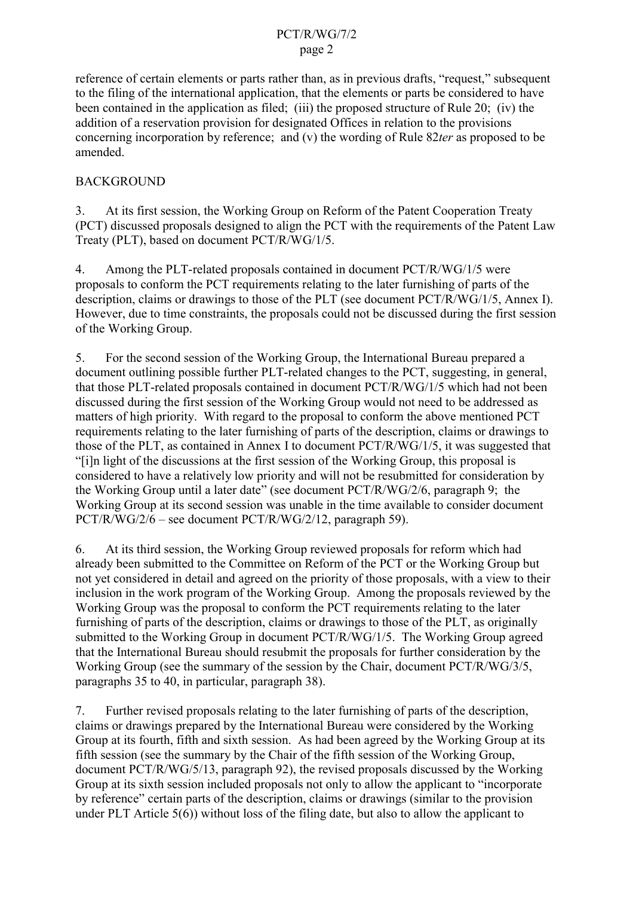reference of certain elements or parts rather than, as in previous drafts, "request," subsequent to the filing of the international application, that the elements or parts be considered to have been contained in the application as filed; (iii) the proposed structure of Rule 20; (iv) the addition of a reservation provision for designated Offices in relation to the provisions concerning incorporation by reference; and (v) the wording of Rule 82*ter* as proposed to be amended.

## BACKGROUND

3. At its first session, the Working Group on Reform of the Patent Cooperation Treaty (PCT) discussed proposals designed to align the PCT with the requirements of the Patent Law Treaty (PLT), based on document PCT/R/WG/1/5.

4. Among the PLT-related proposals contained in document PCT/R/WG/1/5 were proposals to conform the PCT requirements relating to the later furnishing of parts of the description, claims or drawings to those of the PLT (see document PCT/R/WG/1/5, Annex I). However, due to time constraints, the proposals could not be discussed during the first session of the Working Group.

5. For the second session of the Working Group, the International Bureau prepared a document outlining possible further PLT-related changes to the PCT, suggesting, in general, that those PLT-related proposals contained in document PCT/R/WG/1/5 which had not been discussed during the first session of the Working Group would not need to be addressed as matters of high priority. With regard to the proposal to conform the above mentioned PCT requirements relating to the later furnishing of parts of the description, claims or drawings to those of the PLT, as contained in Annex I to document PCT/R/WG/1/5, it was suggested that "[i]n light of the discussions at the first session of the Working Group, this proposal is considered to have a relatively low priority and will not be resubmitted for consideration by the Working Group until a later date" (see document PCT/R/WG/2/6, paragraph 9; the Working Group at its second session was unable in the time available to consider document PCT/R/WG/2/6 – see document PCT/R/WG/2/12, paragraph 59).

6. At its third session, the Working Group reviewed proposals for reform which had already been submitted to the Committee on Reform of the PCT or the Working Group but not yet considered in detail and agreed on the priority of those proposals, with a view to their inclusion in the work program of the Working Group. Among the proposals reviewed by the Working Group was the proposal to conform the PCT requirements relating to the later furnishing of parts of the description, claims or drawings to those of the PLT, as originally submitted to the Working Group in document PCT/R/WG/1/5. The Working Group agreed that the International Bureau should resubmit the proposals for further consideration by the Working Group (see the summary of the session by the Chair, document PCT/R/WG/3/5, paragraphs 35 to 40, in particular, paragraph 38).

7. Further revised proposals relating to the later furnishing of parts of the description, claims or drawings prepared by the International Bureau were considered by the Working Group at its fourth, fifth and sixth session. As had been agreed by the Working Group at its fifth session (see the summary by the Chair of the fifth session of the Working Group, document PCT/R/WG/5/13, paragraph 92), the revised proposals discussed by the Working Group at its sixth session included proposals not only to allow the applicant to "incorporate by reference" certain parts of the description, claims or drawings (similar to the provision under PLT Article 5(6)) without loss of the filing date, but also to allow the applicant to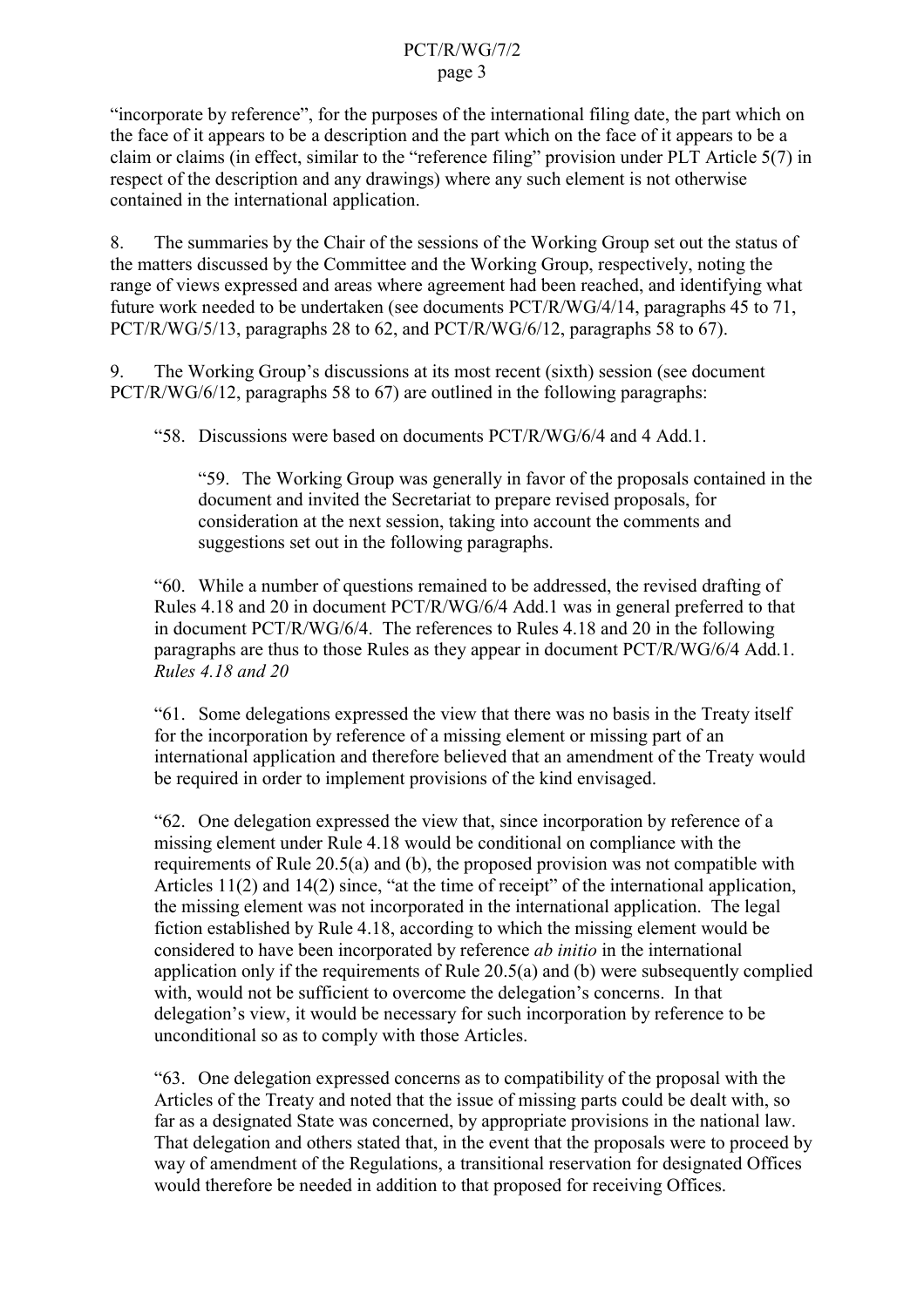"incorporate by reference", for the purposes of the international filing date, the part which on the face of it appears to be a description and the part which on the face of it appears to be a claim or claims (in effect, similar to the "reference filing" provision under PLT Article 5(7) in respect of the description and any drawings) where any such element is not otherwise contained in the international application.

8. The summaries by the Chair of the sessions of the Working Group set out the status of the matters discussed by the Committee and the Working Group, respectively, noting the range of views expressed and areas where agreement had been reached, and identifying what future work needed to be undertaken (see documents PCT/R/WG/4/14, paragraphs 45 to 71, PCT/R/WG/5/13, paragraphs 28 to 62, and PCT/R/WG/6/12, paragraphs 58 to 67).

9. The Working Group's discussions at its most recent (sixth) session (see document PCT/R/WG/6/12, paragraphs 58 to 67) are outlined in the following paragraphs:

> "58. Discussions were based on documents PCT/R/WG/6/4 and 4 Add.1.
>
> > "59. The Working Group was generally in favor of the proposals contained in the document and invited the Secretariat to prepare revised proposals, for consideration at the next session, taking into account the comments and suggestions set out in the following paragraphs.
>
> "60. While a number of questions remained to be addressed, the revised drafting of Rules 4.18 and 20 in document PCT/R/WG/6/4 Add.1 was in general preferred to that in document PCT/R/WG/6/4. The references to Rules 4.18 and 20 in the following paragraphs are thus to those Rules as they appear in document PCT/R/WG/6/4 Add.1.
> *Rules 4.18 and 20*
>
> "61. Some delegations expressed the view that there was no basis in the Treaty itself for the incorporation by reference of a missing element or missing part of an international application and therefore believed that an amendment of the Treaty would be required in order to implement provisions of the kind envisaged.
>
> "62. One delegation expressed the view that, since incorporation by reference of a missing element under Rule 4.18 would be conditional on compliance with the requirements of Rule 20.5(a) and (b), the proposed provision was not compatible with Articles 11(2) and 14(2) since, "at the time of receipt" of the international application, the missing element was not incorporated in the international application. The legal fiction established by Rule 4.18, according to which the missing element would be considered to have been incorporated by reference *ab initio* in the international application only if the requirements of Rule 20.5(a) and (b) were subsequently complied with, would not be sufficient to overcome the delegation's concerns. In that delegation's view, it would be necessary for such incorporation by reference to be unconditional so as to comply with those Articles.
>
> "63. One delegation expressed concerns as to compatibility of the proposal with the Articles of the Treaty and noted that the issue of missing parts could be dealt with, so far as a designated State was concerned, by appropriate provisions in the national law. That delegation and others stated that, in the event that the proposals were to proceed by way of amendment of the Regulations, a transitional reservation for designated Offices would therefore be needed in addition to that proposed for receiving Offices.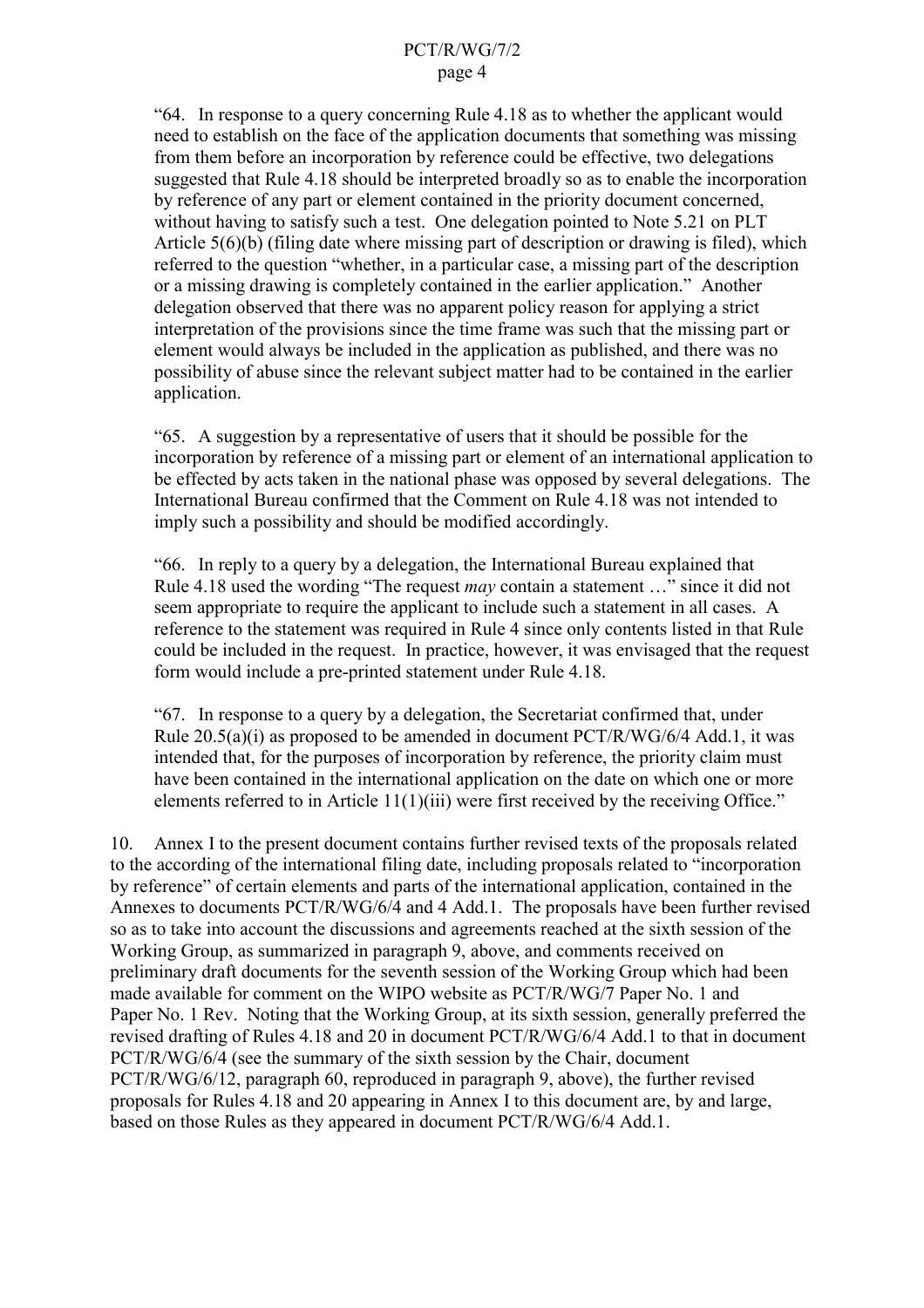"64. In response to a query concerning Rule 4.18 as to whether the applicant would need to establish on the face of the application documents that something was missing from them before an incorporation by reference could be effective, two delegations suggested that Rule 4.18 should be interpreted broadly so as to enable the incorporation by reference of any part or element contained in the priority document concerned, without having to satisfy such a test. One delegation pointed to Note 5.21 on PLT Article 5(6)(b) (filing date where missing part of description or drawing is filed), which referred to the question "whether, in a particular case, a missing part of the description or a missing drawing is completely contained in the earlier application." Another delegation observed that there was no apparent policy reason for applying a strict interpretation of the provisions since the time frame was such that the missing part or element would always be included in the application as published, and there was no possibility of abuse since the relevant subject matter had to be contained in the earlier application.

"65. A suggestion by a representative of users that it should be possible for the incorporation by reference of a missing part or element of an international application to be effected by acts taken in the national phase was opposed by several delegations. The International Bureau confirmed that the Comment on Rule 4.18 was not intended to imply such a possibility and should be modified accordingly.

"66. In reply to a query by a delegation, the International Bureau explained that Rule 4.18 used the wording "The request *may* contain a statement …" since it did not seem appropriate to require the applicant to include such a statement in all cases. A reference to the statement was required in Rule 4 since only contents listed in that Rule could be included in the request. In practice, however, it was envisaged that the request form would include a pre-printed statement under Rule 4.18.

"67. In response to a query by a delegation, the Secretariat confirmed that, under Rule 20.5(a)(i) as proposed to be amended in document PCT/R/WG/6/4 Add.1, it was intended that, for the purposes of incorporation by reference, the priority claim must have been contained in the international application on the date on which one or more elements referred to in Article 11(1)(iii) were first received by the receiving Office."

10. Annex I to the present document contains further revised texts of the proposals related to the according of the international filing date, including proposals related to "incorporation by reference" of certain elements and parts of the international application, contained in the Annexes to documents PCT/R/WG/6/4 and 4 Add.1. The proposals have been further revised so as to take into account the discussions and agreements reached at the sixth session of the Working Group, as summarized in paragraph 9, above, and comments received on preliminary draft documents for the seventh session of the Working Group which had been made available for comment on the WIPO website as PCT/R/WG/7 Paper No. 1 and Paper No. 1 Rev. Noting that the Working Group, at its sixth session, generally preferred the revised drafting of Rules 4.18 and 20 in document PCT/R/WG/6/4 Add.1 to that in document PCT/R/WG/6/4 (see the summary of the sixth session by the Chair, document PCT/R/WG/6/12, paragraph 60, reproduced in paragraph 9, above), the further revised proposals for Rules 4.18 and 20 appearing in Annex I to this document are, by and large, based on those Rules as they appeared in document PCT/R/WG/6/4 Add.1.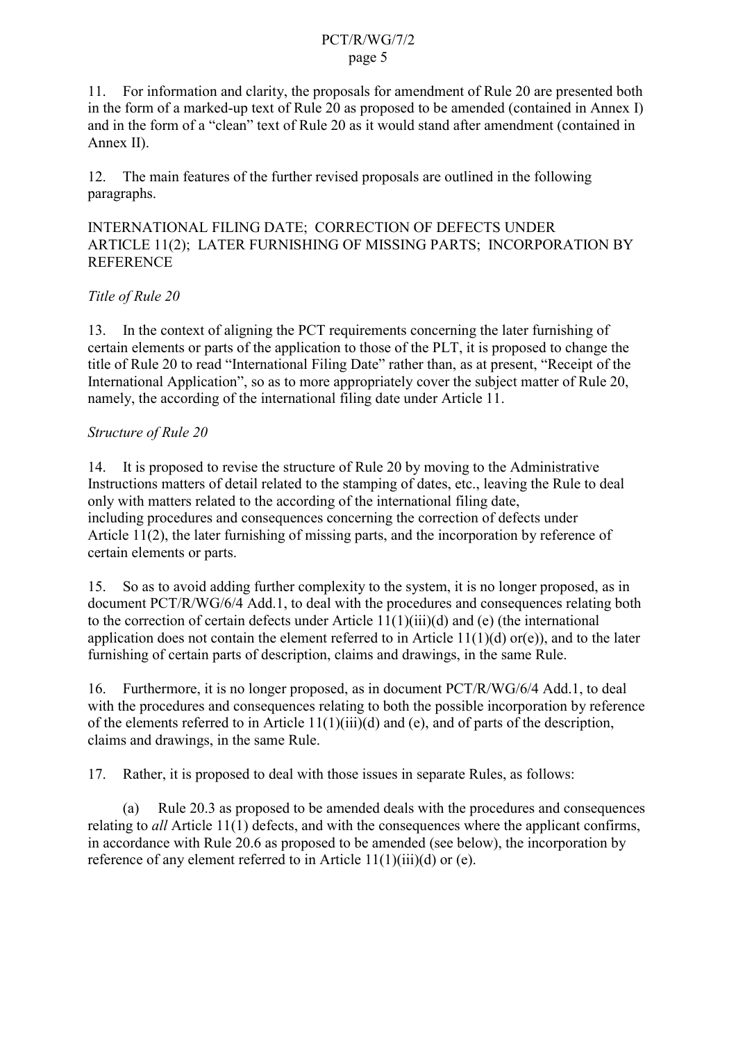11. For information and clarity, the proposals for amendment of Rule 20 are presented both in the form of a marked-up text of Rule 20 as proposed to be amended (contained in Annex I) and in the form of a "clean" text of Rule 20 as it would stand after amendment (contained in Annex II).

12. The main features of the further revised proposals are outlined in the following paragraphs.

## INTERNATIONAL FILING DATE; CORRECTION OF DEFECTS UNDER ARTICLE 11(2); LATER FURNISHING OF MISSING PARTS; INCORPORATION BY REFERENCE

*Title of Rule 20*

13. In the context of aligning the PCT requirements concerning the later furnishing of certain elements or parts of the application to those of the PLT, it is proposed to change the title of Rule 20 to read "International Filing Date" rather than, as at present, "Receipt of the International Application", so as to more appropriately cover the subject matter of Rule 20, namely, the according of the international filing date under Article 11.

*Structure of Rule 20*

14. It is proposed to revise the structure of Rule 20 by moving to the Administrative Instructions matters of detail related to the stamping of dates, etc., leaving the Rule to deal only with matters related to the according of the international filing date, including procedures and consequences concerning the correction of defects under Article 11(2), the later furnishing of missing parts, and the incorporation by reference of certain elements or parts.

15. So as to avoid adding further complexity to the system, it is no longer proposed, as in document PCT/R/WG/6/4 Add.1, to deal with the procedures and consequences relating both to the correction of certain defects under Article 11(1)(iii)(d) and (e) (the international application does not contain the element referred to in Article 11(1)(d) or(e)), and to the later furnishing of certain parts of description, claims and drawings, in the same Rule.

16. Furthermore, it is no longer proposed, as in document PCT/R/WG/6/4 Add.1, to deal with the procedures and consequences relating to both the possible incorporation by reference of the elements referred to in Article 11(1)(iii)(d) and (e), and of parts of the description, claims and drawings, in the same Rule.

17. Rather, it is proposed to deal with those issues in separate Rules, as follows:

(a) Rule 20.3 as proposed to be amended deals with the procedures and consequences relating to *all* Article 11(1) defects, and with the consequences where the applicant confirms, in accordance with Rule 20.6 as proposed to be amended (see below), the incorporation by reference of any element referred to in Article 11(1)(iii)(d) or (e).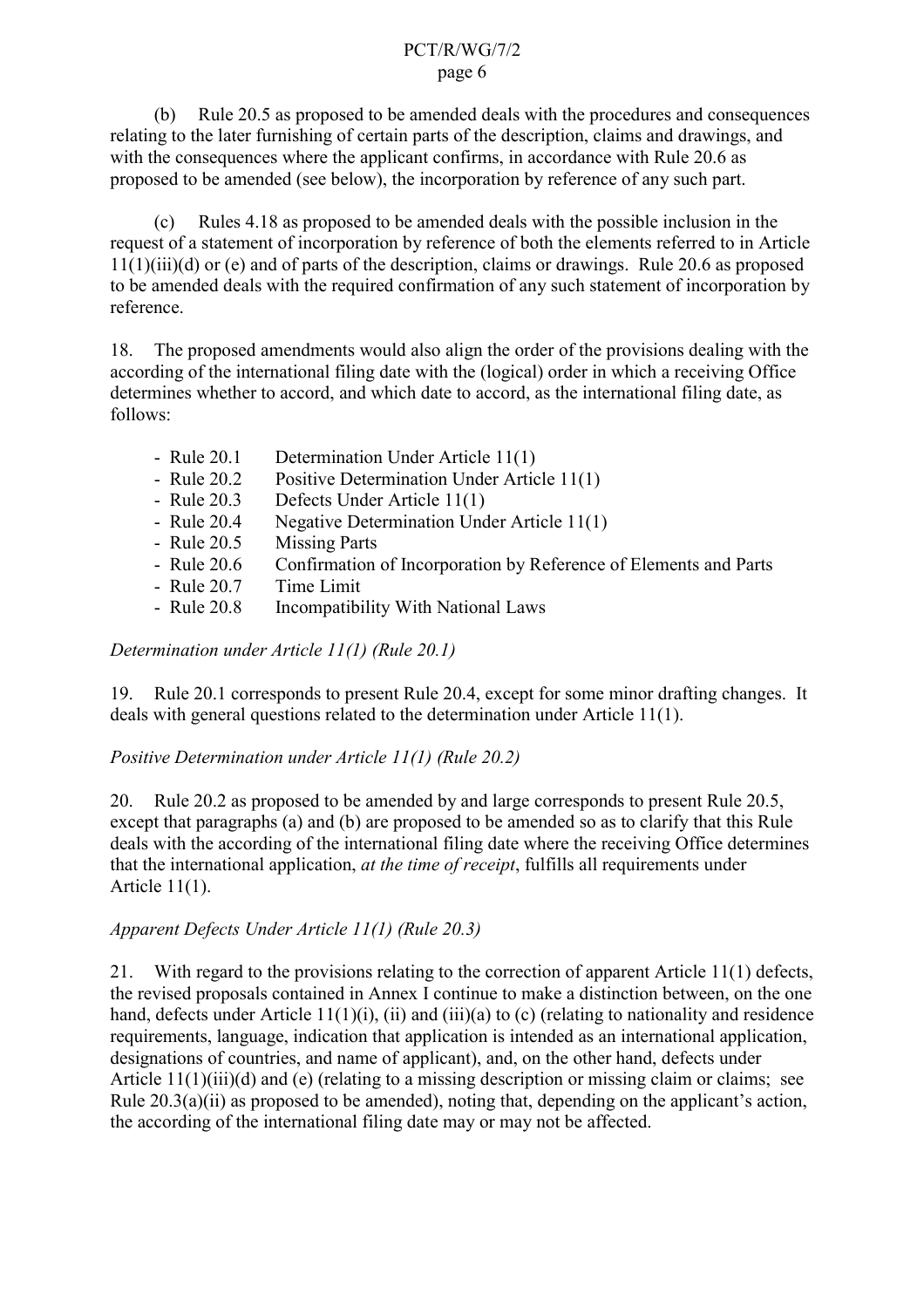(b) Rule 20.5 as proposed to be amended deals with the procedures and consequences relating to the later furnishing of certain parts of the description, claims and drawings, and with the consequences where the applicant confirms, in accordance with Rule 20.6 as proposed to be amended (see below), the incorporation by reference of any such part.

(c) Rules 4.18 as proposed to be amended deals with the possible inclusion in the request of a statement of incorporation by reference of both the elements referred to in Article 11(1)(iii)(d) or (e) and of parts of the description, claims or drawings. Rule 20.6 as proposed to be amended deals with the required confirmation of any such statement of incorporation by reference.

18. The proposed amendments would also align the order of the provisions dealing with the according of the international filing date with the (logical) order in which a receiving Office determines whether to accord, and which date to accord, as the international filing date, as follows:

- Rule 20.1 Determination Under Article 11(1)
- Rule 20.2 Positive Determination Under Article 11(1)
- Rule 20.3 Defects Under Article 11(1)
- Rule 20.4 Negative Determination Under Article 11(1)
- Rule 20.5 Missing Parts
- Rule 20.6 Confirmation of Incorporation by Reference of Elements and Parts
- Rule 20.7 Time Limit
- Rule 20.8 Incompatibility With National Laws

*Determination under Article 11(1) (Rule 20.1)*

19. Rule 20.1 corresponds to present Rule 20.4, except for some minor drafting changes. It deals with general questions related to the determination under Article 11(1).

*Positive Determination under Article 11(1) (Rule 20.2)*

20. Rule 20.2 as proposed to be amended by and large corresponds to present Rule 20.5, except that paragraphs (a) and (b) are proposed to be amended so as to clarify that this Rule deals with the according of the international filing date where the receiving Office determines that the international application, *at the time of receipt*, fulfills all requirements under Article 11(1).

*Apparent Defects Under Article 11(1) (Rule 20.3)*

21. With regard to the provisions relating to the correction of apparent Article 11(1) defects, the revised proposals contained in Annex I continue to make a distinction between, on the one hand, defects under Article 11(1)(i), (ii) and (iii)(a) to (c) (relating to nationality and residence requirements, language, indication that application is intended as an international application, designations of countries, and name of applicant), and, on the other hand, defects under Article 11(1)(iii)(d) and (e) (relating to a missing description or missing claim or claims; see Rule 20.3(a)(ii) as proposed to be amended), noting that, depending on the applicant's action, the according of the international filing date may or may not be affected.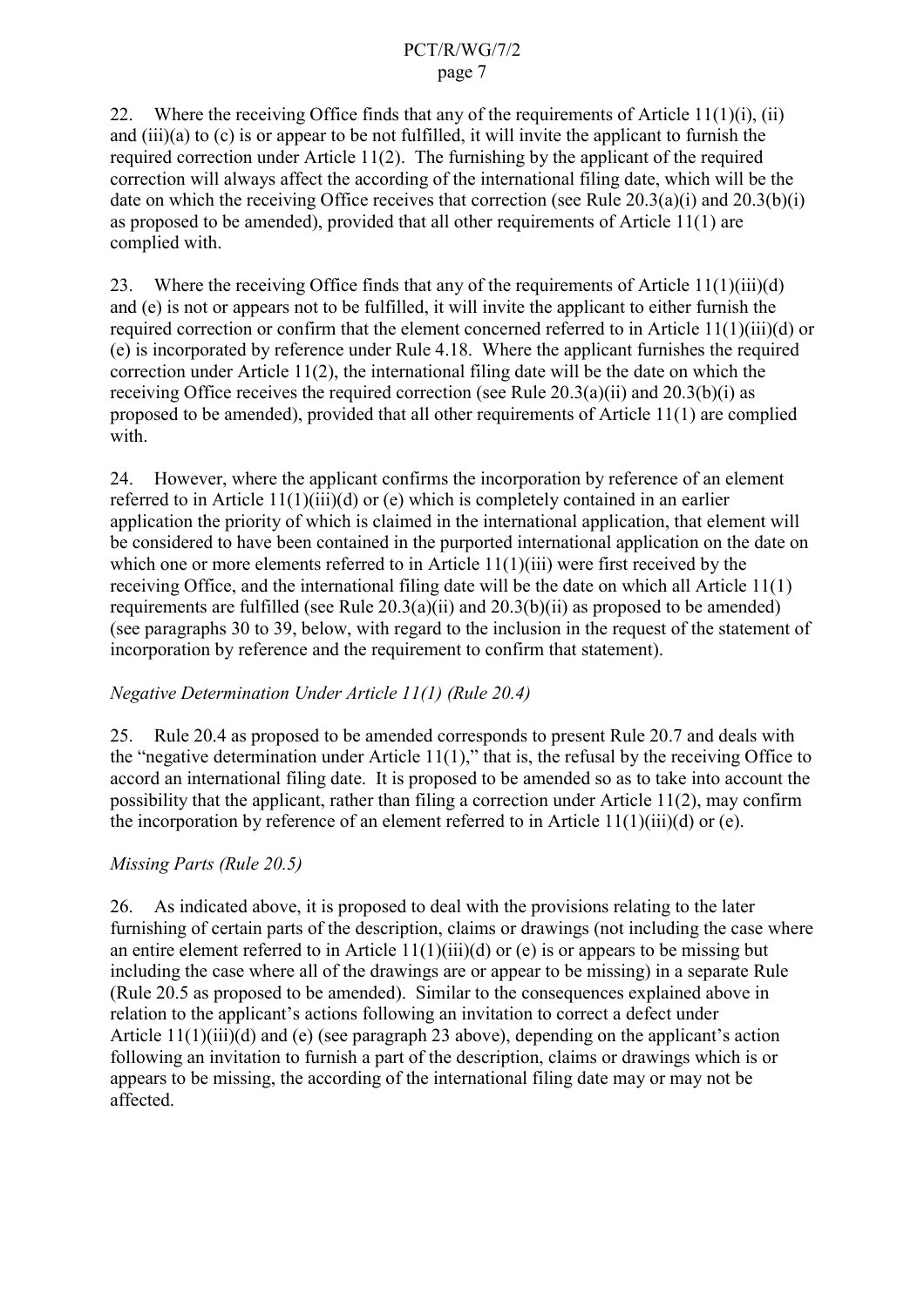22. Where the receiving Office finds that any of the requirements of Article 11(1)(i), (ii) and (iii)(a) to (c) is or appear to be not fulfilled, it will invite the applicant to furnish the required correction under Article 11(2). The furnishing by the applicant of the required correction will always affect the according of the international filing date, which will be the date on which the receiving Office receives that correction (see Rule 20.3(a)(i) and 20.3(b)(i) as proposed to be amended), provided that all other requirements of Article 11(1) are complied with.

23. Where the receiving Office finds that any of the requirements of Article 11(1)(iii)(d) and (e) is not or appears not to be fulfilled, it will invite the applicant to either furnish the required correction or confirm that the element concerned referred to in Article 11(1)(iii)(d) or (e) is incorporated by reference under Rule 4.18. Where the applicant furnishes the required correction under Article 11(2), the international filing date will be the date on which the receiving Office receives the required correction (see Rule 20.3(a)(ii) and 20.3(b)(i) as proposed to be amended), provided that all other requirements of Article 11(1) are complied with.

24. However, where the applicant confirms the incorporation by reference of an element referred to in Article 11(1)(iii)(d) or (e) which is completely contained in an earlier application the priority of which is claimed in the international application, that element will be considered to have been contained in the purported international application on the date on which one or more elements referred to in Article 11(1)(iii) were first received by the receiving Office, and the international filing date will be the date on which all Article 11(1) requirements are fulfilled (see Rule 20.3(a)(ii) and 20.3(b)(ii) as proposed to be amended) (see paragraphs 30 to 39, below, with regard to the inclusion in the request of the statement of incorporation by reference and the requirement to confirm that statement).

*Negative Determination Under Article 11(1) (Rule 20.4)*

25. Rule 20.4 as proposed to be amended corresponds to present Rule 20.7 and deals with the "negative determination under Article 11(1)," that is, the refusal by the receiving Office to accord an international filing date. It is proposed to be amended so as to take into account the possibility that the applicant, rather than filing a correction under Article 11(2), may confirm the incorporation by reference of an element referred to in Article 11(1)(iii)(d) or (e).

*Missing Parts (Rule 20.5)*

26. As indicated above, it is proposed to deal with the provisions relating to the later furnishing of certain parts of the description, claims or drawings (not including the case where an entire element referred to in Article 11(1)(iii)(d) or (e) is or appears to be missing but including the case where all of the drawings are or appear to be missing) in a separate Rule (Rule 20.5 as proposed to be amended). Similar to the consequences explained above in relation to the applicant's actions following an invitation to correct a defect under Article 11(1)(iii)(d) and (e) (see paragraph 23 above), depending on the applicant's action following an invitation to furnish a part of the description, claims or drawings which is or appears to be missing, the according of the international filing date may or may not be affected.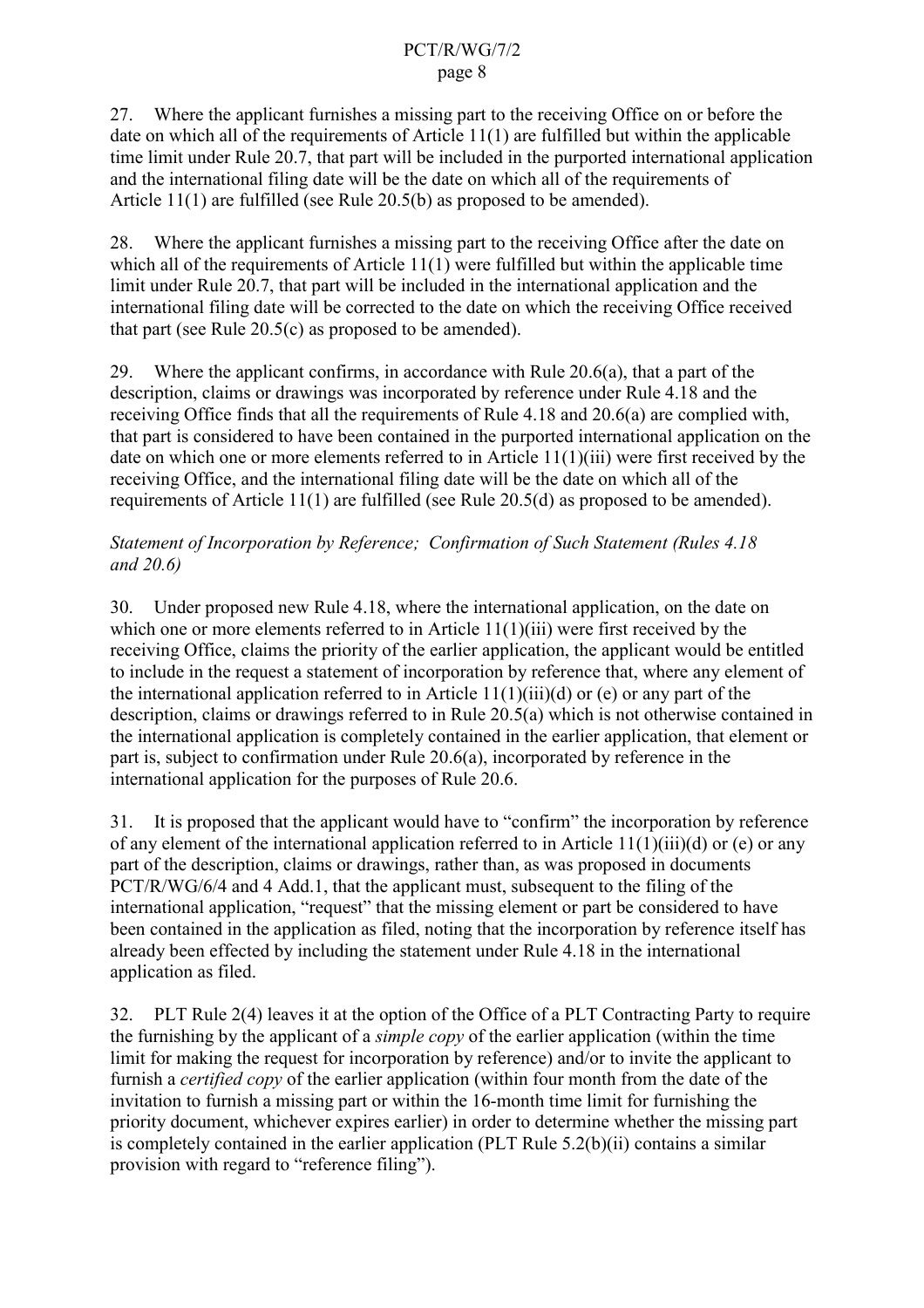27. Where the applicant furnishes a missing part to the receiving Office on or before the date on which all of the requirements of Article 11(1) are fulfilled but within the applicable time limit under Rule 20.7, that part will be included in the purported international application and the international filing date will be the date on which all of the requirements of Article 11(1) are fulfilled (see Rule 20.5(b) as proposed to be amended).

28. Where the applicant furnishes a missing part to the receiving Office after the date on which all of the requirements of Article 11(1) were fulfilled but within the applicable time limit under Rule 20.7, that part will be included in the international application and the international filing date will be corrected to the date on which the receiving Office received that part (see Rule 20.5(c) as proposed to be amended).

29. Where the applicant confirms, in accordance with Rule 20.6(a), that a part of the description, claims or drawings was incorporated by reference under Rule 4.18 and the receiving Office finds that all the requirements of Rule 4.18 and 20.6(a) are complied with, that part is considered to have been contained in the purported international application on the date on which one or more elements referred to in Article 11(1)(iii) were first received by the receiving Office, and the international filing date will be the date on which all of the requirements of Article 11(1) are fulfilled (see Rule 20.5(d) as proposed to be amended).

*Statement of Incorporation by Reference; Confirmation of Such Statement (Rules 4.18 and 20.6)*

30. Under proposed new Rule 4.18, where the international application, on the date on which one or more elements referred to in Article 11(1)(iii) were first received by the receiving Office, claims the priority of the earlier application, the applicant would be entitled to include in the request a statement of incorporation by reference that, where any element of the international application referred to in Article 11(1)(iii)(d) or (e) or any part of the description, claims or drawings referred to in Rule 20.5(a) which is not otherwise contained in the international application is completely contained in the earlier application, that element or part is, subject to confirmation under Rule 20.6(a), incorporated by reference in the international application for the purposes of Rule 20.6.

31. It is proposed that the applicant would have to "confirm" the incorporation by reference of any element of the international application referred to in Article 11(1)(iii)(d) or (e) or any part of the description, claims or drawings, rather than, as was proposed in documents PCT/R/WG/6/4 and 4 Add.1, that the applicant must, subsequent to the filing of the international application, "request" that the missing element or part be considered to have been contained in the application as filed, noting that the incorporation by reference itself has already been effected by including the statement under Rule 4.18 in the international application as filed.

32. PLT Rule 2(4) leaves it at the option of the Office of a PLT Contracting Party to require the furnishing by the applicant of a *simple copy* of the earlier application (within the time limit for making the request for incorporation by reference) and/or to invite the applicant to furnish a *certified copy* of the earlier application (within four month from the date of the invitation to furnish a missing part or within the 16-month time limit for furnishing the priority document, whichever expires earlier) in order to determine whether the missing part is completely contained in the earlier application (PLT Rule 5.2(b)(ii) contains a similar provision with regard to "reference filing").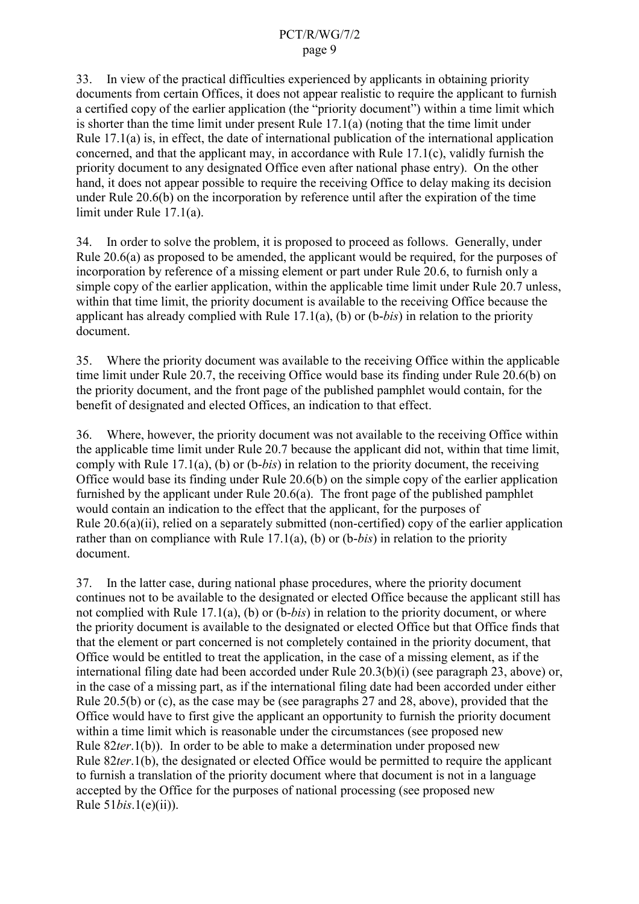33. In view of the practical difficulties experienced by applicants in obtaining priority documents from certain Offices, it does not appear realistic to require the applicant to furnish a certified copy of the earlier application (the "priority document") within a time limit which is shorter than the time limit under present Rule 17.1(a) (noting that the time limit under Rule 17.1(a) is, in effect, the date of international publication of the international application concerned, and that the applicant may, in accordance with Rule 17.1(c), validly furnish the priority document to any designated Office even after national phase entry). On the other hand, it does not appear possible to require the receiving Office to delay making its decision under Rule 20.6(b) on the incorporation by reference until after the expiration of the time limit under Rule 17.1(a).

34. In order to solve the problem, it is proposed to proceed as follows. Generally, under Rule 20.6(a) as proposed to be amended, the applicant would be required, for the purposes of incorporation by reference of a missing element or part under Rule 20.6, to furnish only a simple copy of the earlier application, within the applicable time limit under Rule 20.7 unless, within that time limit, the priority document is available to the receiving Office because the applicant has already complied with Rule 17.1(a), (b) or (b-*bis*) in relation to the priority document.

35. Where the priority document was available to the receiving Office within the applicable time limit under Rule 20.7, the receiving Office would base its finding under Rule 20.6(b) on the priority document, and the front page of the published pamphlet would contain, for the benefit of designated and elected Offices, an indication to that effect.

36. Where, however, the priority document was not available to the receiving Office within the applicable time limit under Rule 20.7 because the applicant did not, within that time limit, comply with Rule 17.1(a), (b) or (b-*bis*) in relation to the priority document, the receiving Office would base its finding under Rule 20.6(b) on the simple copy of the earlier application furnished by the applicant under Rule 20.6(a). The front page of the published pamphlet would contain an indication to the effect that the applicant, for the purposes of Rule 20.6(a)(ii), relied on a separately submitted (non-certified) copy of the earlier application rather than on compliance with Rule 17.1(a), (b) or (b-*bis*) in relation to the priority document.

37. In the latter case, during national phase procedures, where the priority document continues not to be available to the designated or elected Office because the applicant still has not complied with Rule 17.1(a), (b) or (b-*bis*) in relation to the priority document, or where the priority document is available to the designated or elected Office but that Office finds that that the element or part concerned is not completely contained in the priority document, that Office would be entitled to treat the application, in the case of a missing element, as if the international filing date had been accorded under Rule 20.3(b)(i) (see paragraph 23, above) or, in the case of a missing part, as if the international filing date had been accorded under either Rule 20.5(b) or (c), as the case may be (see paragraphs 27 and 28, above), provided that the Office would have to first give the applicant an opportunity to furnish the priority document within a time limit which is reasonable under the circumstances (see proposed new Rule 82*ter*.1(b)). In order to be able to make a determination under proposed new Rule 82*ter*.1(b), the designated or elected Office would be permitted to require the applicant to furnish a translation of the priority document where that document is not in a language accepted by the Office for the purposes of national processing (see proposed new Rule 51*bis*.1(e)(ii)).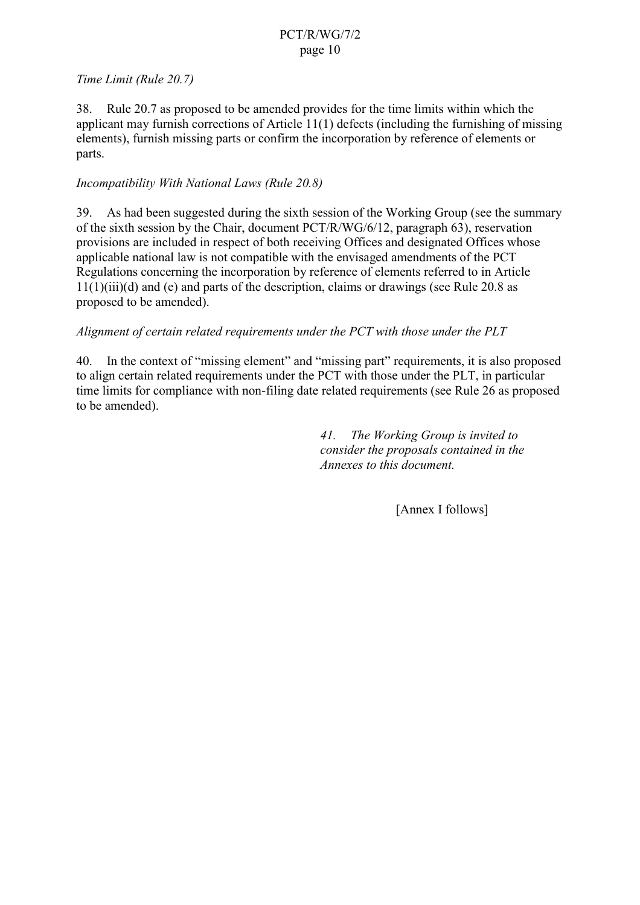*Time Limit (Rule 20.7)*

38. Rule 20.7 as proposed to be amended provides for the time limits within which the applicant may furnish corrections of Article 11(1) defects (including the furnishing of missing elements), furnish missing parts or confirm the incorporation by reference of elements or parts.

*Incompatibility With National Laws (Rule 20.8)*

39. As had been suggested during the sixth session of the Working Group (see the summary of the sixth session by the Chair, document PCT/R/WG/6/12, paragraph 63), reservation provisions are included in respect of both receiving Offices and designated Offices whose applicable national law is not compatible with the envisaged amendments of the PCT Regulations concerning the incorporation by reference of elements referred to in Article 11(1)(iii)(d) and (e) and parts of the description, claims or drawings (see Rule 20.8 as proposed to be amended).

*Alignment of certain related requirements under the PCT with those under the PLT*

40. In the context of "missing element" and "missing part" requirements, it is also proposed to align certain related requirements under the PCT with those under the PLT, in particular time limits for compliance with non-filing date related requirements (see Rule 26 as proposed to be amended).

*41. The Working Group is invited to consider the proposals contained in the Annexes to this document.*

[Annex I follows]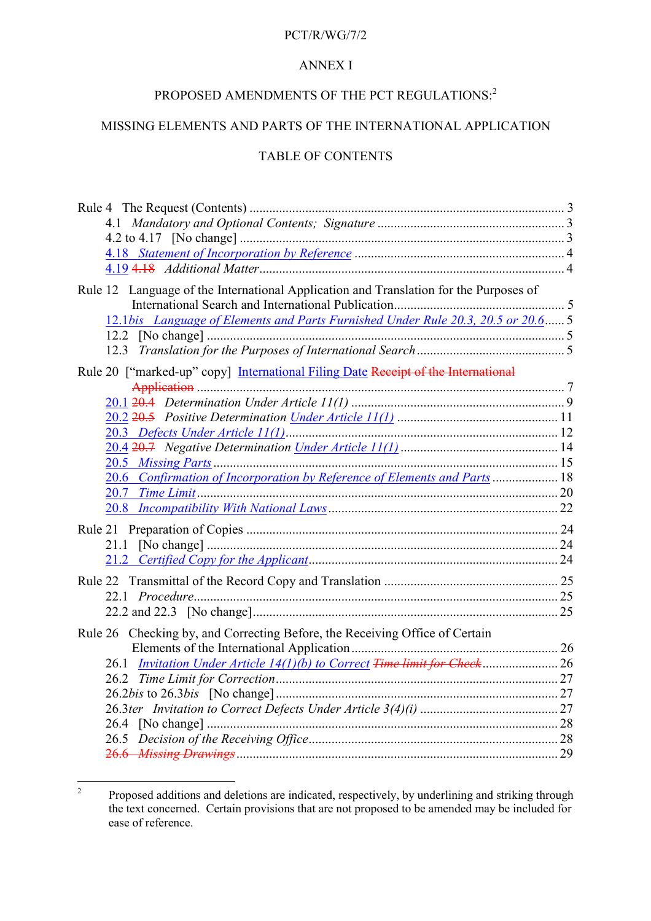ANNEX I

PROPOSED AMENDMENTS OF THE PCT REGULATIONS:[2]

MISSING ELEMENTS AND PARTS OF THE INTERNATIONAL APPLICATION

TABLE OF CONTENTS

Rule 4 The Request (Contents) .......... 3
- 4.1 *Mandatory and Optional Contents; Signature* .......... 3
- 4.2 to 4.17 [No change] .......... 3
- <u>4.18 *Statement of Incorporation by Reference*</u> .......... 4
- <u>4.19</u> ~~4.18~~ *Additional Matter* .......... 4

Rule 12 Language of the International Application and Translation for the Purposes of International Search and International Publication .......... 5
- <u>12.1*bis* *Language of Elements and Parts Furnished Under Rule 20.3, 20.5 or 20.6*</u> .......... 5
- 12.2 [No change] .......... 5
- 12.3 *Translation for the Purposes of International Search* .......... 5

Rule 20 ["marked-up" copy] <u>International Filing Date</u> ~~Receipt of the International Application~~ .......... 7
- <u>20.1</u> ~~20.4~~ *Determination Under Article 11(1)* .......... 9
- <u>20.2</u> ~~20.5~~ *Positive Determination <u>Under Article 11(1)</u>* .......... 11
- <u>20.3 *Defects Under Article 11(1)*</u> .......... 12
- <u>20.4</u> ~~20.7~~ *Negative Determination <u>Under Article 11(1)</u>* .......... 14
- <u>20.5 *Missing Parts*</u> .......... 15
- <u>20.6 *Confirmation of Incorporation by Reference of Elements and Parts*</u> .......... 18
- <u>20.7 *Time Limit*</u> .......... 20
- <u>20.8 *Incompatibility With National Laws*</u> .......... 22

Rule 21 Preparation of Copies .......... 24
- 21.1 [No change] .......... 24
- <u>21.2 *Certified Copy for the Applicant*</u> .......... 24

Rule 22 Transmittal of the Record Copy and Translation .......... 25
- 22.1 *Procedure* .......... 25
- 22.2 and 22.3 [No change] .......... 25

Rule 26 Checking by, and Correcting Before, the Receiving Office of Certain Elements of the International Application .......... 26
- 26.1 <u>*Invitation Under Article 14(1)(b) to Correct*</u> ~~*Time limit for Check*~~ .......... 26
- 26.2 *Time Limit for Correction* .......... 27
- 26.2*bis* to 26.3*bis* [No change] .......... 27
- 26.3*ter* *Invitation to Correct Defects Under Article 3(4)(i)* .......... 27
- 26.4 [No change] .......... 28
- 26.5 *Decision of the Receiving Office* .......... 28
- ~~26.6 *Missing Drawings*~~ .......... 29

[2] Proposed additions and deletions are indicated, respectively, by underlining and striking through the text concerned. Certain provisions that are not proposed to be amended may be included for ease of reference.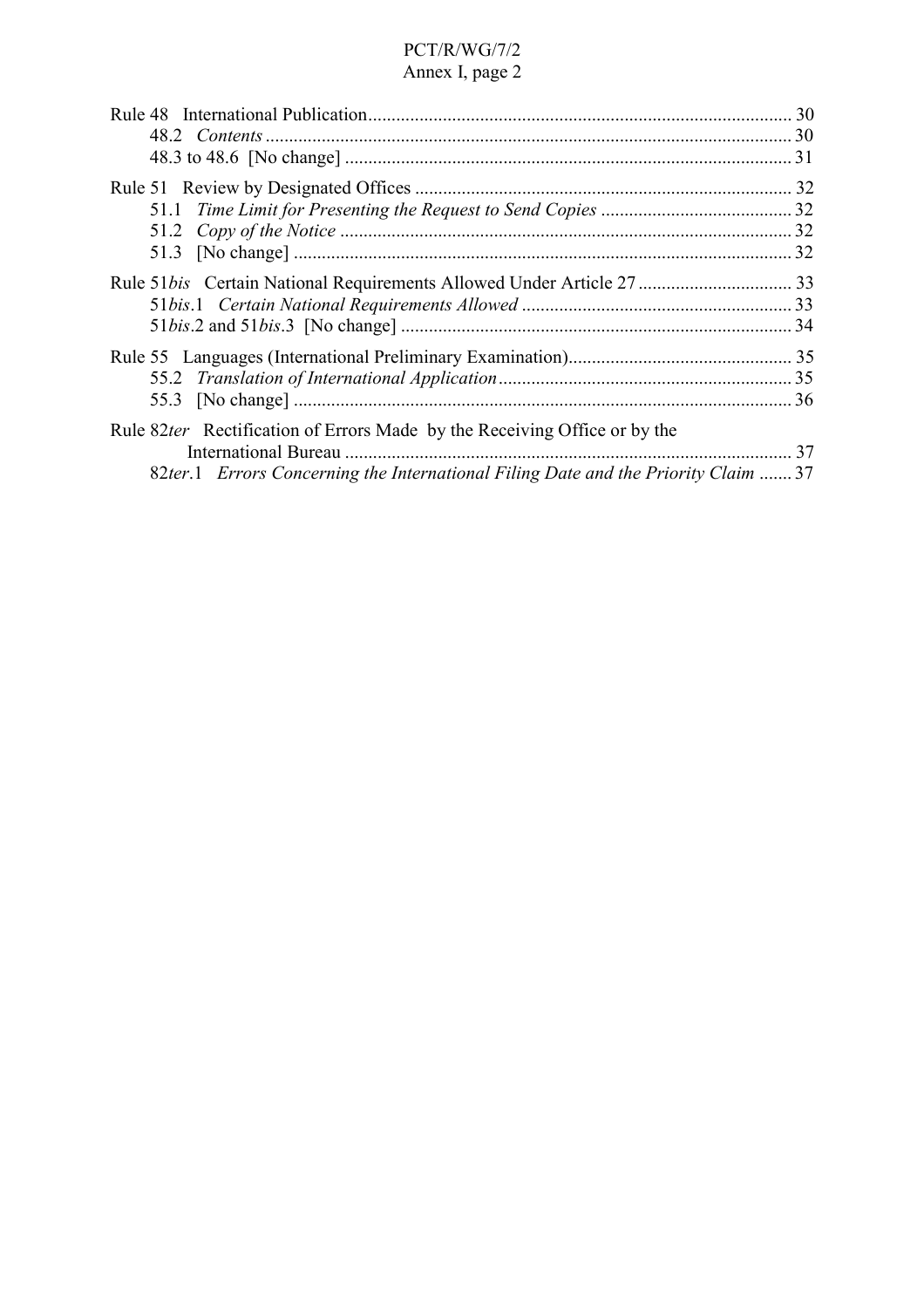Rule 48 International Publication .......... 30
  48.2 *Contents* .......... 30
  48.3 to 48.6 [No change] .......... 31

Rule 51 Review by Designated Offices .......... 32
  51.1 *Time Limit for Presenting the Request to Send Copies* .......... 32
  51.2 *Copy of the Notice* .......... 32
  51.3 [No change] .......... 32

Rule 51*bis* Certain National Requirements Allowed Under Article 27 .......... 33
  51*bis*.1 *Certain National Requirements Allowed* .......... 33
  51*bis*.2 and 51*bis*.3 [No change] .......... 34

Rule 55 Languages (International Preliminary Examination) .......... 35
  55.2 *Translation of International Application* .......... 35
  55.3 [No change] .......... 36

Rule 82*ter* Rectification of Errors Made by the Receiving Office or by the International Bureau .......... 37
  82*ter*.1 *Errors Concerning the International Filing Date and the Priority Claim* .......... 37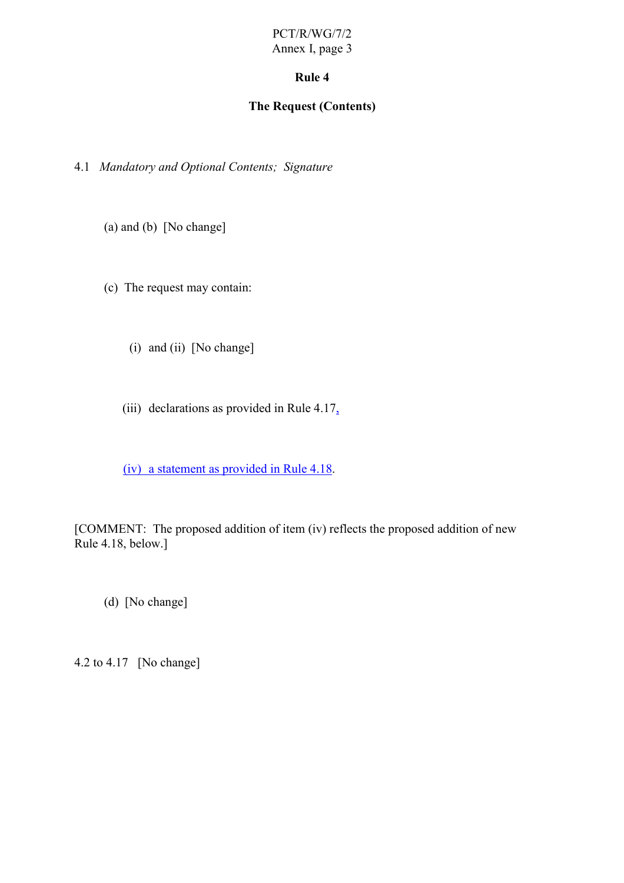## Rule 4

## The Request (Contents)

4.1 *Mandatory and Optional Contents; Signature*

(a) and (b) [No change]

(c) The request may contain:

(i) and (ii) [No change]

(iii) declarations as provided in Rule 4.17,

(iv) a statement as provided in Rule 4.18.

[COMMENT: The proposed addition of item (iv) reflects the proposed addition of new Rule 4.18, below.]

(d) [No change]

4.2 to 4.17 [No change]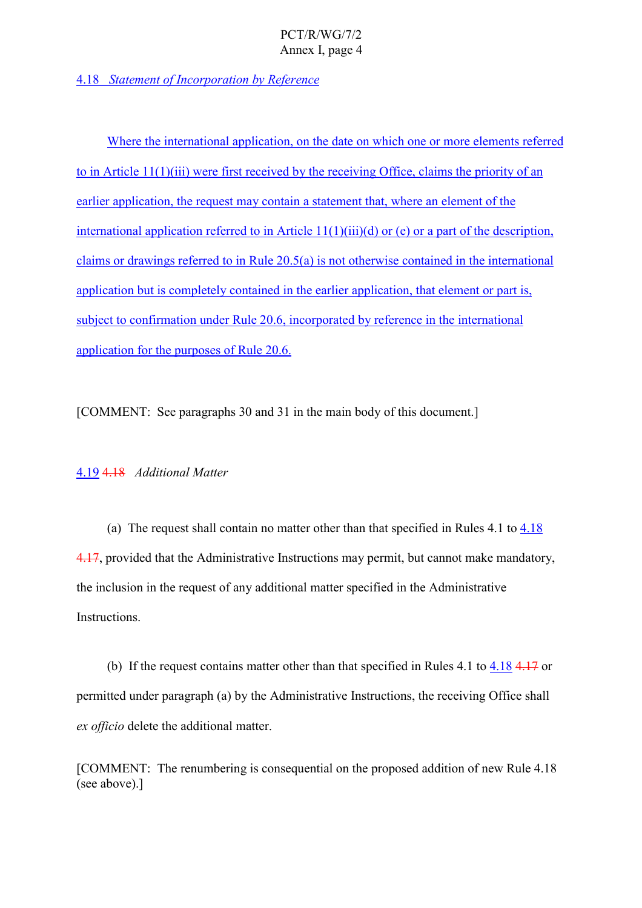4.18 *Statement of Incorporation by Reference*

Where the international application, on the date on which one or more elements referred to in Article 11(1)(iii) were first received by the receiving Office, claims the priority of an earlier application, the request may contain a statement that, where an element of the international application referred to in Article 11(1)(iii)(d) or (e) or a part of the description, claims or drawings referred to in Rule 20.5(a) is not otherwise contained in the international application but is completely contained in the earlier application, that element or part is, subject to confirmation under Rule 20.6, incorporated by reference in the international application for the purposes of Rule 20.6.

[COMMENT: See paragraphs 30 and 31 in the main body of this document.]

4.19 ~~4.18~~ *Additional Matter*

(a) The request shall contain no matter other than that specified in Rules 4.1 to 4.18 ~~4.17~~, provided that the Administrative Instructions may permit, but cannot make mandatory, the inclusion in the request of any additional matter specified in the Administrative Instructions.

(b) If the request contains matter other than that specified in Rules 4.1 to 4.18 ~~4.17~~ or permitted under paragraph (a) by the Administrative Instructions, the receiving Office shall *ex officio* delete the additional matter.

[COMMENT: The renumbering is consequential on the proposed addition of new Rule 4.18 (see above).]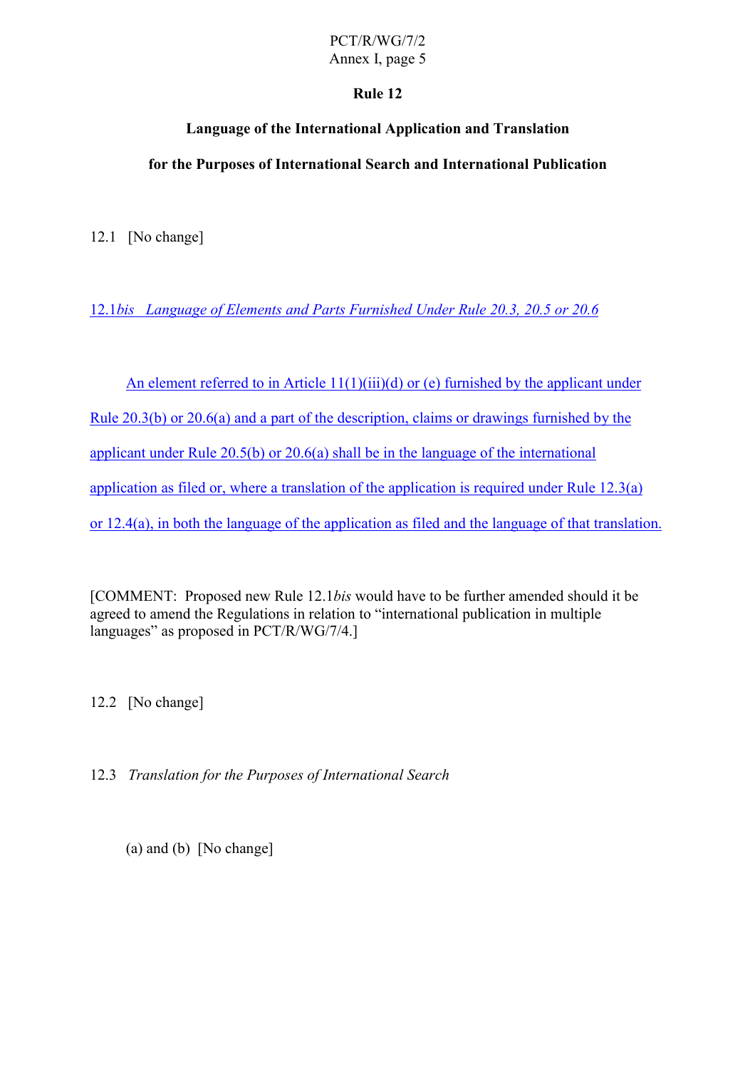**Rule 12**

**Language of the International Application and Translation**

**for the Purposes of International Search and International Publication**

12.1 [No change]

<u>12.1*bis* *Language of Elements and Parts Furnished Under Rule 20.3, 20.5 or 20.6*</u>

<u>An element referred to in Article 11(1)(iii)(d) or (e) furnished by the applicant under Rule 20.3(b) or 20.6(a) and a part of the description, claims or drawings furnished by the applicant under Rule 20.5(b) or 20.6(a) shall be in the language of the international application as filed or, where a translation of the application is required under Rule 12.3(a) or 12.4(a), in both the language of the application as filed and the language of that translation.</u>

[COMMENT: Proposed new Rule 12.1*bis* would have to be further amended should it be agreed to amend the Regulations in relation to "international publication in multiple languages" as proposed in PCT/R/WG/7/4.]

12.2 [No change]

12.3 *Translation for the Purposes of International Search*

(a) and (b) [No change]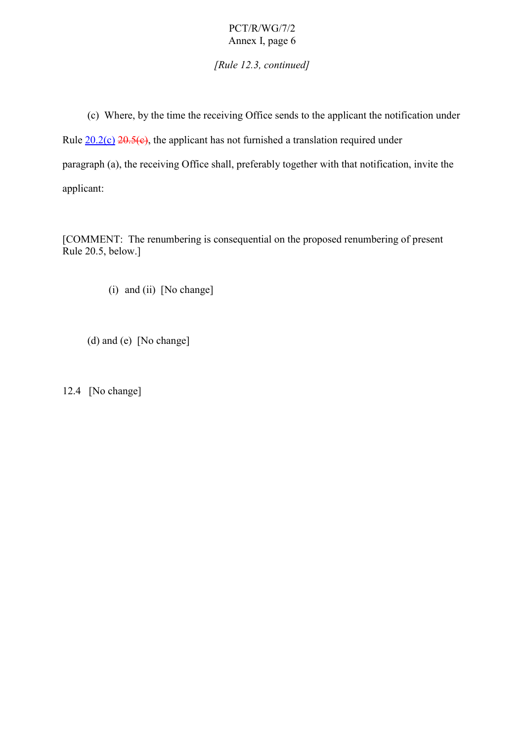*[Rule 12.3, continued]*

(c) Where, by the time the receiving Office sends to the applicant the notification under Rule 20.2(c) ~~20.5(c)~~, the applicant has not furnished a translation required under paragraph (a), the receiving Office shall, preferably together with that notification, invite the applicant:

[COMMENT: The renumbering is consequential on the proposed renumbering of present Rule 20.5, below.]

(i) and (ii) [No change]

(d) and (e) [No change]

12.4 [No change]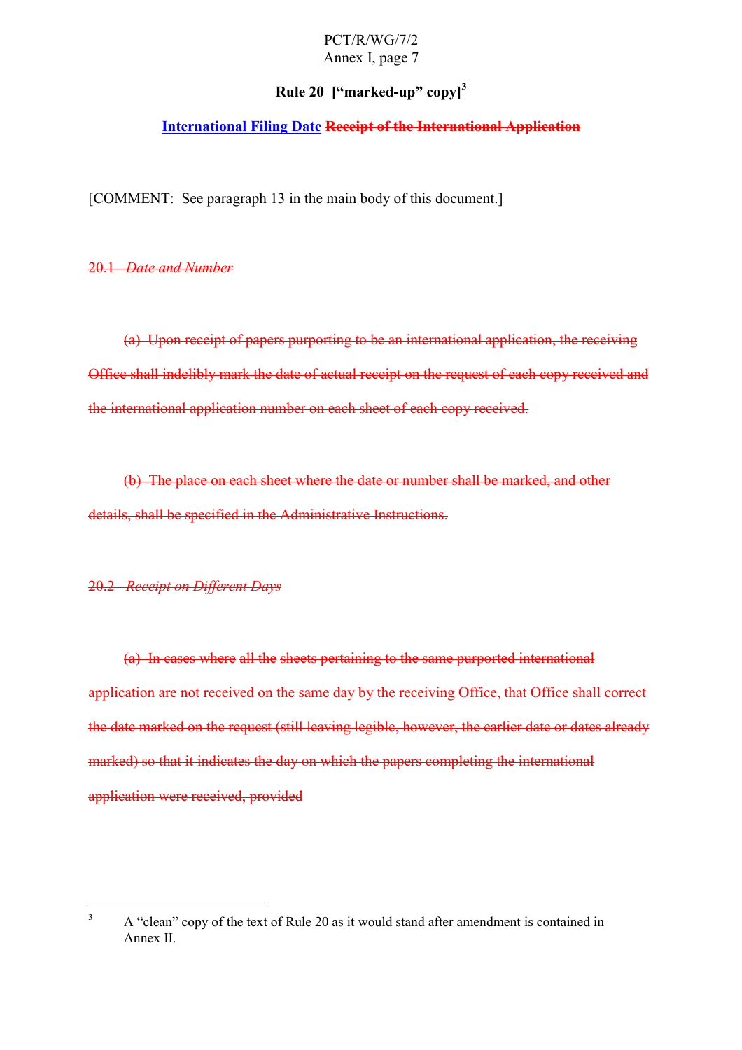# Rule 20 ["marked-up" copy][3]

## <u>International Filing Date</u> ~~Receipt of the International Application~~

[COMMENT: See paragraph 13 in the main body of this document.]

~~20.1 *Date and Number*~~

~~(a) Upon receipt of papers purporting to be an international application, the receiving Office shall indelibly mark the date of actual receipt on the request of each copy received and the international application number on each sheet of each copy received.~~

~~(b) The place on each sheet where the date or number shall be marked, and other details, shall be specified in the Administrative Instructions.~~

~~20.2 *Receipt on Different Days*~~

~~(a) In cases where all the sheets pertaining to the same purported international application are not received on the same day by the receiving Office, that Office shall correct the date marked on the request (still leaving legible, however, the earlier date or dates already marked) so that it indicates the day on which the papers completing the international application were received, provided~~

[3] A "clean" copy of the text of Rule 20 as it would stand after amendment is contained in Annex II.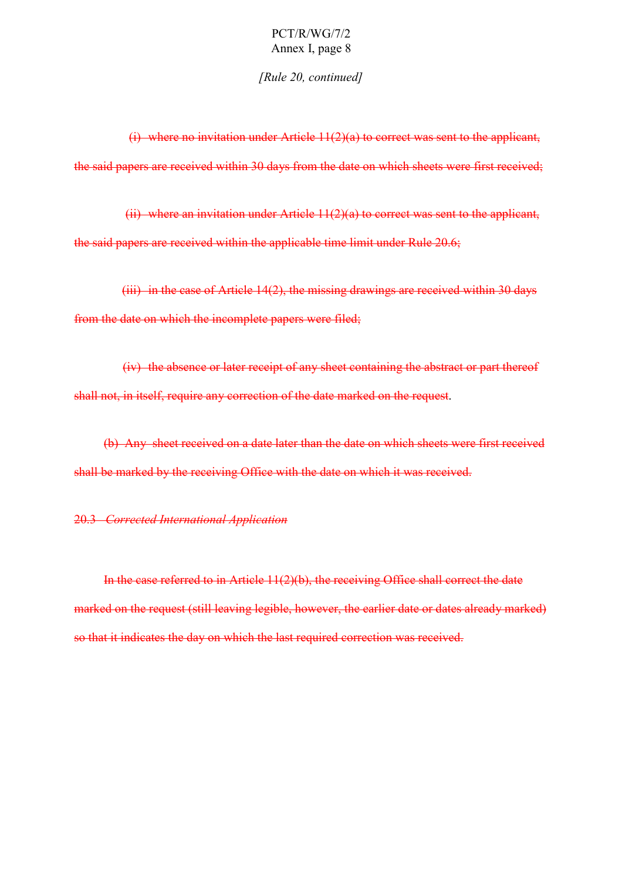*[Rule 20, continued]*

~~(i) where no invitation under Article 11(2)(a) to correct was sent to the applicant, the said papers are received within 30 days from the date on which sheets were first received;~~

~~(ii) where an invitation under Article 11(2)(a) to correct was sent to the applicant, the said papers are received within the applicable time limit under Rule 20.6;~~

~~(iii) in the case of Article 14(2), the missing drawings are received within 30 days from the date on which the incomplete papers were filed;~~

~~(iv) the absence or later receipt of any sheet containing the abstract or part thereof shall not, in itself, require any correction of the date marked on the request~~.

~~(b) Any sheet received on a date later than the date on which sheets were first received shall be marked by the receiving Office with the date on which it was received.~~

~~20.3 *Corrected International Application*~~

~~In the case referred to in Article 11(2)(b), the receiving Office shall correct the date marked on the request (still leaving legible, however, the earlier date or dates already marked) so that it indicates the day on which the last required correction was received.~~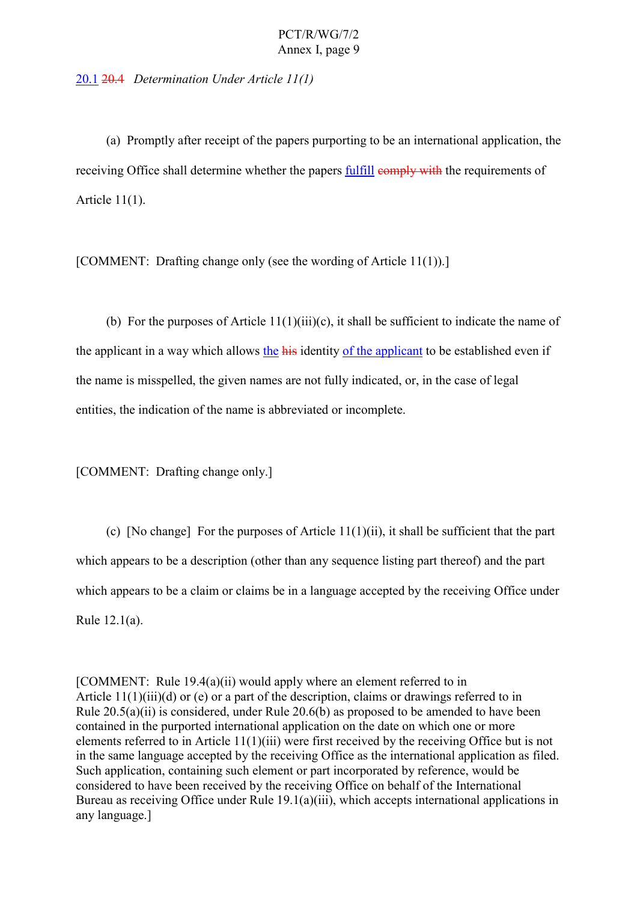20.1 ~~20.4~~ *Determination Under Article 11(1)*

(a) Promptly after receipt of the papers purporting to be an international application, the receiving Office shall determine whether the papers fulfill ~~comply with~~ the requirements of Article 11(1).

[COMMENT: Drafting change only (see the wording of Article 11(1)).]

(b) For the purposes of Article 11(1)(iii)(c), it shall be sufficient to indicate the name of the applicant in a way which allows the ~~his~~ identity of the applicant to be established even if the name is misspelled, the given names are not fully indicated, or, in the case of legal entities, the indication of the name is abbreviated or incomplete.

[COMMENT: Drafting change only.]

(c) [No change] For the purposes of Article 11(1)(ii), it shall be sufficient that the part which appears to be a description (other than any sequence listing part thereof) and the part which appears to be a claim or claims be in a language accepted by the receiving Office under Rule 12.1(a).

[COMMENT: Rule 19.4(a)(ii) would apply where an element referred to in Article 11(1)(iii)(d) or (e) or a part of the description, claims or drawings referred to in Rule 20.5(a)(ii) is considered, under Rule 20.6(b) as proposed to be amended to have been contained in the purported international application on the date on which one or more elements referred to in Article 11(1)(iii) were first received by the receiving Office but is not in the same language accepted by the receiving Office as the international application as filed. Such application, containing such element or part incorporated by reference, would be considered to have been received by the receiving Office on behalf of the International Bureau as receiving Office under Rule 19.1(a)(iii), which accepts international applications in any language.]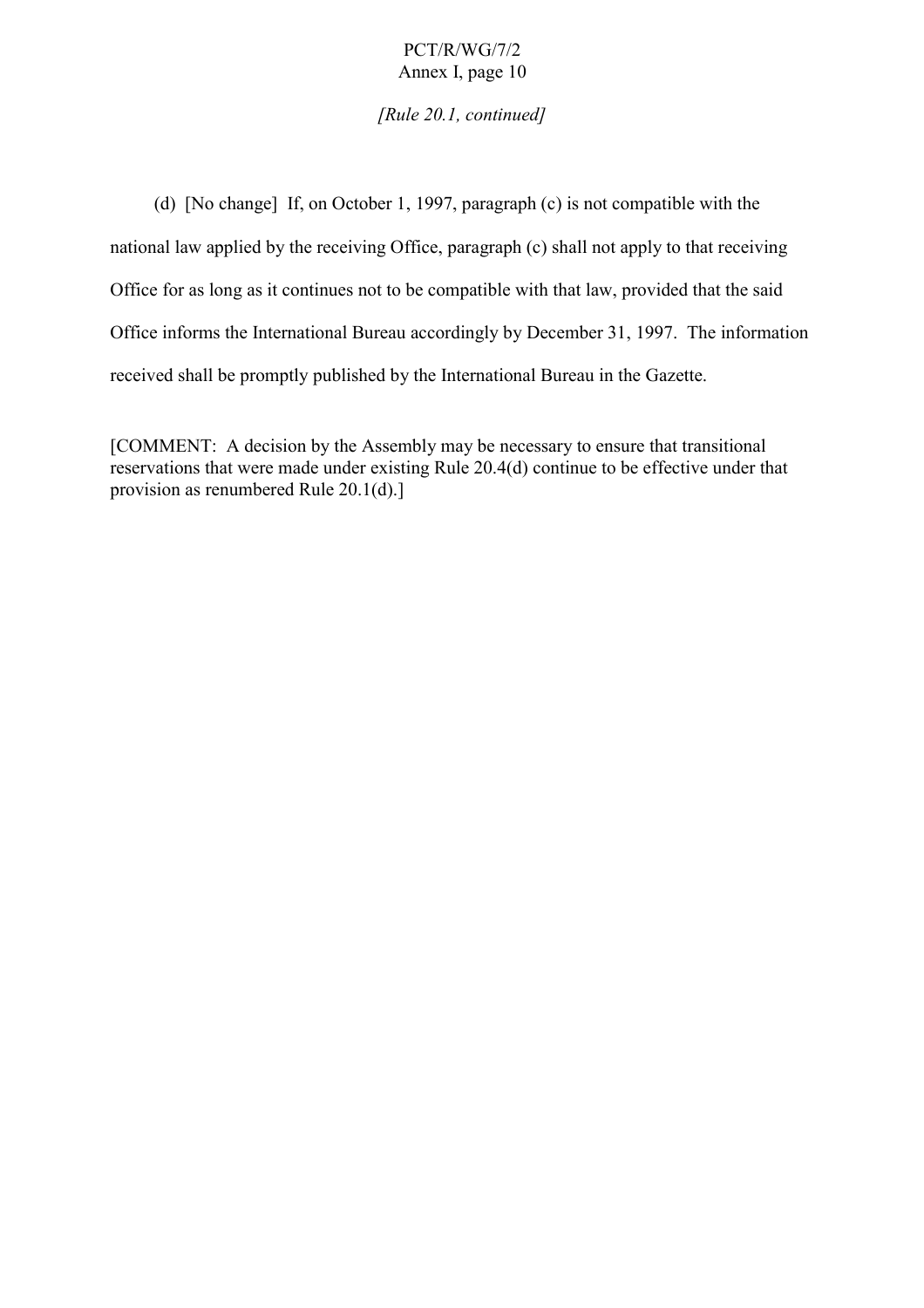*[Rule 20.1, continued]*

(d) [No change] If, on October 1, 1997, paragraph (c) is not compatible with the national law applied by the receiving Office, paragraph (c) shall not apply to that receiving Office for as long as it continues not to be compatible with that law, provided that the said Office informs the International Bureau accordingly by December 31, 1997. The information received shall be promptly published by the International Bureau in the Gazette.

[COMMENT: A decision by the Assembly may be necessary to ensure that transitional reservations that were made under existing Rule 20.4(d) continue to be effective under that provision as renumbered Rule 20.1(d).]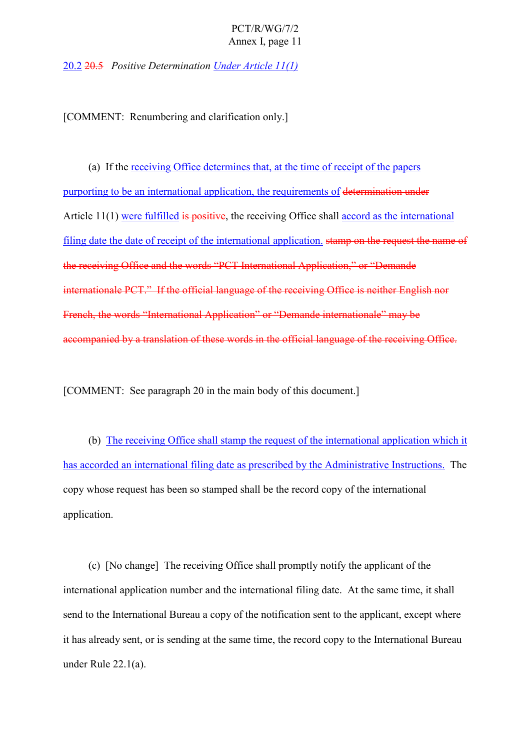<u>20.2</u> ~~20.5~~ *Positive Determination <u>Under Article 11(1)</u>*

[COMMENT: Renumbering and clarification only.]

(a) If the <u>receiving Office determines that, at the time of receipt of the papers purporting to be an international application, the requirements of</u> ~~determination under~~ Article 11(1) <u>were fulfilled</u> ~~is positive~~, the receiving Office shall <u>accord as the international filing date the date of receipt of the international application.</u> ~~stamp on the request the name of the receiving Office and the words "PCT International Application," or "Demande internationale PCT." If the official language of the receiving Office is neither English nor French, the words "International Application" or "Demande internationale" may be accompanied by a translation of these words in the official language of the receiving Office.~~

[COMMENT: See paragraph 20 in the main body of this document.]

(b) <u>The receiving Office shall stamp the request of the international application which it has accorded an international filing date as prescribed by the Administrative Instructions.</u> The copy whose request has been so stamped shall be the record copy of the international application.

(c) [No change] The receiving Office shall promptly notify the applicant of the international application number and the international filing date. At the same time, it shall send to the International Bureau a copy of the notification sent to the applicant, except where it has already sent, or is sending at the same time, the record copy to the International Bureau under Rule 22.1(a).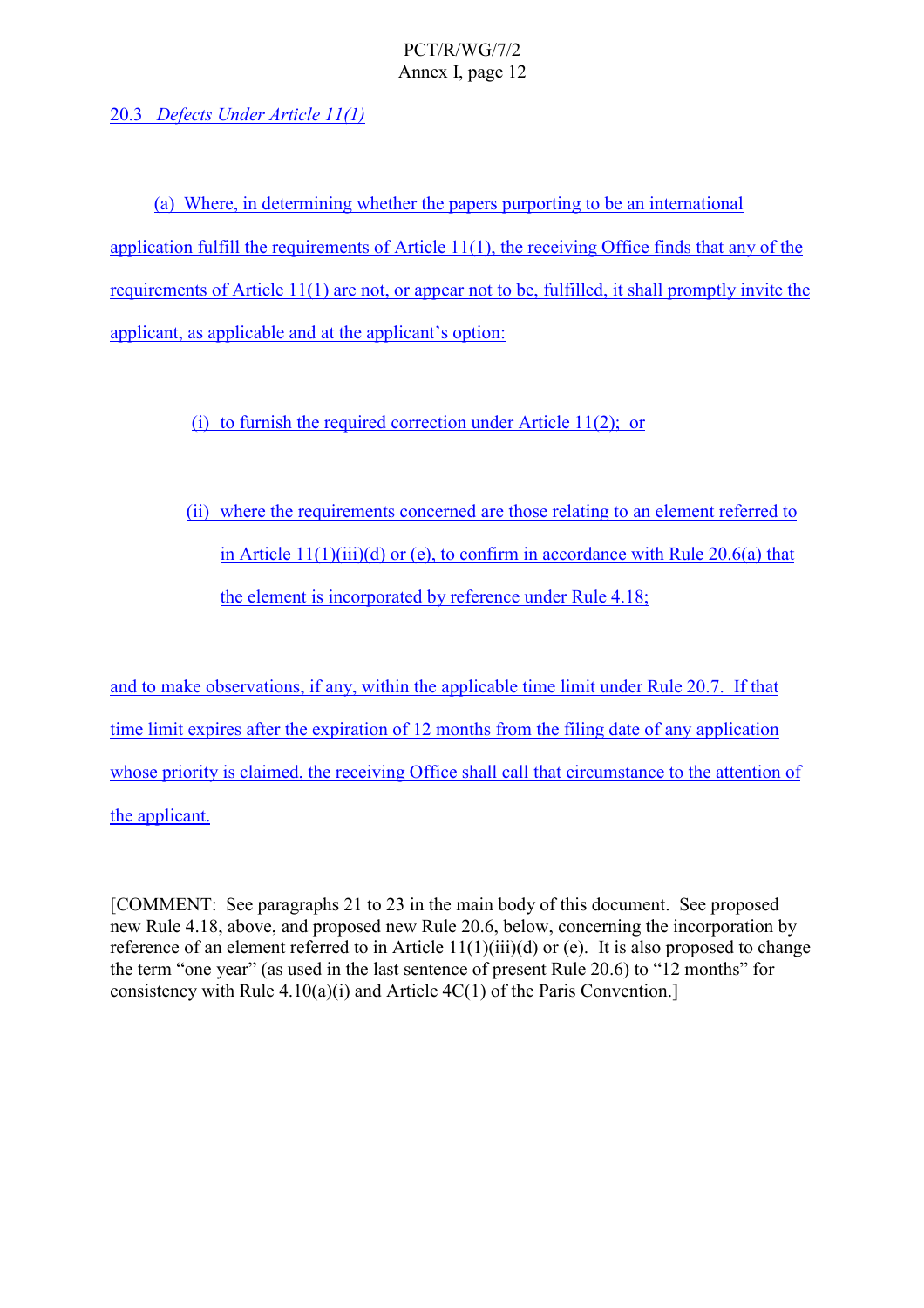<u>20.3 *Defects Under Article 11(1)*</u>

<u>(a) Where, in determining whether the papers purporting to be an international application fulfill the requirements of Article 11(1), the receiving Office finds that any of the requirements of Article 11(1) are not, or appear not to be, fulfilled, it shall promptly invite the applicant, as applicable and at the applicant's option:</u>

<u>(i) to furnish the required correction under Article 11(2); or</u>

<u>(ii) where the requirements concerned are those relating to an element referred to in Article 11(1)(iii)(d) or (e), to confirm in accordance with Rule 20.6(a) that the element is incorporated by reference under Rule 4.18;</u>

<u>and to make observations, if any, within the applicable time limit under Rule 20.7. If that time limit expires after the expiration of 12 months from the filing date of any application whose priority is claimed, the receiving Office shall call that circumstance to the attention of the applicant.</u>

[COMMENT: See paragraphs 21 to 23 in the main body of this document. See proposed new Rule 4.18, above, and proposed new Rule 20.6, below, concerning the incorporation by reference of an element referred to in Article 11(1)(iii)(d) or (e). It is also proposed to change the term "one year" (as used in the last sentence of present Rule 20.6) to "12 months" for consistency with Rule 4.10(a)(i) and Article 4C(1) of the Paris Convention.]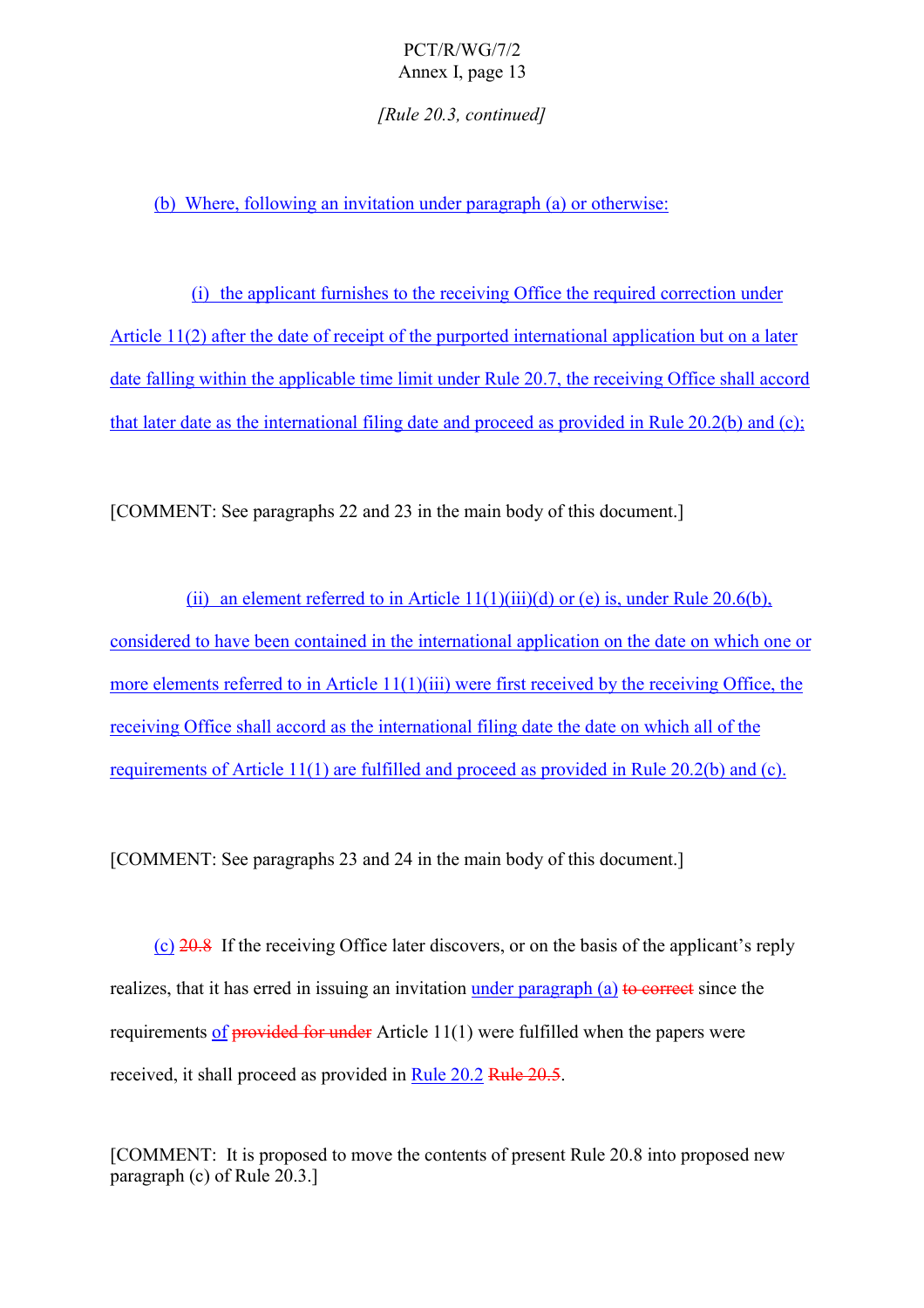*[Rule 20.3, continued]*

(b) Where, following an invitation under paragraph (a) or otherwise:

(i) the applicant furnishes to the receiving Office the required correction under Article 11(2) after the date of receipt of the purported international application but on a later date falling within the applicable time limit under Rule 20.7, the receiving Office shall accord that later date as the international filing date and proceed as provided in Rule 20.2(b) and (c);

[COMMENT: See paragraphs 22 and 23 in the main body of this document.]

(ii) an element referred to in Article 11(1)(iii)(d) or (e) is, under Rule 20.6(b), considered to have been contained in the international application on the date on which one or more elements referred to in Article 11(1)(iii) were first received by the receiving Office, the receiving Office shall accord as the international filing date the date on which all of the requirements of Article 11(1) are fulfilled and proceed as provided in Rule 20.2(b) and (c).

[COMMENT: See paragraphs 23 and 24 in the main body of this document.]

(c) ~~20.8~~ If the receiving Office later discovers, or on the basis of the applicant's reply realizes, that it has erred in issuing an invitation under paragraph (a) ~~to correct~~ since the requirements of ~~provided for under~~ Article 11(1) were fulfilled when the papers were received, it shall proceed as provided in Rule 20.2 ~~Rule 20.5~~.

[COMMENT: It is proposed to move the contents of present Rule 20.8 into proposed new paragraph (c) of Rule 20.3.]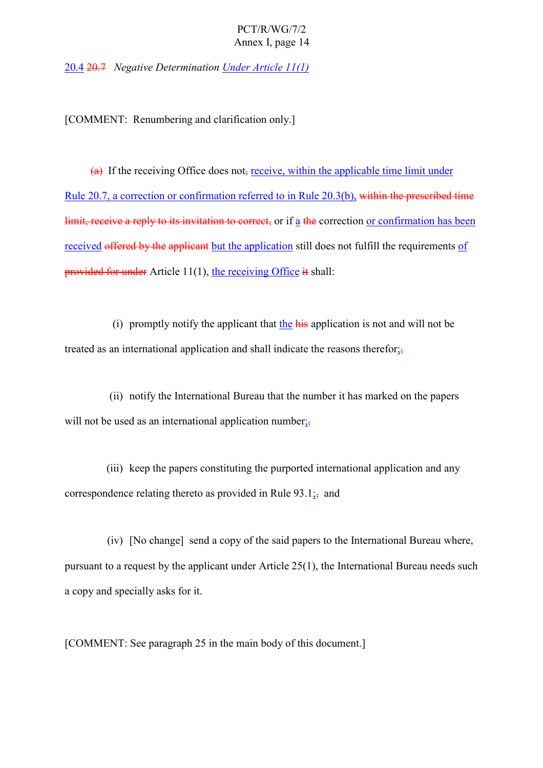20.4 ~~20.7~~ *Negative Determination Under Article 11(1)*

[COMMENT: Renumbering and clarification only.]

~~(a)~~ If the receiving Office does not~~,~~ receive, within the applicable time limit under Rule 20.7, a correction or confirmation referred to in Rule 20.3(b), ~~within the prescribed time limit, receive a reply to its invitation to correct,~~ or if a ~~the~~ correction or confirmation has been received ~~offered by the applicant~~ but the application still does not fulfill the requirements of ~~provided for under~~ Article 11(1), the receiving Office ~~it~~ shall:

(i) promptly notify the applicant that the ~~his~~ application is not and will not be treated as an international application and shall indicate the reasons therefor;~~,~~

(ii) notify the International Bureau that the number it has marked on the papers will not be used as an international application number;~~,~~

(iii) keep the papers constituting the purported international application and any correspondence relating thereto as provided in Rule 93.1;~~,~~ and

(iv) [No change] send a copy of the said papers to the International Bureau where, pursuant to a request by the applicant under Article 25(1), the International Bureau needs such a copy and specially asks for it.

[COMMENT: See paragraph 25 in the main body of this document.]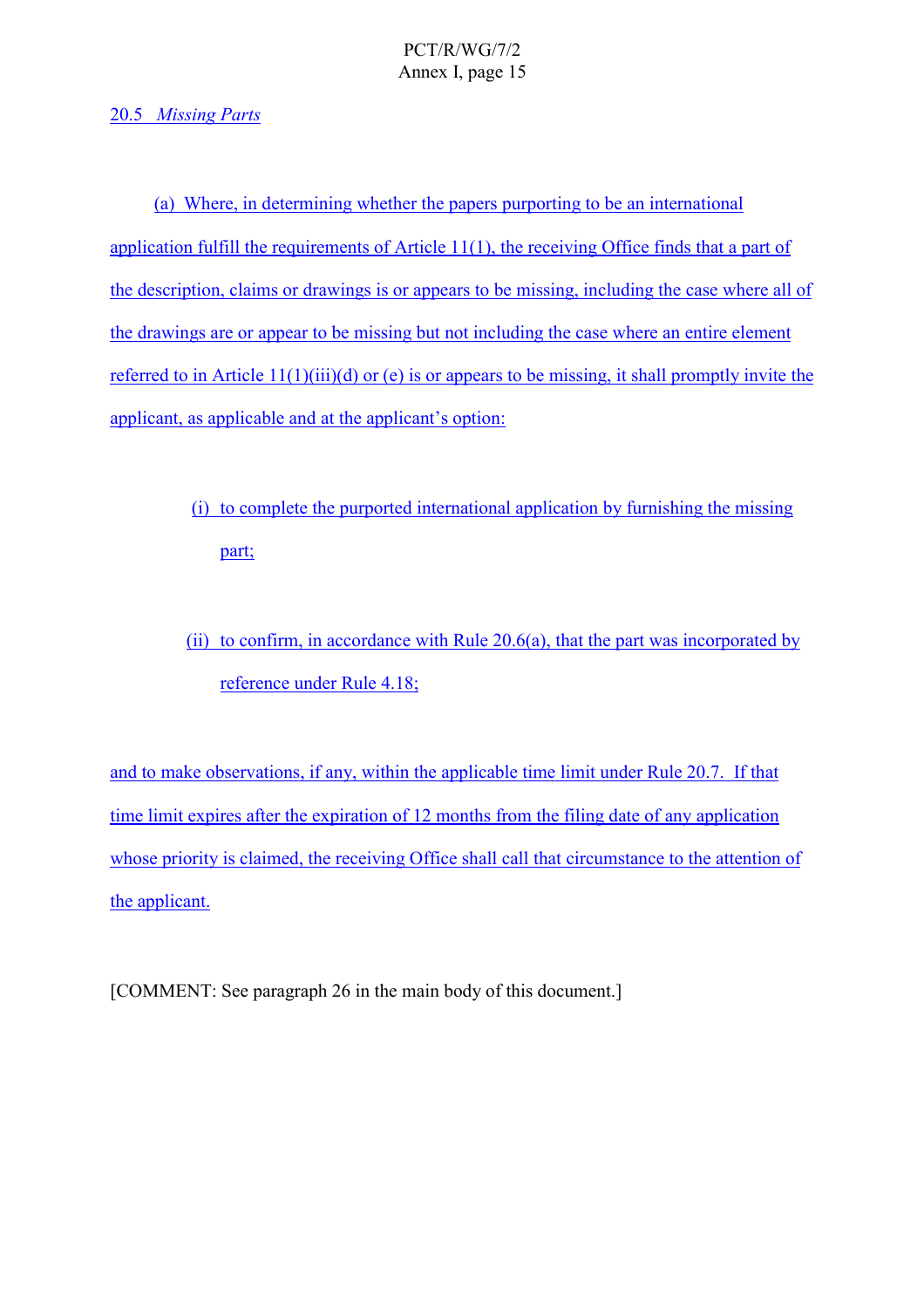20.5 *Missing Parts*

(a) Where, in determining whether the papers purporting to be an international application fulfill the requirements of Article 11(1), the receiving Office finds that a part of the description, claims or drawings is or appears to be missing, including the case where all of the drawings are or appear to be missing but not including the case where an entire element referred to in Article 11(1)(iii)(d) or (e) is or appears to be missing, it shall promptly invite the applicant, as applicable and at the applicant's option:

(i) to complete the purported international application by furnishing the missing part;

(ii) to confirm, in accordance with Rule 20.6(a), that the part was incorporated by reference under Rule 4.18;

and to make observations, if any, within the applicable time limit under Rule 20.7. If that time limit expires after the expiration of 12 months from the filing date of any application whose priority is claimed, the receiving Office shall call that circumstance to the attention of the applicant.

[COMMENT: See paragraph 26 in the main body of this document.]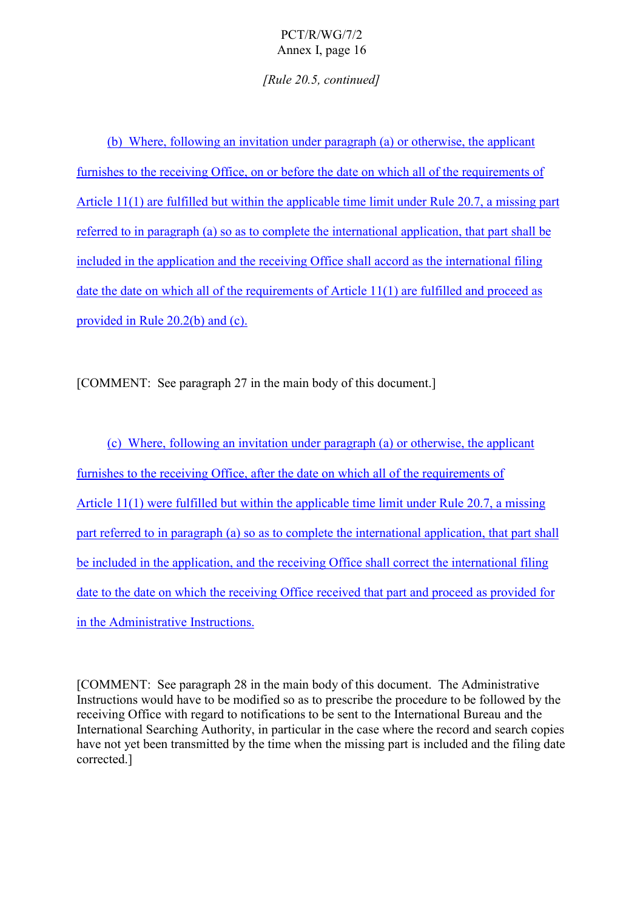*[Rule 20.5, continued]*

(b) Where, following an invitation under paragraph (a) or otherwise, the applicant furnishes to the receiving Office, on or before the date on which all of the requirements of Article 11(1) are fulfilled but within the applicable time limit under Rule 20.7, a missing part referred to in paragraph (a) so as to complete the international application, that part shall be included in the application and the receiving Office shall accord as the international filing date the date on which all of the requirements of Article 11(1) are fulfilled and proceed as provided in Rule 20.2(b) and (c).

[COMMENT: See paragraph 27 in the main body of this document.]

(c) Where, following an invitation under paragraph (a) or otherwise, the applicant furnishes to the receiving Office, after the date on which all of the requirements of Article 11(1) were fulfilled but within the applicable time limit under Rule 20.7, a missing part referred to in paragraph (a) so as to complete the international application, that part shall be included in the application, and the receiving Office shall correct the international filing date to the date on which the receiving Office received that part and proceed as provided for in the Administrative Instructions.

[COMMENT: See paragraph 28 in the main body of this document. The Administrative Instructions would have to be modified so as to prescribe the procedure to be followed by the receiving Office with regard to notifications to be sent to the International Bureau and the International Searching Authority, in particular in the case where the record and search copies have not yet been transmitted by the time when the missing part is included and the filing date corrected.]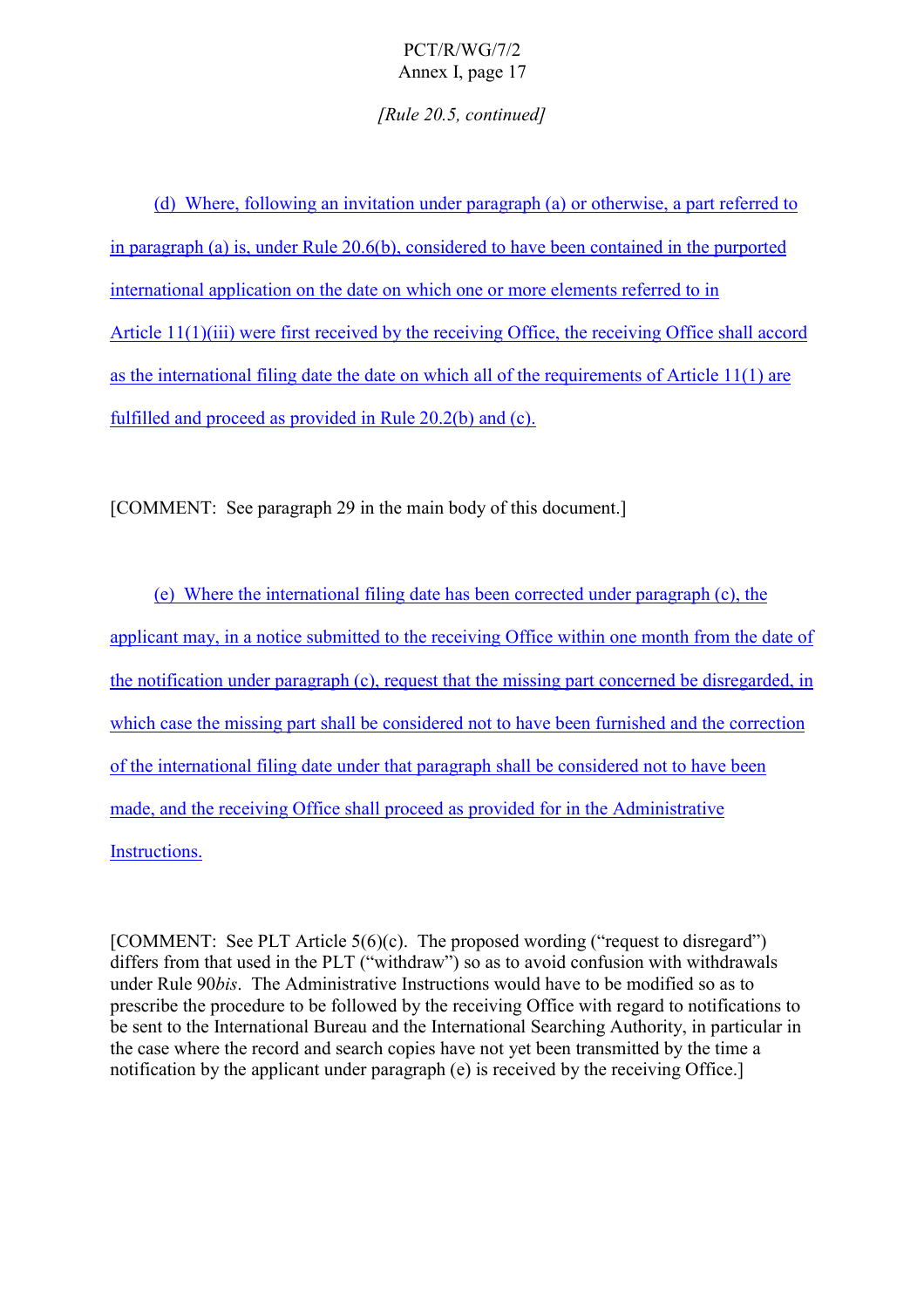*[Rule 20.5, continued]*

(d) Where, following an invitation under paragraph (a) or otherwise, a part referred to in paragraph (a) is, under Rule 20.6(b), considered to have been contained in the purported international application on the date on which one or more elements referred to in Article 11(1)(iii) were first received by the receiving Office, the receiving Office shall accord as the international filing date the date on which all of the requirements of Article 11(1) are fulfilled and proceed as provided in Rule 20.2(b) and (c).

[COMMENT: See paragraph 29 in the main body of this document.]

(e) Where the international filing date has been corrected under paragraph (c), the applicant may, in a notice submitted to the receiving Office within one month from the date of the notification under paragraph (c), request that the missing part concerned be disregarded, in which case the missing part shall be considered not to have been furnished and the correction of the international filing date under that paragraph shall be considered not to have been made, and the receiving Office shall proceed as provided for in the Administrative Instructions.

[COMMENT: See PLT Article 5(6)(c). The proposed wording ("request to disregard") differs from that used in the PLT ("withdraw") so as to avoid confusion with withdrawals under Rule 90*bis*. The Administrative Instructions would have to be modified so as to prescribe the procedure to be followed by the receiving Office with regard to notifications to be sent to the International Bureau and the International Searching Authority, in particular in the case where the record and search copies have not yet been transmitted by the time a notification by the applicant under paragraph (e) is received by the receiving Office.]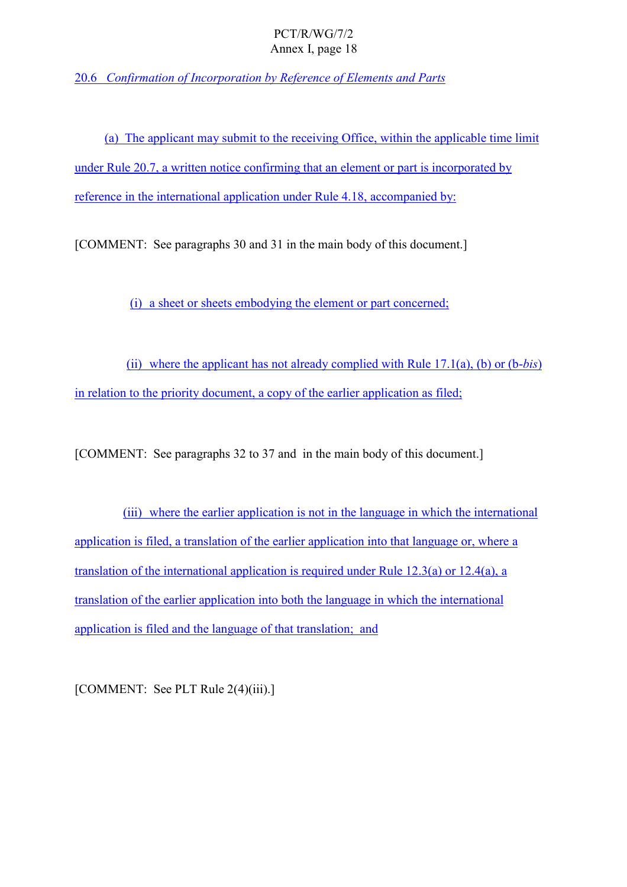20.6 *Confirmation of Incorporation by Reference of Elements and Parts*

(a) The applicant may submit to the receiving Office, within the applicable time limit under Rule 20.7, a written notice confirming that an element or part is incorporated by reference in the international application under Rule 4.18, accompanied by:

[COMMENT: See paragraphs 30 and 31 in the main body of this document.]

(i) a sheet or sheets embodying the element or part concerned;

(ii) where the applicant has not already complied with Rule 17.1(a), (b) or (b-*bis*) in relation to the priority document, a copy of the earlier application as filed;

[COMMENT: See paragraphs 32 to 37 and  in the main body of this document.]

(iii) where the earlier application is not in the language in which the international application is filed, a translation of the earlier application into that language or, where a translation of the international application is required under Rule 12.3(a) or 12.4(a), a translation of the earlier application into both the language in which the international application is filed and the language of that translation; and

[COMMENT: See PLT Rule 2(4)(iii).]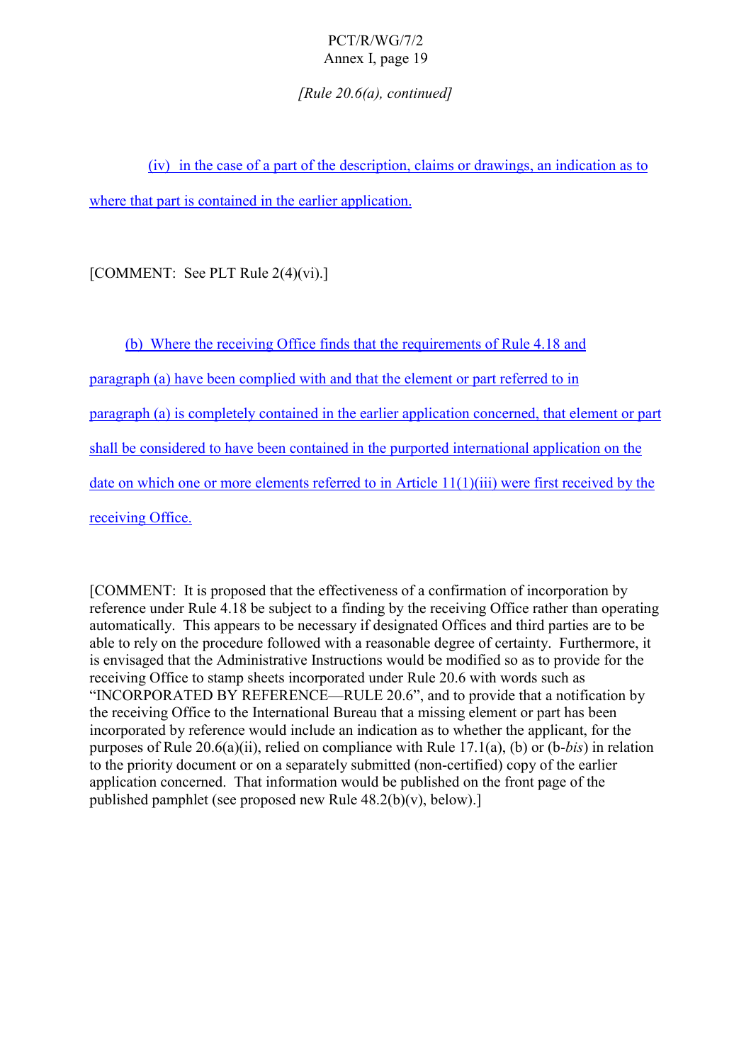*[Rule 20.6(a), continued]*

(iv) in the case of a part of the description, claims or drawings, an indication as to where that part is contained in the earlier application.

[COMMENT: See PLT Rule 2(4)(vi).]

(b) Where the receiving Office finds that the requirements of Rule 4.18 and paragraph (a) have been complied with and that the element or part referred to in paragraph (a) is completely contained in the earlier application concerned, that element or part shall be considered to have been contained in the purported international application on the date on which one or more elements referred to in Article 11(1)(iii) were first received by the receiving Office.

[COMMENT: It is proposed that the effectiveness of a confirmation of incorporation by reference under Rule 4.18 be subject to a finding by the receiving Office rather than operating automatically. This appears to be necessary if designated Offices and third parties are to be able to rely on the procedure followed with a reasonable degree of certainty. Furthermore, it is envisaged that the Administrative Instructions would be modified so as to provide for the receiving Office to stamp sheets incorporated under Rule 20.6 with words such as "INCORPORATED BY REFERENCE—RULE 20.6", and to provide that a notification by the receiving Office to the International Bureau that a missing element or part has been incorporated by reference would include an indication as to whether the applicant, for the purposes of Rule 20.6(a)(ii), relied on compliance with Rule 17.1(a), (b) or (b-*bis*) in relation to the priority document or on a separately submitted (non-certified) copy of the earlier application concerned. That information would be published on the front page of the published pamphlet (see proposed new Rule 48.2(b)(v), below).]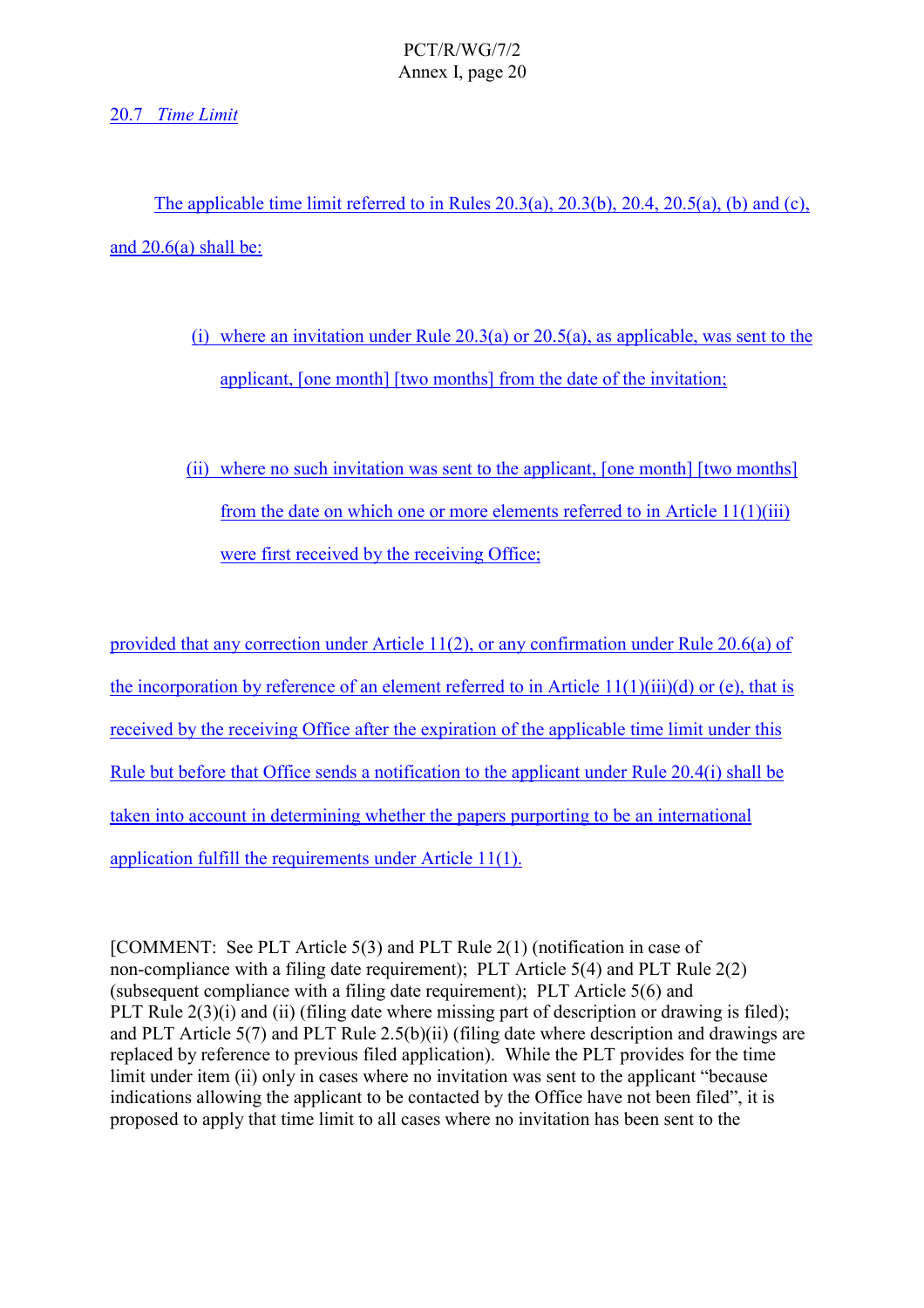20.7 *Time Limit*

The applicable time limit referred to in Rules 20.3(a), 20.3(b), 20.4, 20.5(a), (b) and (c), and 20.6(a) shall be:

(i) where an invitation under Rule 20.3(a) or 20.5(a), as applicable, was sent to the applicant, [one month] [two months] from the date of the invitation;

(ii) where no such invitation was sent to the applicant, [one month] [two months] from the date on which one or more elements referred to in Article 11(1)(iii) were first received by the receiving Office;

provided that any correction under Article 11(2), or any confirmation under Rule 20.6(a) of the incorporation by reference of an element referred to in Article 11(1)(iii)(d) or (e), that is received by the receiving Office after the expiration of the applicable time limit under this Rule but before that Office sends a notification to the applicant under Rule 20.4(i) shall be taken into account in determining whether the papers purporting to be an international application fulfill the requirements under Article 11(1).

[COMMENT: See PLT Article 5(3) and PLT Rule 2(1) (notification in case of non-compliance with a filing date requirement); PLT Article 5(4) and PLT Rule 2(2) (subsequent compliance with a filing date requirement); PLT Article 5(6) and PLT Rule 2(3)(i) and (ii) (filing date where missing part of description or drawing is filed); and PLT Article 5(7) and PLT Rule 2.5(b)(ii) (filing date where description and drawings are replaced by reference to previous filed application). While the PLT provides for the time limit under item (ii) only in cases where no invitation was sent to the applicant "because indications allowing the applicant to be contacted by the Office have not been filed", it is proposed to apply that time limit to all cases where no invitation has been sent to the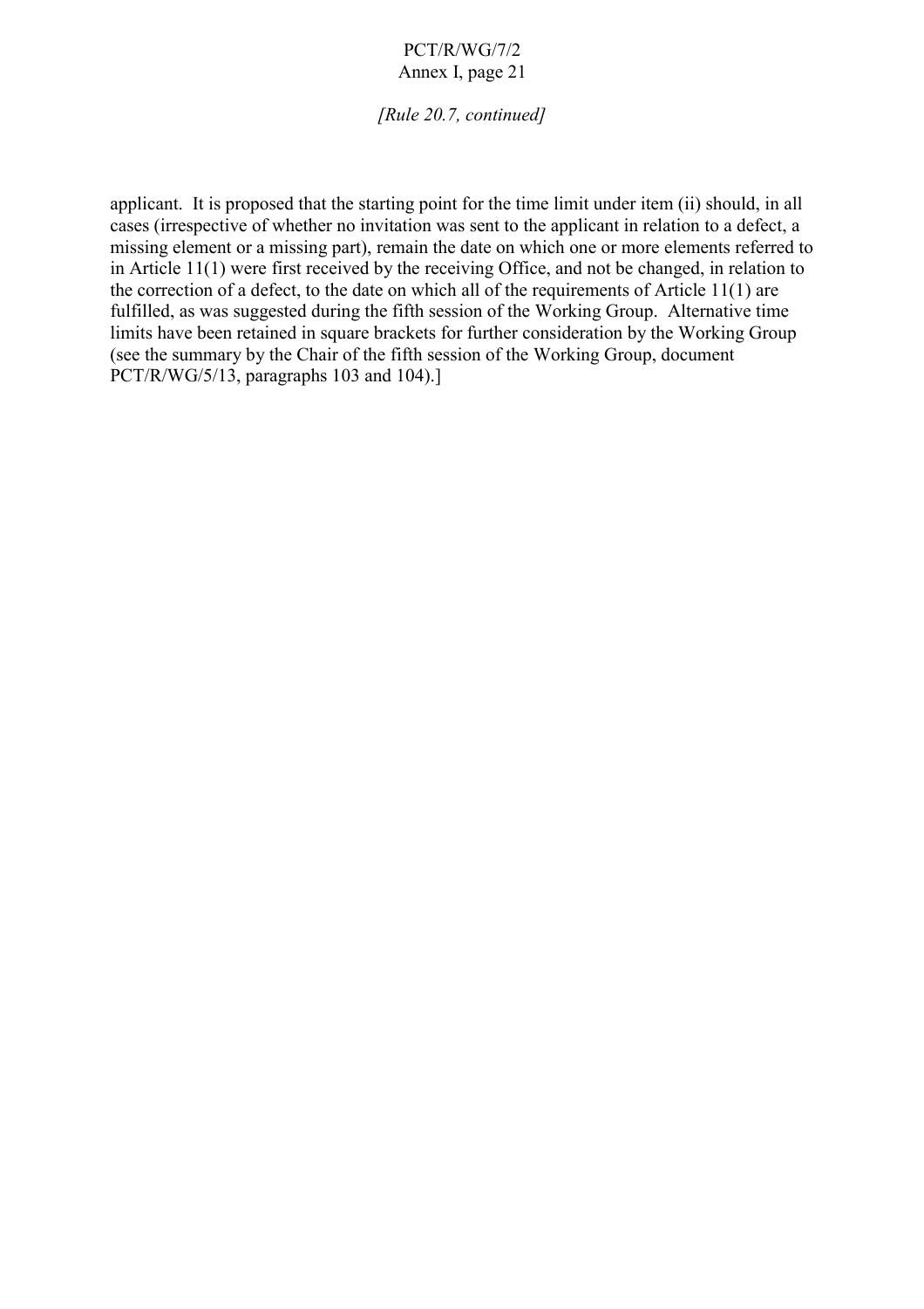*[Rule 20.7, continued]*

applicant. It is proposed that the starting point for the time limit under item (ii) should, in all cases (irrespective of whether no invitation was sent to the applicant in relation to a defect, a missing element or a missing part), remain the date on which one or more elements referred to in Article 11(1) were first received by the receiving Office, and not be changed, in relation to the correction of a defect, to the date on which all of the requirements of Article 11(1) are fulfilled, as was suggested during the fifth session of the Working Group. Alternative time limits have been retained in square brackets for further consideration by the Working Group (see the summary by the Chair of the fifth session of the Working Group, document PCT/R/WG/5/13, paragraphs 103 and 104).]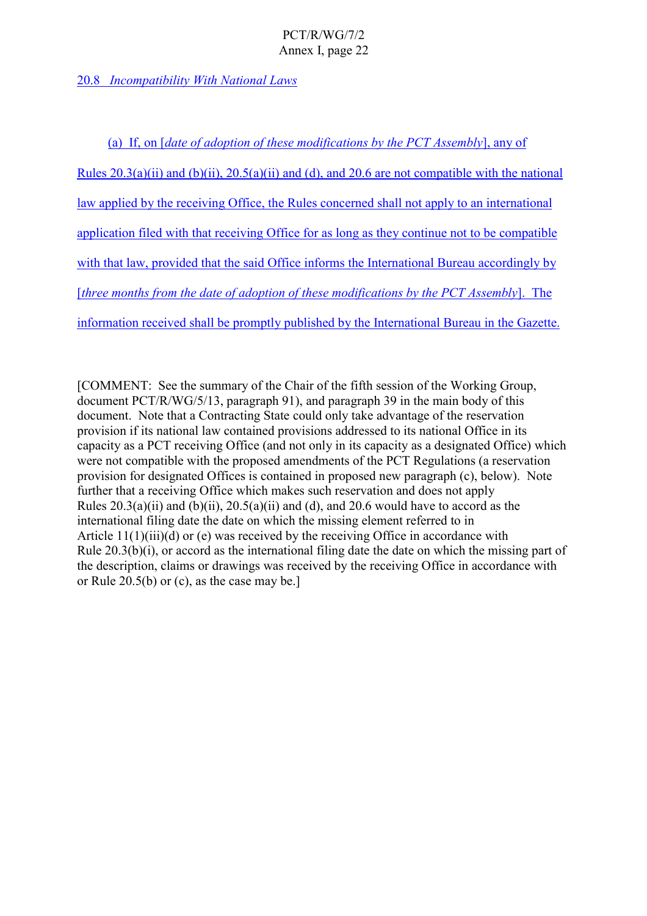20.8 *Incompatibility With National Laws*

(a) If, on [*date of adoption of these modifications by the PCT Assembly*], any of Rules 20.3(a)(ii) and (b)(ii), 20.5(a)(ii) and (d), and 20.6 are not compatible with the national law applied by the receiving Office, the Rules concerned shall not apply to an international application filed with that receiving Office for as long as they continue not to be compatible with that law, provided that the said Office informs the International Bureau accordingly by [*three months from the date of adoption of these modifications by the PCT Assembly*]. The information received shall be promptly published by the International Bureau in the Gazette.

[COMMENT: See the summary of the Chair of the fifth session of the Working Group, document PCT/R/WG/5/13, paragraph 91), and paragraph 39 in the main body of this document. Note that a Contracting State could only take advantage of the reservation provision if its national law contained provisions addressed to its national Office in its capacity as a PCT receiving Office (and not only in its capacity as a designated Office) which were not compatible with the proposed amendments of the PCT Regulations (a reservation provision for designated Offices is contained in proposed new paragraph (c), below). Note further that a receiving Office which makes such reservation and does not apply Rules 20.3(a)(ii) and (b)(ii), 20.5(a)(ii) and (d), and 20.6 would have to accord as the international filing date the date on which the missing element referred to in Article 11(1)(iii)(d) or (e) was received by the receiving Office in accordance with Rule 20.3(b)(i), or accord as the international filing date the date on which the missing part of the description, claims or drawings was received by the receiving Office in accordance with or Rule 20.5(b) or (c), as the case may be.]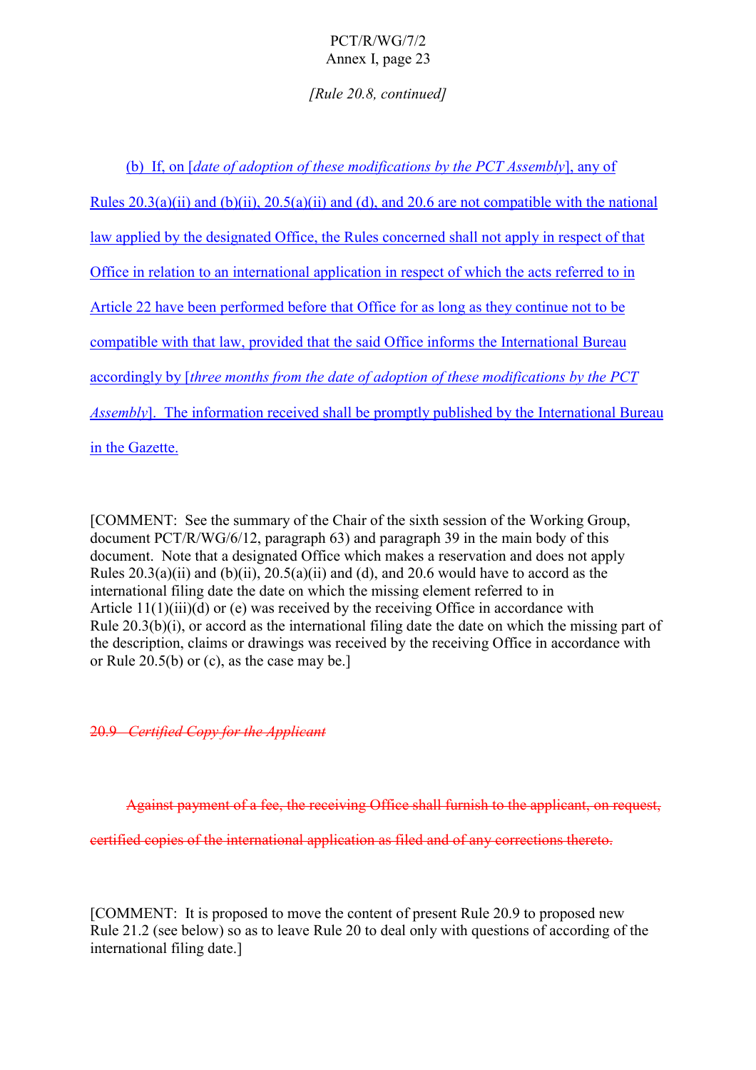*[Rule 20.8, continued]*

(b) If, on [*date of adoption of these modifications by the PCT Assembly*], any of Rules 20.3(a)(ii) and (b)(ii), 20.5(a)(ii) and (d), and 20.6 are not compatible with the national law applied by the designated Office, the Rules concerned shall not apply in respect of that Office in relation to an international application in respect of which the acts referred to in Article 22 have been performed before that Office for as long as they continue not to be compatible with that law, provided that the said Office informs the International Bureau accordingly by [*three months from the date of adoption of these modifications by the PCT Assembly*]. The information received shall be promptly published by the International Bureau in the Gazette.

[COMMENT: See the summary of the Chair of the sixth session of the Working Group, document PCT/R/WG/6/12, paragraph 63) and paragraph 39 in the main body of this document. Note that a designated Office which makes a reservation and does not apply Rules 20.3(a)(ii) and (b)(ii), 20.5(a)(ii) and (d), and 20.6 would have to accord as the international filing date the date on which the missing element referred to in Article 11(1)(iii)(d) or (e) was received by the receiving Office in accordance with Rule 20.3(b)(i), or accord as the international filing date the date on which the missing part of the description, claims or drawings was received by the receiving Office in accordance with or Rule 20.5(b) or (c), as the case may be.]

~~20.9 *Certified Copy for the Applicant*~~

~~Against payment of a fee, the receiving Office shall furnish to the applicant, on request, certified copies of the international application as filed and of any corrections thereto.~~

[COMMENT: It is proposed to move the content of present Rule 20.9 to proposed new Rule 21.2 (see below) so as to leave Rule 20 to deal only with questions of according of the international filing date.]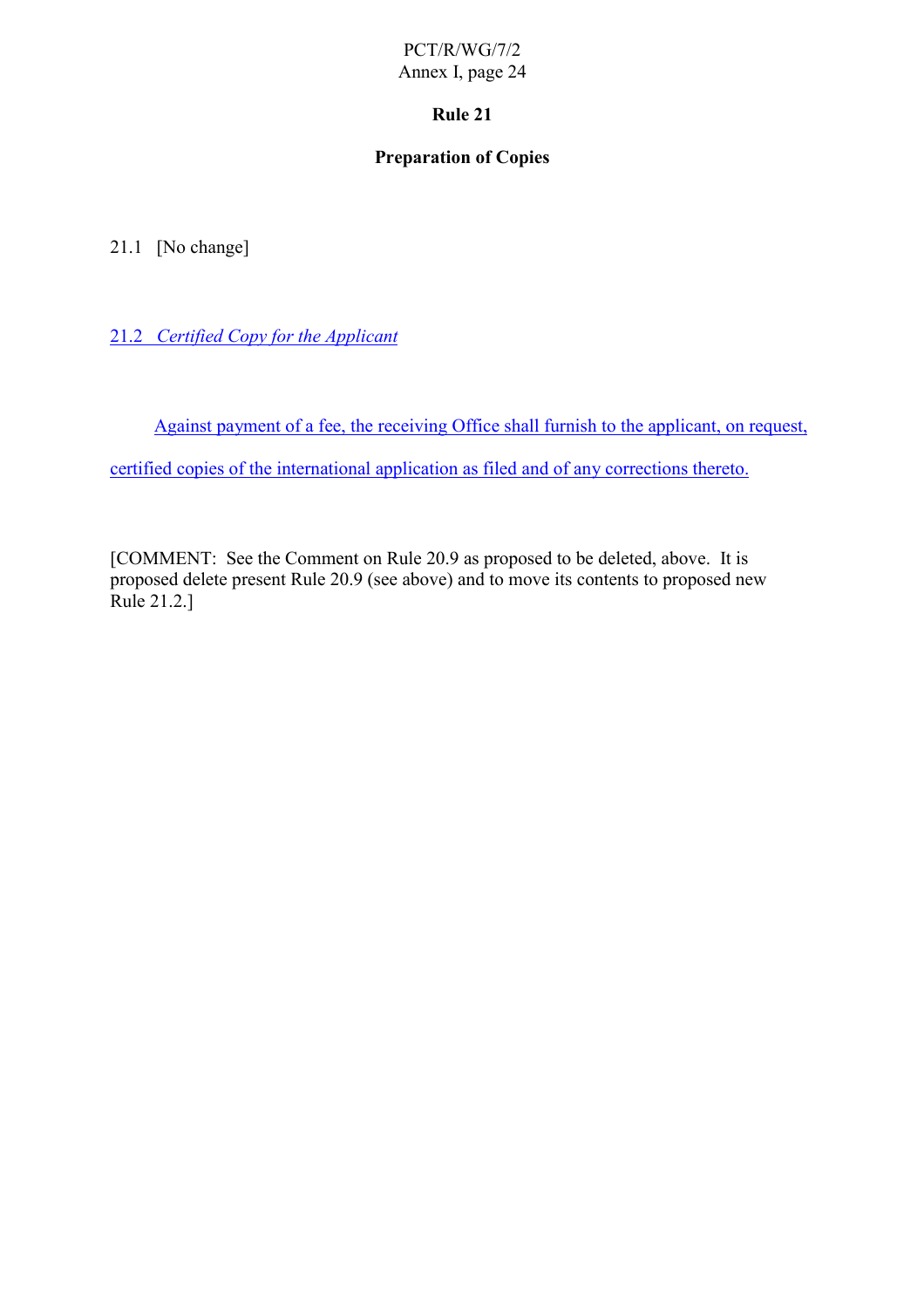# Rule 21

## Preparation of Copies

21.1 [No change]

*21.2 Certified Copy for the Applicant*

Against payment of a fee, the receiving Office shall furnish to the applicant, on request, certified copies of the international application as filed and of any corrections thereto.

[COMMENT: See the Comment on Rule 20.9 as proposed to be deleted, above. It is proposed delete present Rule 20.9 (see above) and to move its contents to proposed new Rule 21.2.]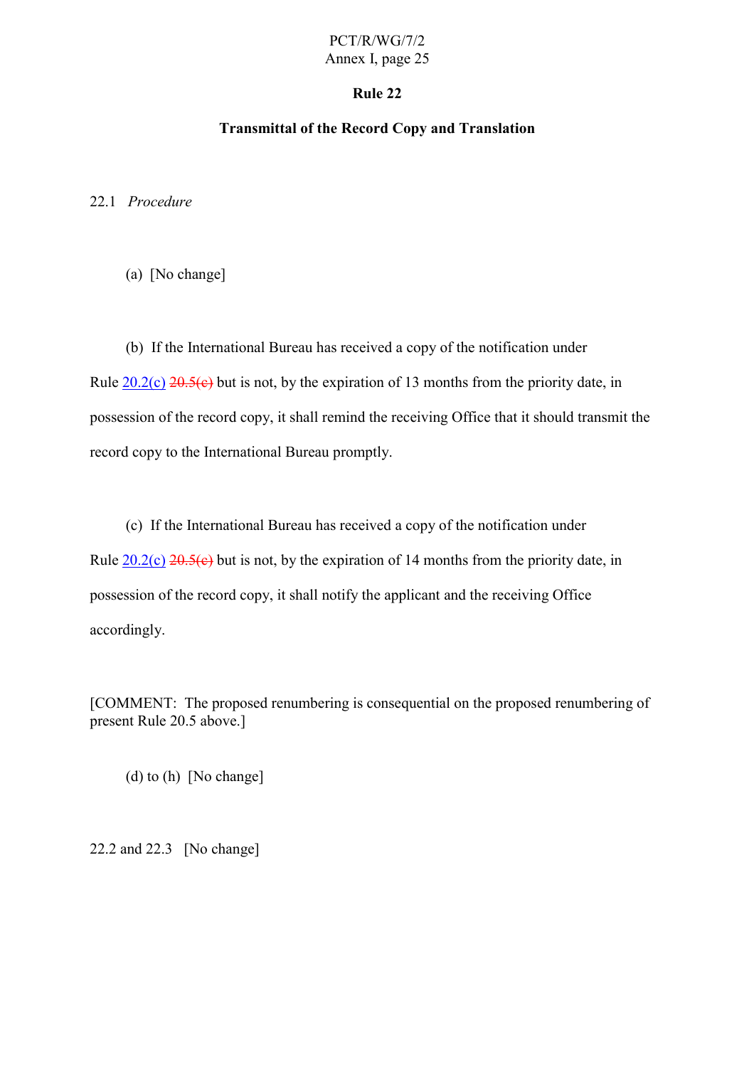# Rule 22

## Transmittal of the Record Copy and Translation

22.1 *Procedure*

(a) [No change]

(b) If the International Bureau has received a copy of the notification under Rule 20.2(c) ~~20.5(c)~~ but is not, by the expiration of 13 months from the priority date, in possession of the record copy, it shall remind the receiving Office that it should transmit the record copy to the International Bureau promptly.

(c) If the International Bureau has received a copy of the notification under Rule 20.2(c) ~~20.5(c)~~ but is not, by the expiration of 14 months from the priority date, in possession of the record copy, it shall notify the applicant and the receiving Office accordingly.

[COMMENT: The proposed renumbering is consequential on the proposed renumbering of present Rule 20.5 above.]

(d) to (h) [No change]

22.2 and 22.3 [No change]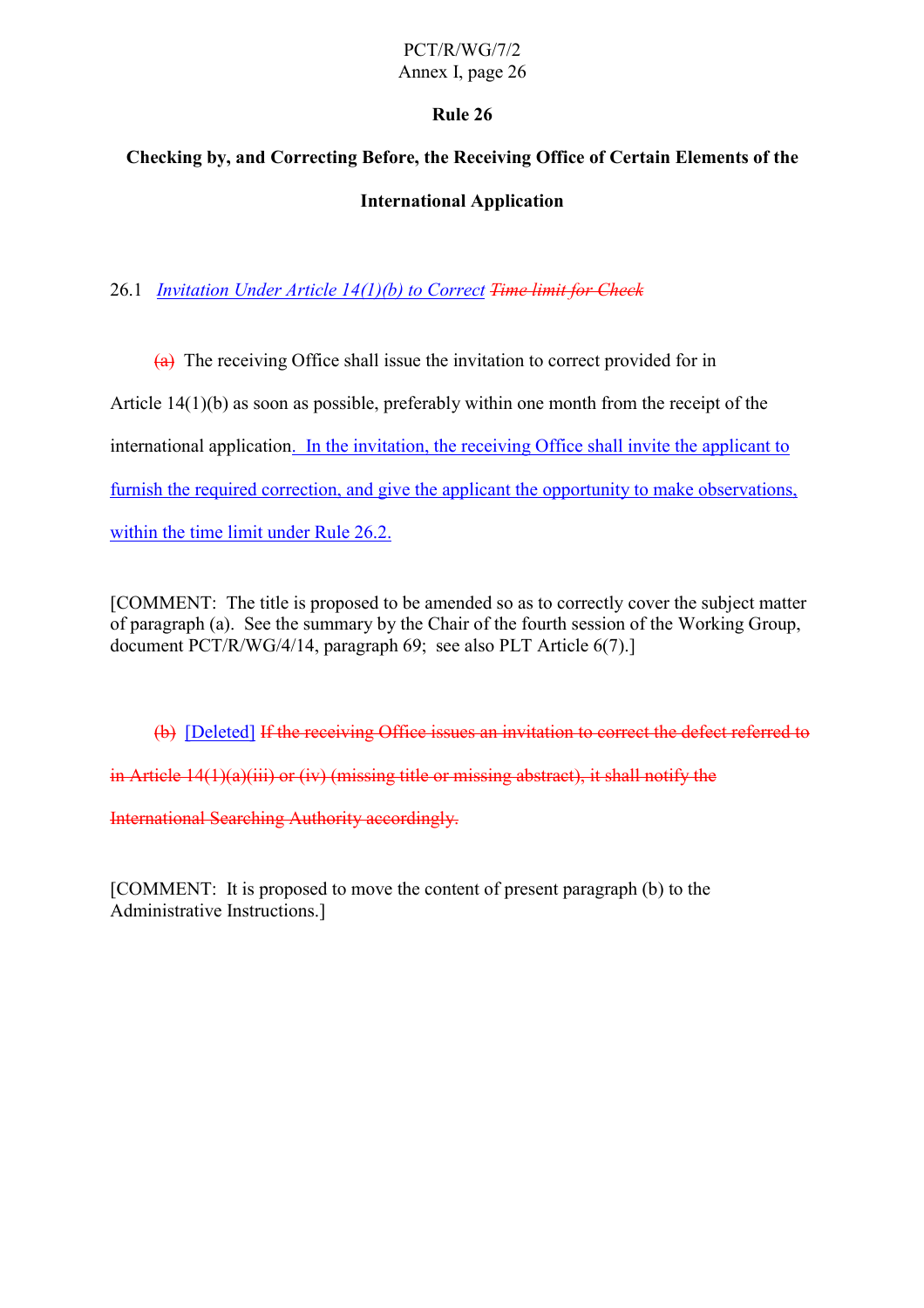**Rule 26**

**Checking by, and Correcting Before, the Receiving Office of Certain Elements of the International Application**

26.1 *Invitation Under Article 14(1)(b) to Correct* ~~*Time limit for Check*~~

~~(a)~~ The receiving Office shall issue the invitation to correct provided for in Article 14(1)(b) as soon as possible, preferably within one month from the receipt of the international application. In the invitation, the receiving Office shall invite the applicant to furnish the required correction, and give the applicant the opportunity to make observations, within the time limit under Rule 26.2.

[COMMENT: The title is proposed to be amended so as to correctly cover the subject matter of paragraph (a). See the summary by the Chair of the fourth session of the Working Group, document PCT/R/WG/4/14, paragraph 69; see also PLT Article 6(7).]

~~(b)~~ [Deleted] ~~If the receiving Office issues an invitation to correct the defect referred to in Article 14(1)(a)(iii) or (iv) (missing title or missing abstract), it shall notify the International Searching Authority accordingly.~~

[COMMENT: It is proposed to move the content of present paragraph (b) to the Administrative Instructions.]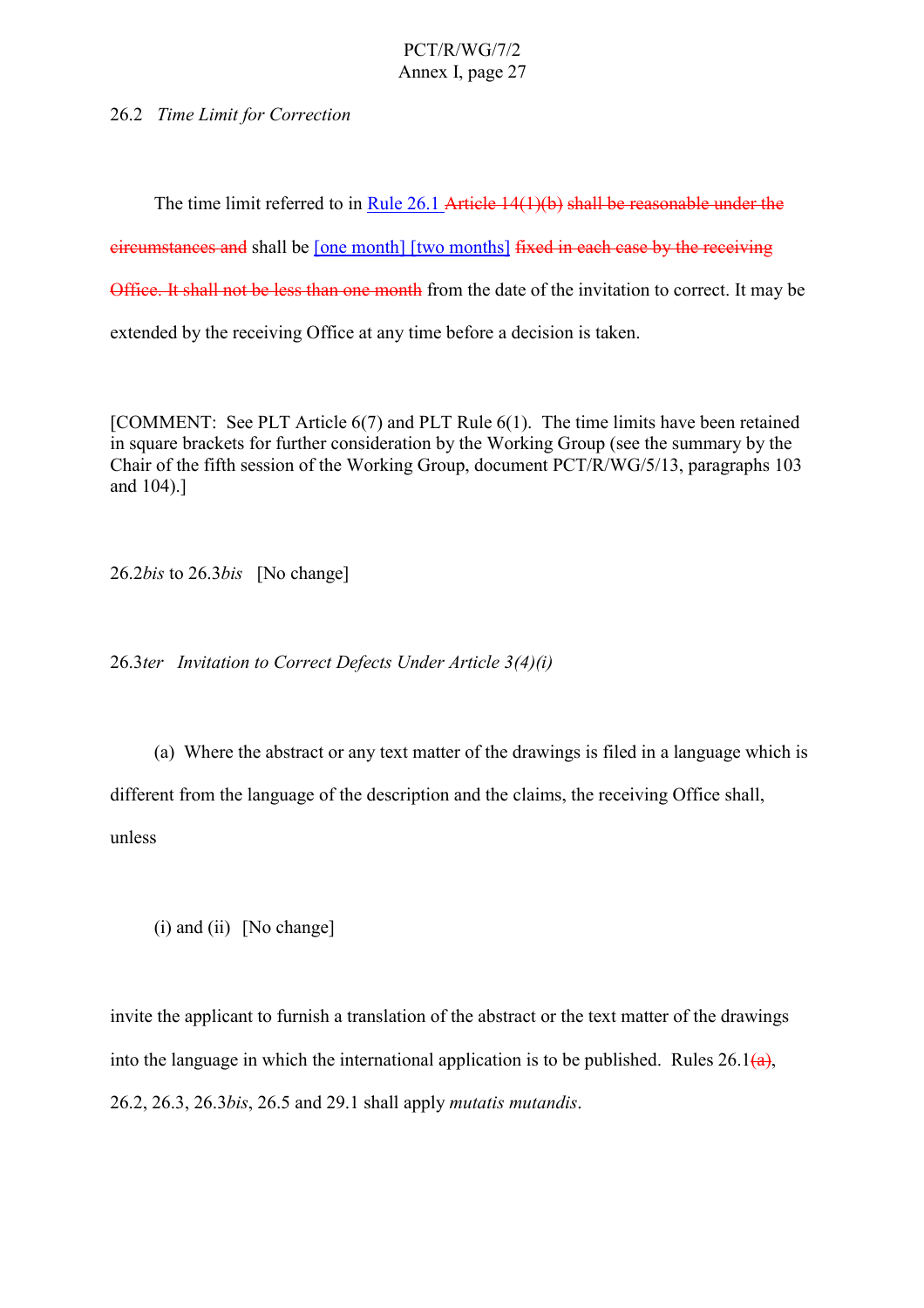26.2 *Time Limit for Correction*

The time limit referred to in Rule 26.1 ~~Article 14(1)(b) shall be reasonable under the circumstances and~~ shall be [one month] [two months] ~~fixed in each case by the receiving Office. It shall not be less than one month~~ from the date of the invitation to correct. It may be extended by the receiving Office at any time before a decision is taken.

[COMMENT: See PLT Article 6(7) and PLT Rule 6(1). The time limits have been retained in square brackets for further consideration by the Working Group (see the summary by the Chair of the fifth session of the Working Group, document PCT/R/WG/5/13, paragraphs 103 and 104).]

26.2*bis* to 26.3*bis* [No change]

26.3*ter* *Invitation to Correct Defects Under Article 3(4)(i)*

(a) Where the abstract or any text matter of the drawings is filed in a language which is different from the language of the description and the claims, the receiving Office shall, unless

(i) and (ii) [No change]

invite the applicant to furnish a translation of the abstract or the text matter of the drawings into the language in which the international application is to be published. Rules 26.1~~(a)~~, 26.2, 26.3, 26.3*bis*, 26.5 and 29.1 shall apply *mutatis mutandis*.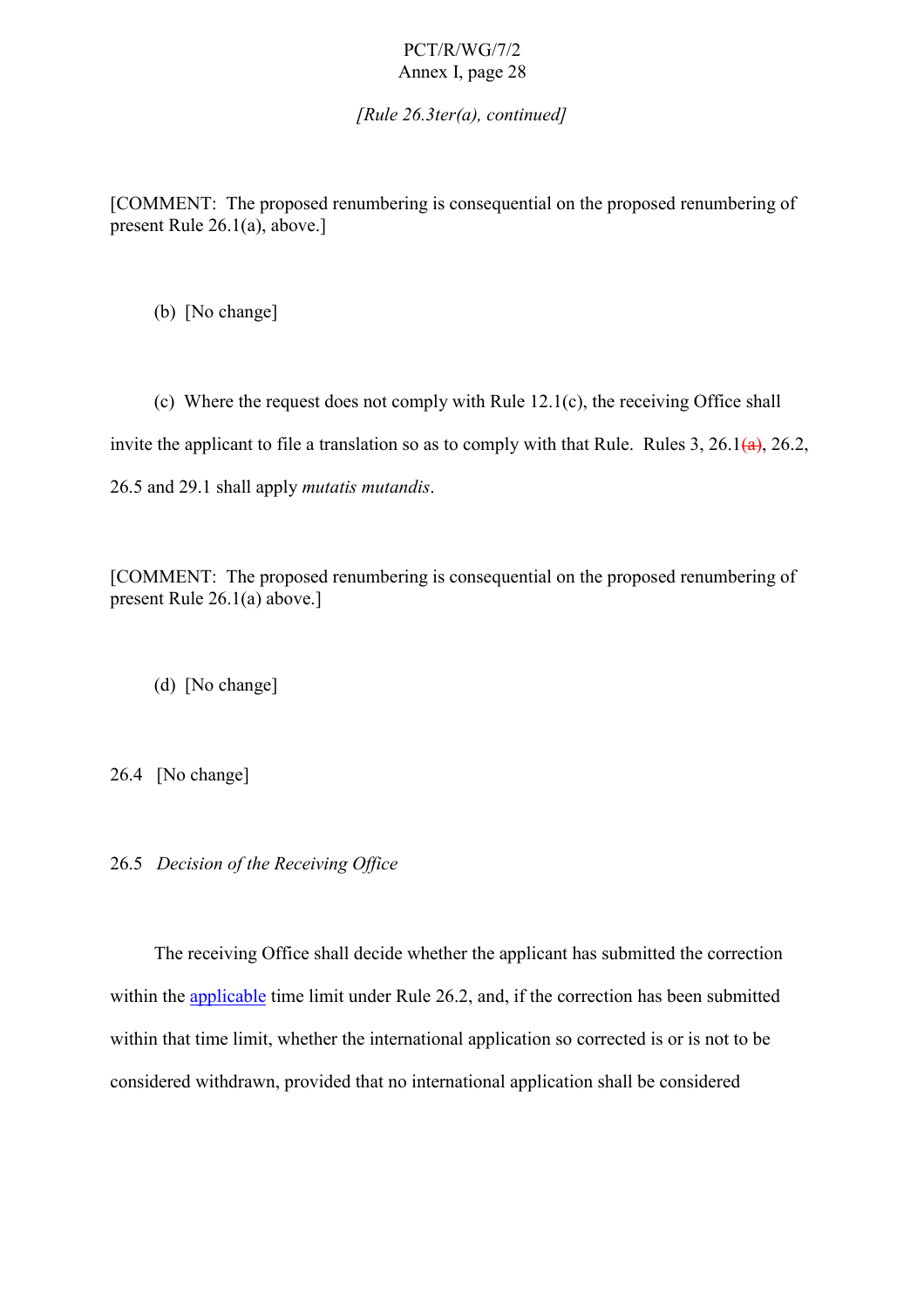*[Rule 26.3ter(a), continued]*

[COMMENT: The proposed renumbering is consequential on the proposed renumbering of present Rule 26.1(a), above.]

(b) [No change]

(c) Where the request does not comply with Rule 12.1(c), the receiving Office shall invite the applicant to file a translation so as to comply with that Rule. Rules 3, 26.1~~(a)~~, 26.2, 26.5 and 29.1 shall apply *mutatis mutandis*.

[COMMENT: The proposed renumbering is consequential on the proposed renumbering of present Rule 26.1(a) above.]

(d) [No change]

26.4 [No change]

26.5 *Decision of the Receiving Office*

The receiving Office shall decide whether the applicant has submitted the correction within the applicable time limit under Rule 26.2, and, if the correction has been submitted within that time limit, whether the international application so corrected is or is not to be considered withdrawn, provided that no international application shall be considered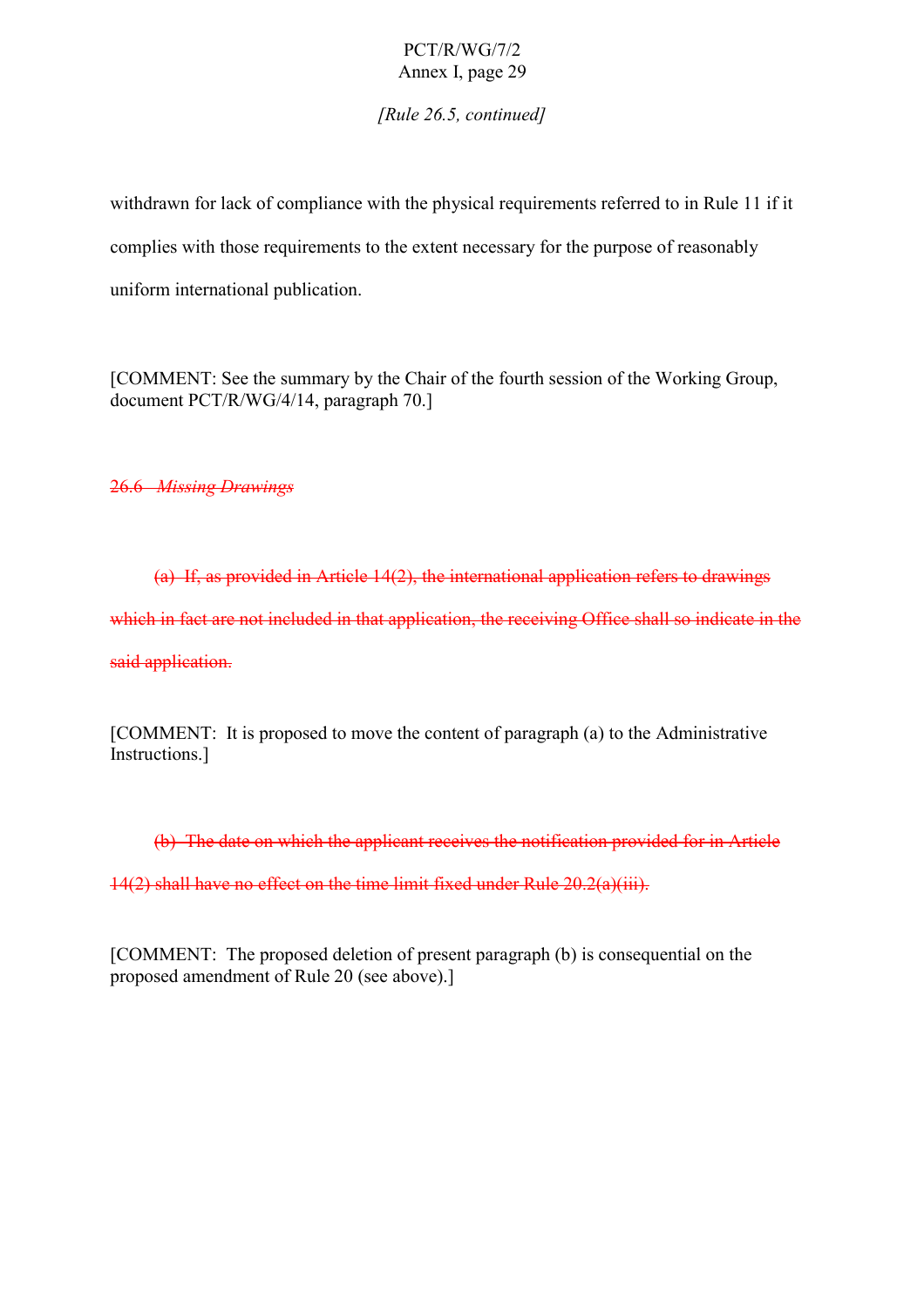*[Rule 26.5, continued]*

withdrawn for lack of compliance with the physical requirements referred to in Rule 11 if it complies with those requirements to the extent necessary for the purpose of reasonably uniform international publication.

[COMMENT: See the summary by the Chair of the fourth session of the Working Group, document PCT/R/WG/4/14, paragraph 70.]

~~26.6 *Missing Drawings*~~

~~(a) If, as provided in Article 14(2), the international application refers to drawings which in fact are not included in that application, the receiving Office shall so indicate in the said application.~~

[COMMENT: It is proposed to move the content of paragraph (a) to the Administrative Instructions.]

~~(b) The date on which the applicant receives the notification provided for in Article 14(2) shall have no effect on the time limit fixed under Rule 20.2(a)(iii).~~

[COMMENT: The proposed deletion of present paragraph (b) is consequential on the proposed amendment of Rule 20 (see above).]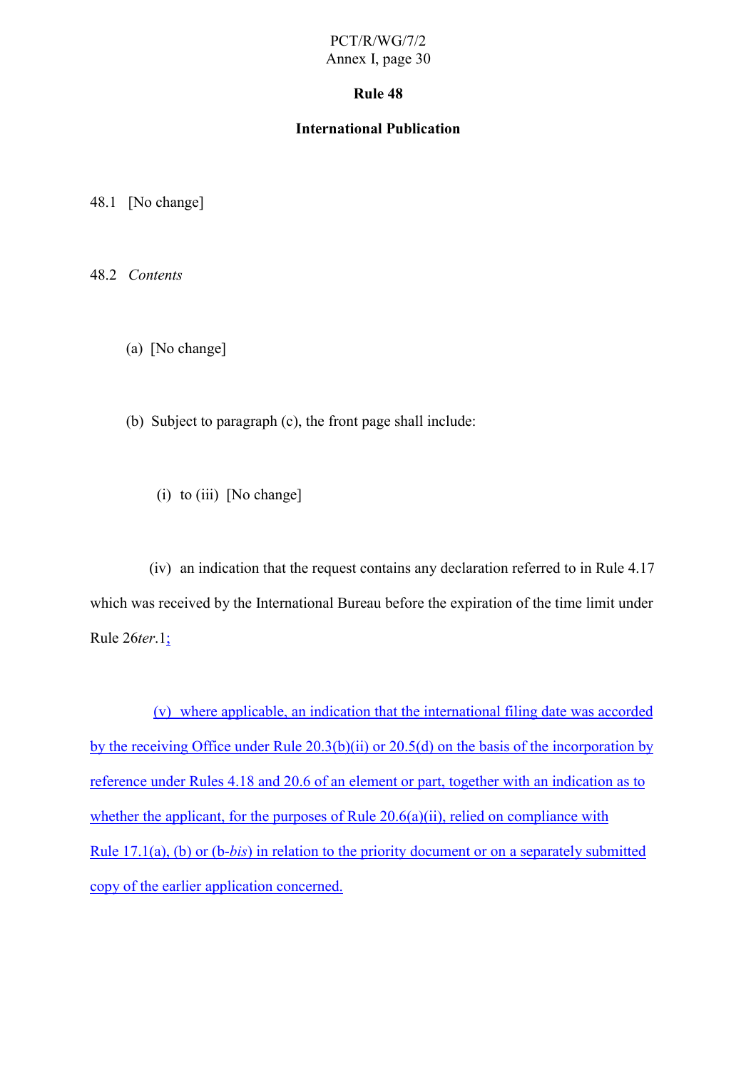# Rule 48

## International Publication

48.1 [No change]

48.2 *Contents*

(a) [No change]

(b) Subject to paragraph (c), the front page shall include:

(i) to (iii) [No change]

(iv) an indication that the request contains any declaration referred to in Rule 4.17 which was received by the International Bureau before the expiration of the time limit under Rule 26*ter*.1;

(v) where applicable, an indication that the international filing date was accorded by the receiving Office under Rule 20.3(b)(ii) or 20.5(d) on the basis of the incorporation by reference under Rules 4.18 and 20.6 of an element or part, together with an indication as to whether the applicant, for the purposes of Rule 20.6(a)(ii), relied on compliance with Rule 17.1(a), (b) or (b-*bis*) in relation to the priority document or on a separately submitted copy of the earlier application concerned.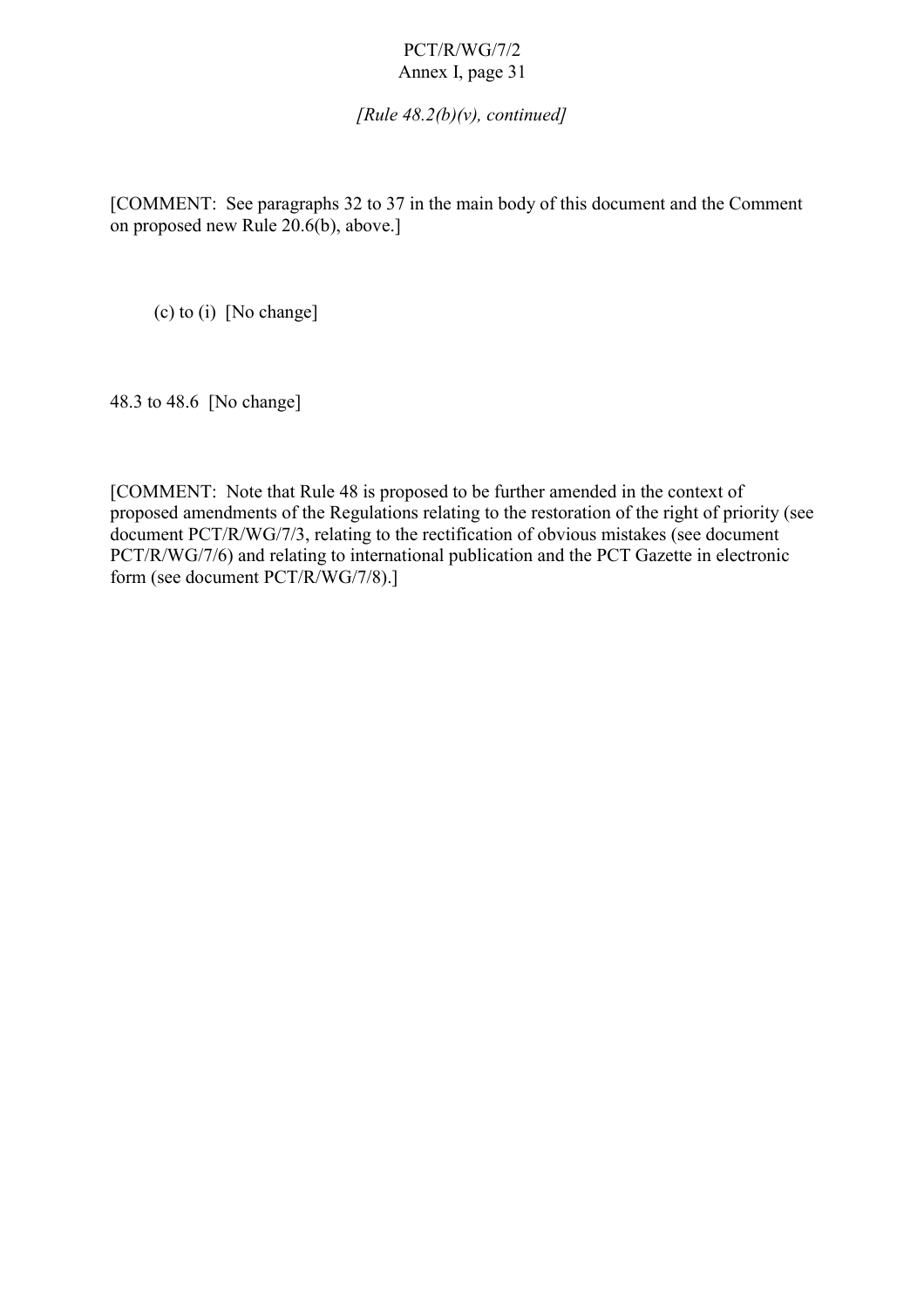*[Rule 48.2(b)(v), continued]*

[COMMENT: See paragraphs 32 to 37 in the main body of this document and the Comment on proposed new Rule 20.6(b), above.]

(c) to (i) [No change]

48.3 to 48.6 [No change]

[COMMENT: Note that Rule 48 is proposed to be further amended in the context of proposed amendments of the Regulations relating to the restoration of the right of priority (see document PCT/R/WG/7/3, relating to the rectification of obvious mistakes (see document PCT/R/WG/7/6) and relating to international publication and the PCT Gazette in electronic form (see document PCT/R/WG/7/8).]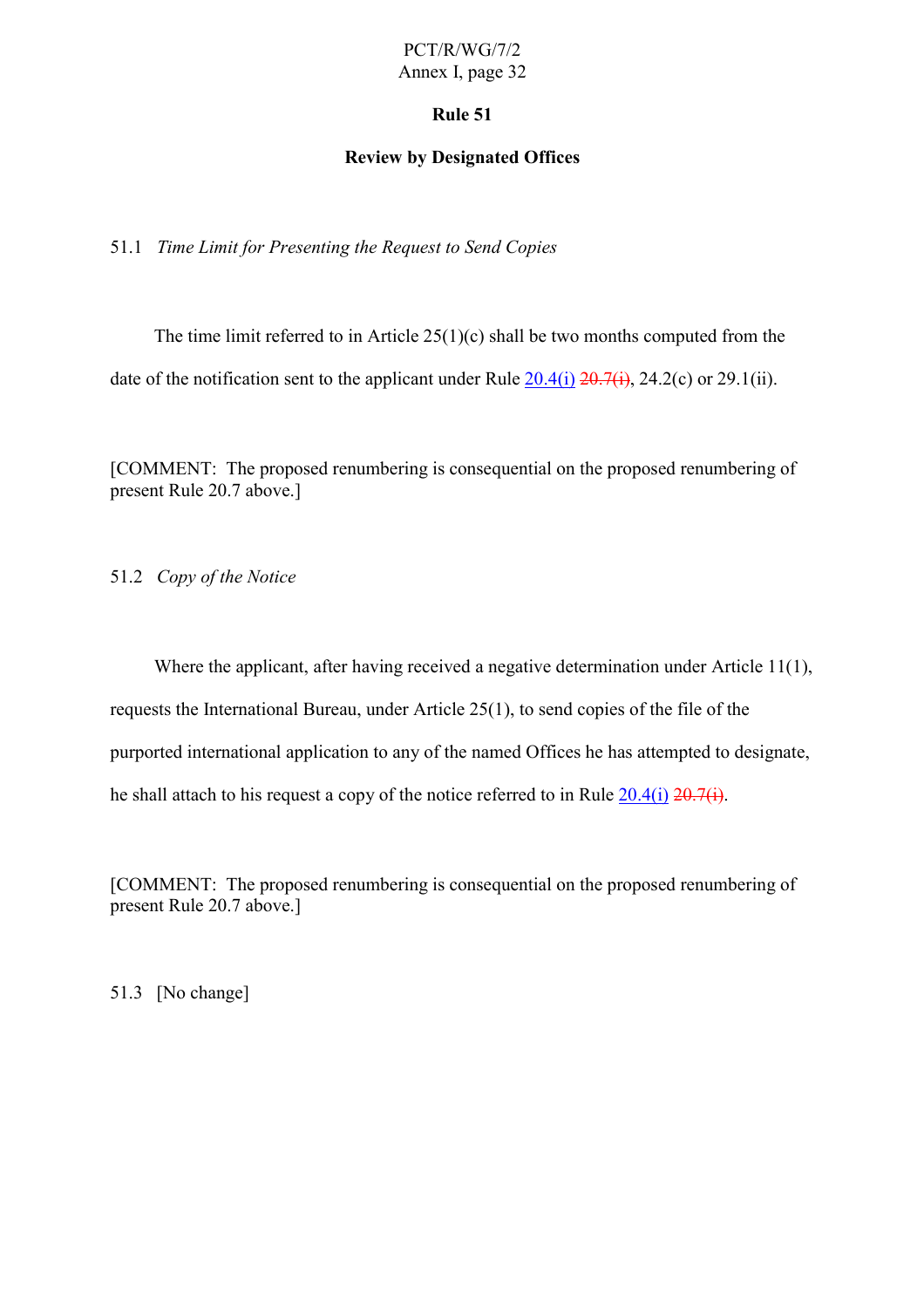# Rule 51

## Review by Designated Offices

51.1 *Time Limit for Presenting the Request to Send Copies*

The time limit referred to in Article 25(1)(c) shall be two months computed from the date of the notification sent to the applicant under Rule 20.4(i) ~~20.7(i)~~, 24.2(c) or 29.1(ii).

[COMMENT: The proposed renumbering is consequential on the proposed renumbering of present Rule 20.7 above.]

51.2 *Copy of the Notice*

Where the applicant, after having received a negative determination under Article 11(1), requests the International Bureau, under Article 25(1), to send copies of the file of the purported international application to any of the named Offices he has attempted to designate, he shall attach to his request a copy of the notice referred to in Rule 20.4(i) ~~20.7(i)~~.

[COMMENT: The proposed renumbering is consequential on the proposed renumbering of present Rule 20.7 above.]

51.3 [No change]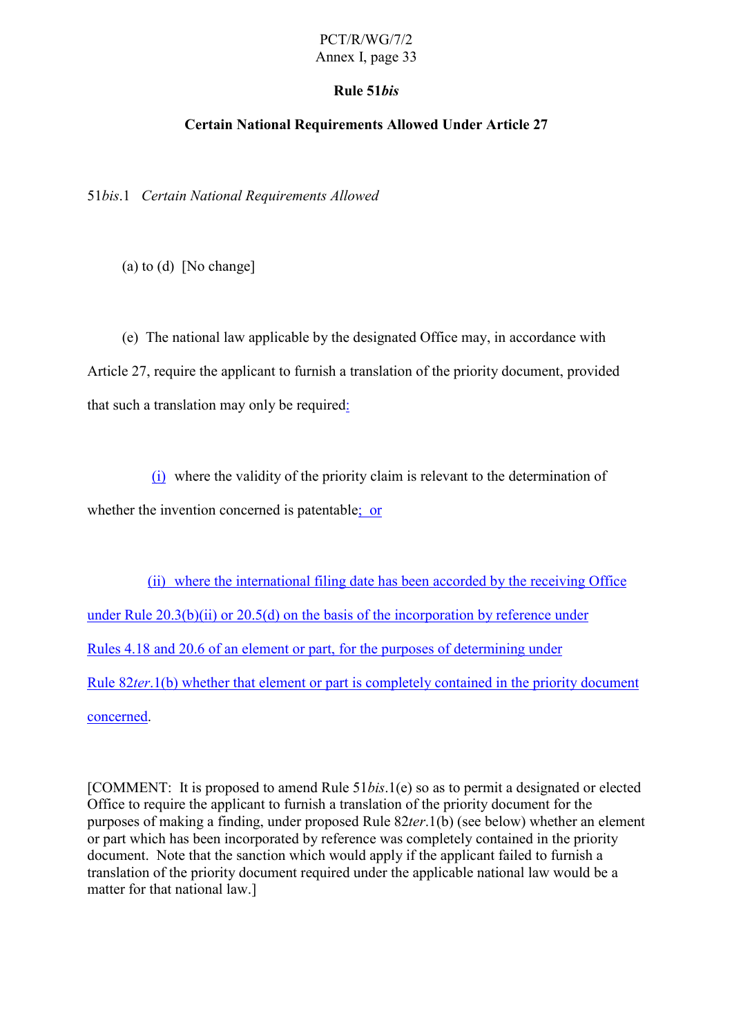### Rule 51*bis*

### Certain National Requirements Allowed Under Article 27

51*bis*.1 *Certain National Requirements Allowed*

(a) to (d) [No change]

(e) The national law applicable by the designated Office may, in accordance with Article 27, require the applicant to furnish a translation of the priority document, provided that such a translation may only be required:

(i) where the validity of the priority claim is relevant to the determination of whether the invention concerned is patentable; or

(ii) where the international filing date has been accorded by the receiving Office under Rule 20.3(b)(ii) or 20.5(d) on the basis of the incorporation by reference under Rules 4.18 and 20.6 of an element or part, for the purposes of determining under Rule 82*ter*.1(b) whether that element or part is completely contained in the priority document concerned.

[COMMENT: It is proposed to amend Rule 51*bis*.1(e) so as to permit a designated or elected Office to require the applicant to furnish a translation of the priority document for the purposes of making a finding, under proposed Rule 82*ter*.1(b) (see below) whether an element or part which has been incorporated by reference was completely contained in the priority document. Note that the sanction which would apply if the applicant failed to furnish a translation of the priority document required under the applicable national law would be a matter for that national law.]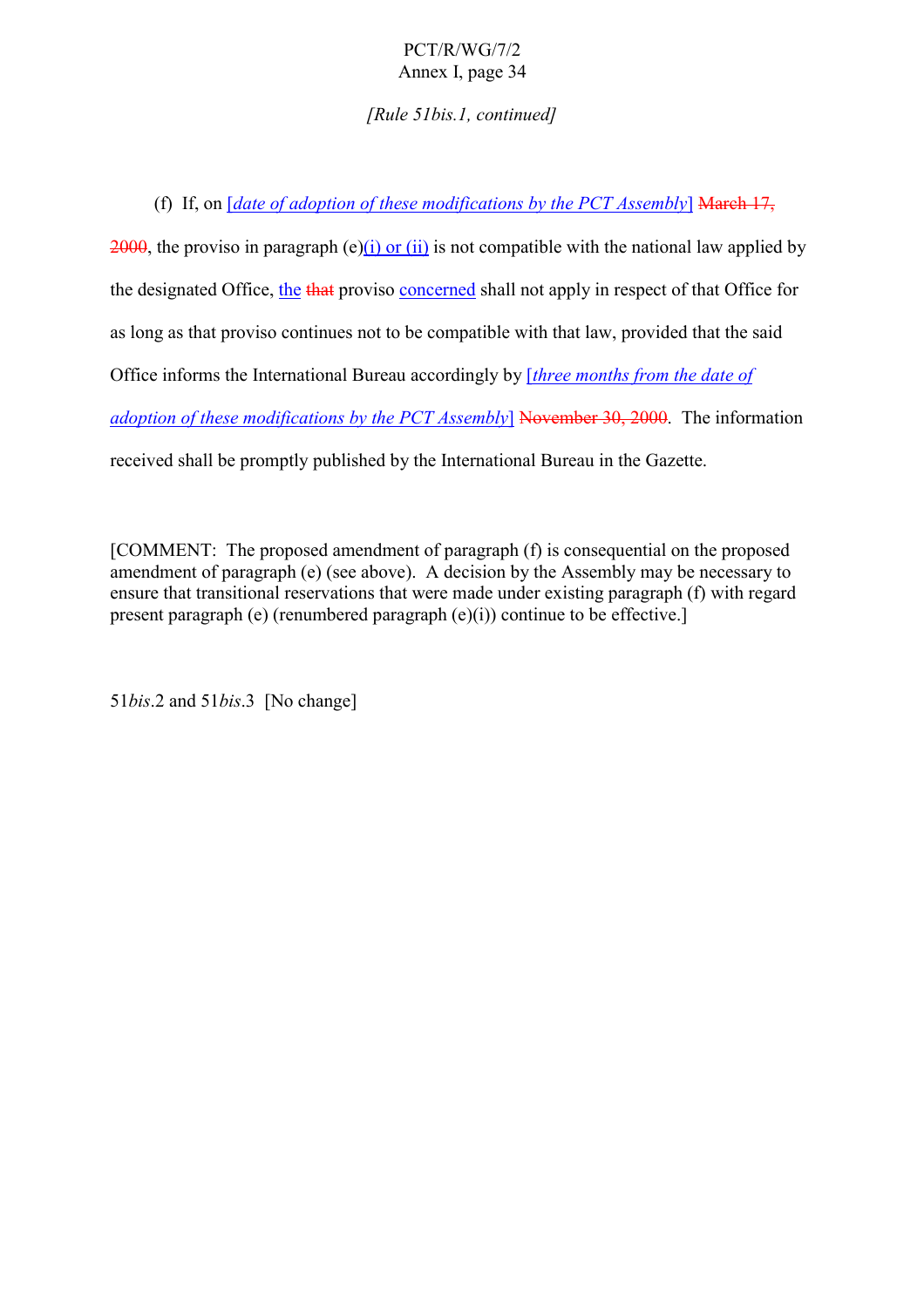*[Rule 51bis.1, continued]*

(f) If, on [*date of adoption of these modifications by the PCT Assembly*] ~~March 17, 2000~~, the proviso in paragraph (e)(i) or (ii) is not compatible with the national law applied by the designated Office, the ~~that~~ proviso concerned shall not apply in respect of that Office for as long as that proviso continues not to be compatible with that law, provided that the said Office informs the International Bureau accordingly by [*three months from the date of adoption of these modifications by the PCT Assembly*] ~~November 30, 2000~~. The information received shall be promptly published by the International Bureau in the Gazette.

[COMMENT: The proposed amendment of paragraph (f) is consequential on the proposed amendment of paragraph (e) (see above). A decision by the Assembly may be necessary to ensure that transitional reservations that were made under existing paragraph (f) with regard present paragraph (e) (renumbered paragraph (e)(i)) continue to be effective.]

51*bis*.2 and 51*bis*.3 [No change]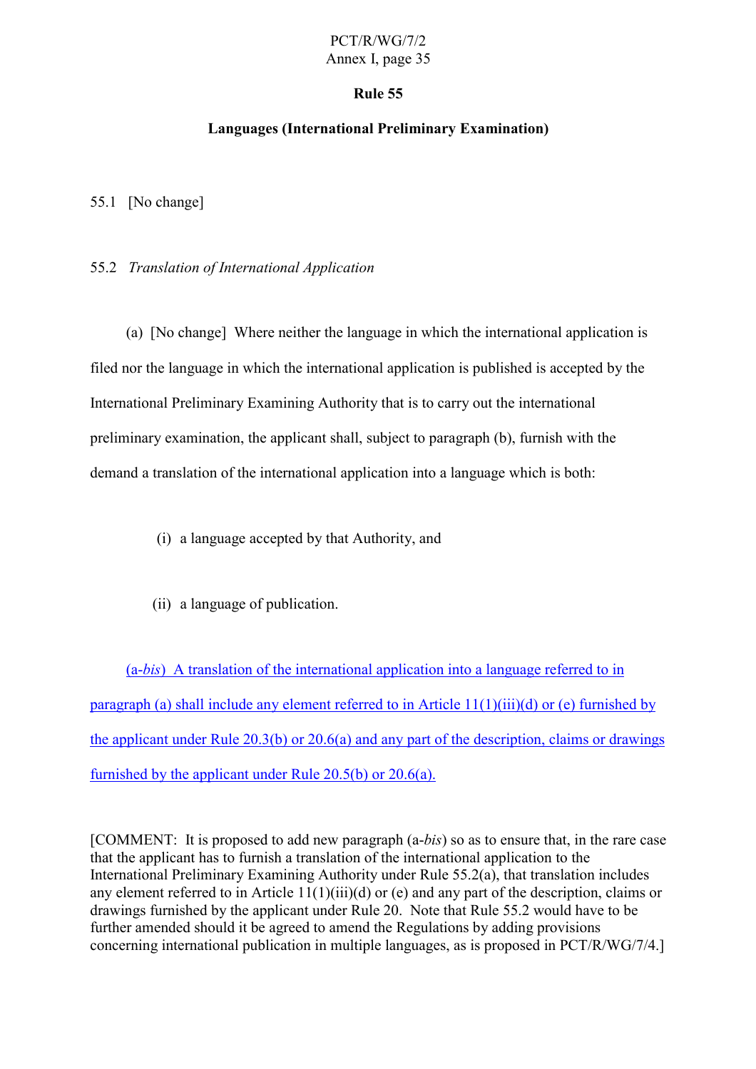## Rule 55

### Languages (International Preliminary Examination)

55.1 [No change]

55.2 *Translation of International Application*

(a) [No change] Where neither the language in which the international application is filed nor the language in which the international application is published is accepted by the International Preliminary Examining Authority that is to carry out the international preliminary examination, the applicant shall, subject to paragraph (b), furnish with the demand a translation of the international application into a language which is both:

(i) a language accepted by that Authority, and

(ii) a language of publication.

<u>(a-*bis*) A translation of the international application into a language referred to in paragraph (a) shall include any element referred to in Article 11(1)(iii)(d) or (e) furnished by the applicant under Rule 20.3(b) or 20.6(a) and any part of the description, claims or drawings furnished by the applicant under Rule 20.5(b) or 20.6(a).</u>

[COMMENT: It is proposed to add new paragraph (a-*bis*) so as to ensure that, in the rare case that the applicant has to furnish a translation of the international application to the International Preliminary Examining Authority under Rule 55.2(a), that translation includes any element referred to in Article 11(1)(iii)(d) or (e) and any part of the description, claims or drawings furnished by the applicant under Rule 20. Note that Rule 55.2 would have to be further amended should it be agreed to amend the Regulations by adding provisions concerning international publication in multiple languages, as is proposed in PCT/R/WG/7/4.]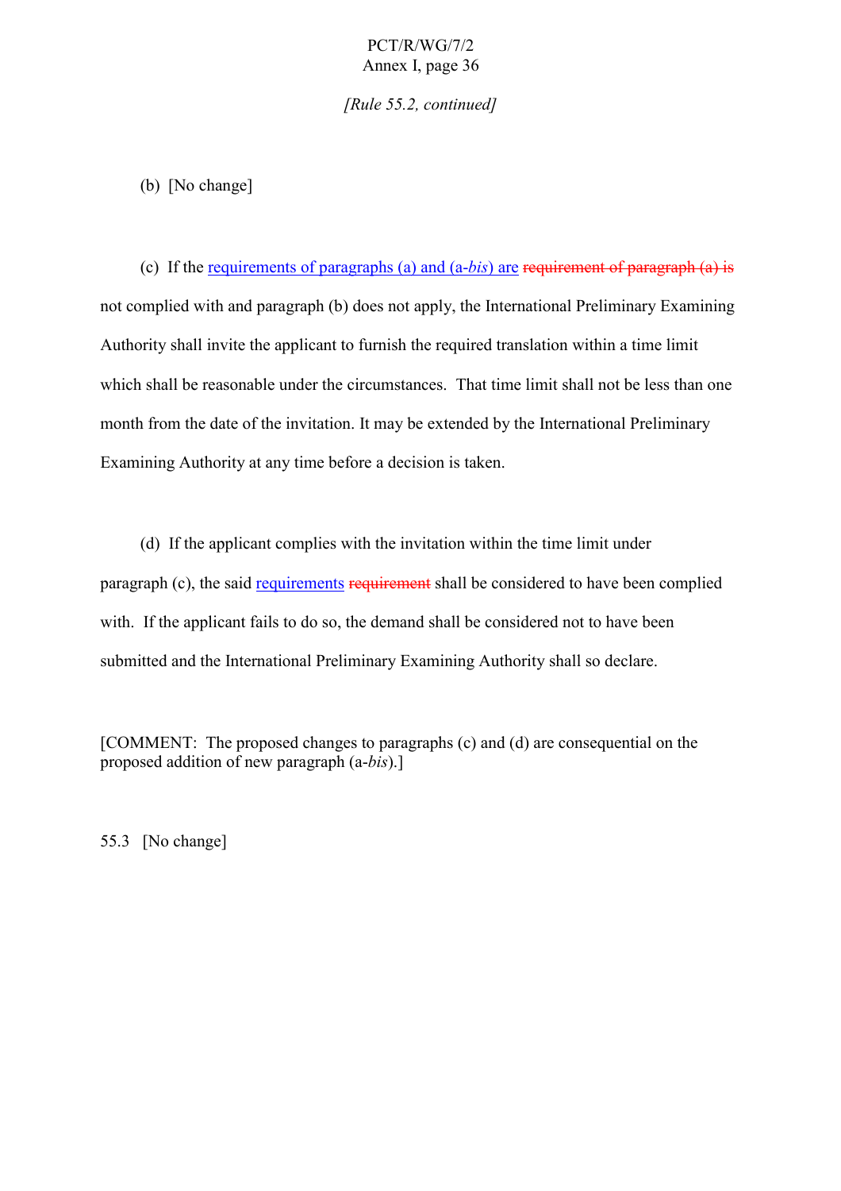*[Rule 55.2, continued]*

(b) [No change]

(c) If the requirements of paragraphs (a) and (a-*bis*) are ~~requirement of paragraph (a) is~~ not complied with and paragraph (b) does not apply, the International Preliminary Examining Authority shall invite the applicant to furnish the required translation within a time limit which shall be reasonable under the circumstances. That time limit shall not be less than one month from the date of the invitation. It may be extended by the International Preliminary Examining Authority at any time before a decision is taken.

(d) If the applicant complies with the invitation within the time limit under paragraph (c), the said requirements ~~requirement~~ shall be considered to have been complied with. If the applicant fails to do so, the demand shall be considered not to have been submitted and the International Preliminary Examining Authority shall so declare.

[COMMENT: The proposed changes to paragraphs (c) and (d) are consequential on the proposed addition of new paragraph (a-*bis*).]

55.3 [No change]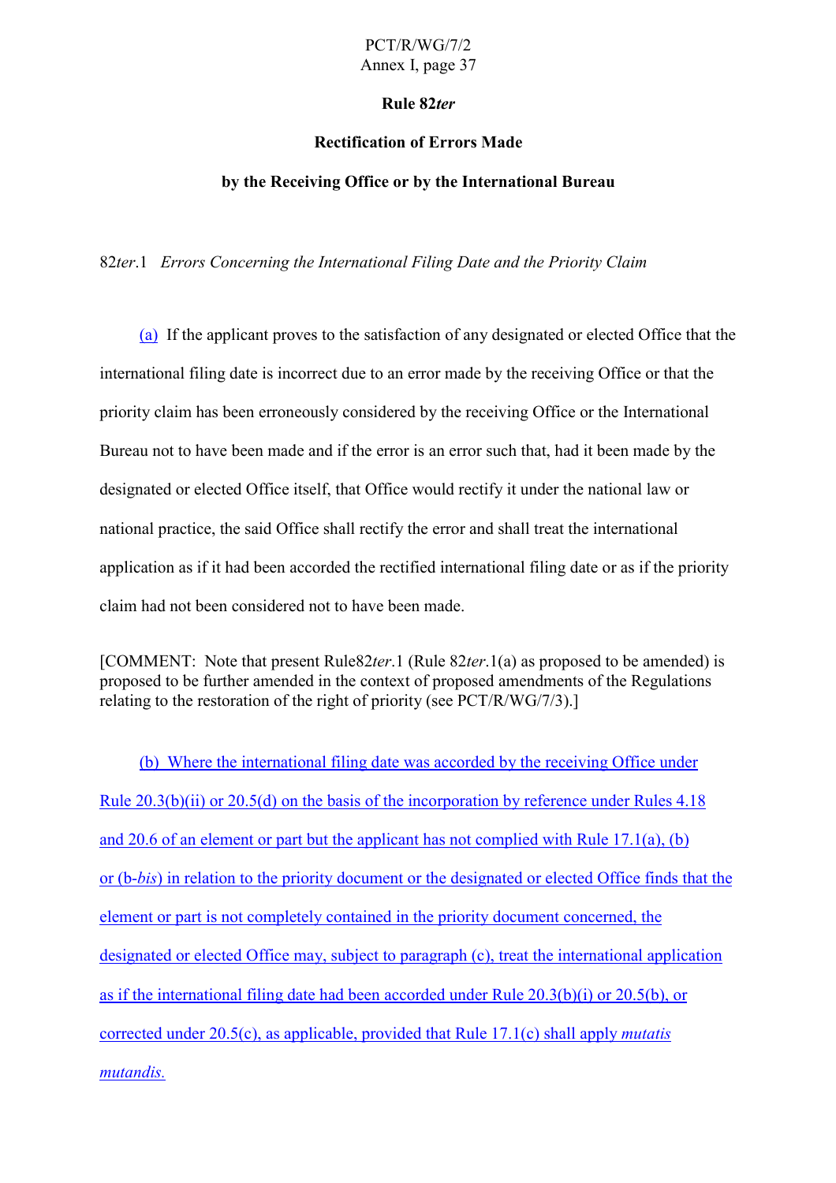**Rule 82*ter***

**Rectification of Errors Made**

**by the Receiving Office or by the International Bureau**

82*ter*.1 *Errors Concerning the International Filing Date and the Priority Claim*

(a) If the applicant proves to the satisfaction of any designated or elected Office that the international filing date is incorrect due to an error made by the receiving Office or that the priority claim has been erroneously considered by the receiving Office or the International Bureau not to have been made and if the error is an error such that, had it been made by the designated or elected Office itself, that Office would rectify it under the national law or national practice, the said Office shall rectify the error and shall treat the international application as if it had been accorded the rectified international filing date or as if the priority claim had not been considered not to have been made.

[COMMENT: Note that present Rule82*ter*.1 (Rule 82*ter*.1(a) as proposed to be amended) is proposed to be further amended in the context of proposed amendments of the Regulations relating to the restoration of the right of priority (see PCT/R/WG/7/3).]

(b) Where the international filing date was accorded by the receiving Office under Rule 20.3(b)(ii) or 20.5(d) on the basis of the incorporation by reference under Rules 4.18 and 20.6 of an element or part but the applicant has not complied with Rule 17.1(a), (b) or (b-*bis*) in relation to the priority document or the designated or elected Office finds that the element or part is not completely contained in the priority document concerned, the designated or elected Office may, subject to paragraph (c), treat the international application as if the international filing date had been accorded under Rule 20.3(b)(i) or 20.5(b), or corrected under 20.5(c), as applicable, provided that Rule 17.1(c) shall apply *mutatis mutandis.*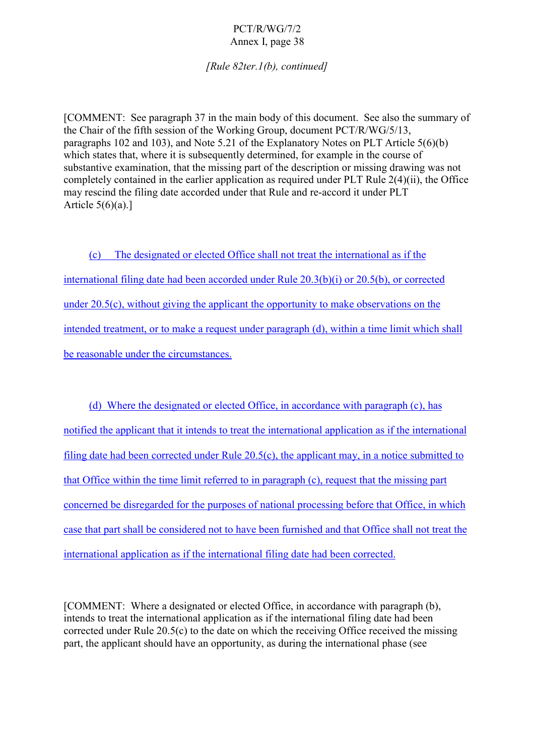*[Rule 82ter.1(b), continued]*

[COMMENT: See paragraph 37 in the main body of this document. See also the summary of the Chair of the fifth session of the Working Group, document PCT/R/WG/5/13, paragraphs 102 and 103), and Note 5.21 of the Explanatory Notes on PLT Article 5(6)(b) which states that, where it is subsequently determined, for example in the course of substantive examination, that the missing part of the description or missing drawing was not completely contained in the earlier application as required under PLT Rule 2(4)(ii), the Office may rescind the filing date accorded under that Rule and re-accord it under PLT Article 5(6)(a).]

(c) The designated or elected Office shall not treat the international as if the international filing date had been accorded under Rule 20.3(b)(i) or 20.5(b), or corrected under 20.5(c), without giving the applicant the opportunity to make observations on the intended treatment, or to make a request under paragraph (d), within a time limit which shall be reasonable under the circumstances.

(d) Where the designated or elected Office, in accordance with paragraph (c), has notified the applicant that it intends to treat the international application as if the international filing date had been corrected under Rule 20.5(c), the applicant may, in a notice submitted to that Office within the time limit referred to in paragraph (c), request that the missing part concerned be disregarded for the purposes of national processing before that Office, in which case that part shall be considered not to have been furnished and that Office shall not treat the international application as if the international filing date had been corrected.

[COMMENT: Where a designated or elected Office, in accordance with paragraph (b), intends to treat the international application as if the international filing date had been corrected under Rule 20.5(c) to the date on which the receiving Office received the missing part, the applicant should have an opportunity, as during the international phase (see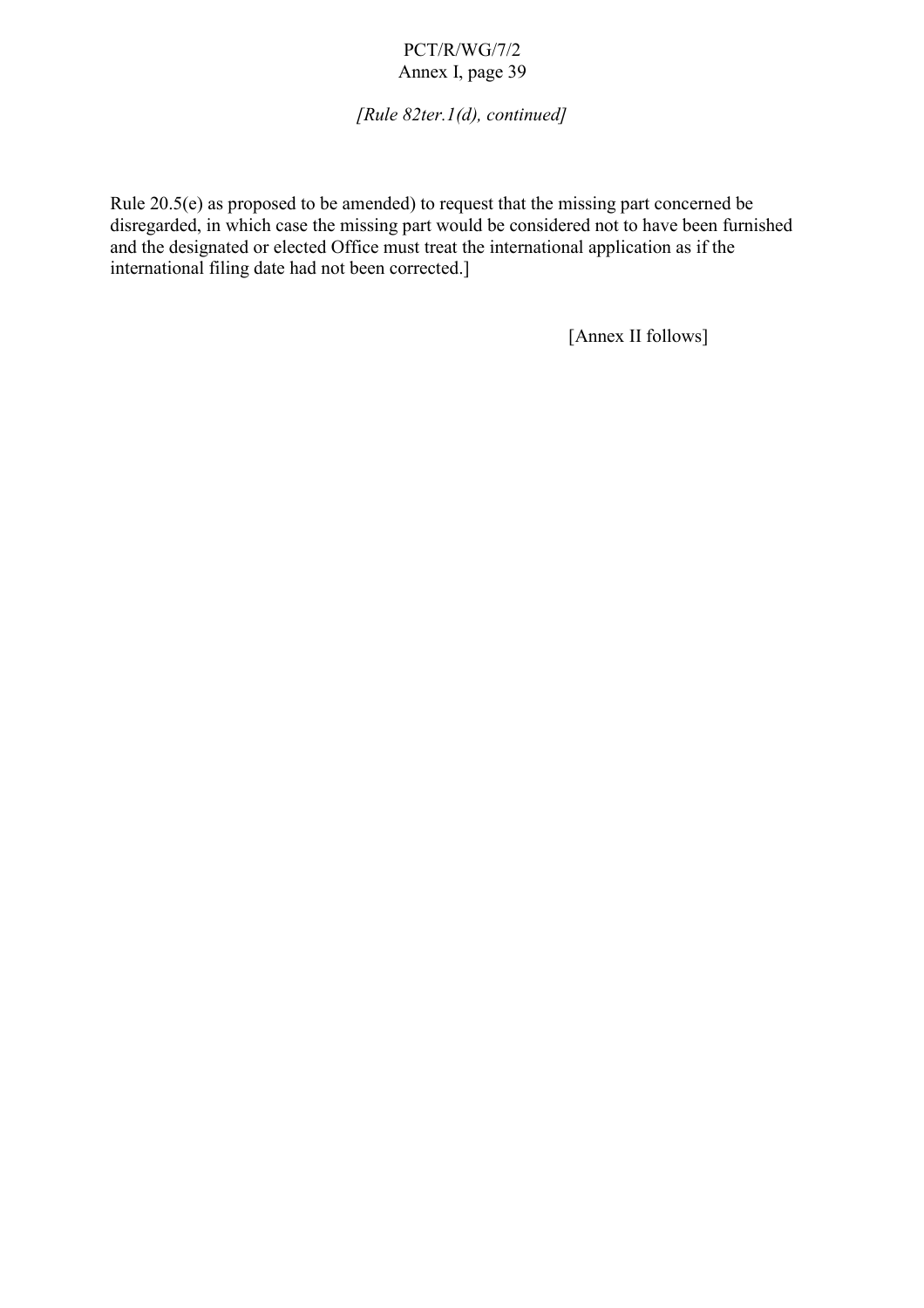*[Rule 82ter.1(d), continued]*

Rule 20.5(e) as proposed to be amended) to request that the missing part concerned be disregarded, in which case the missing part would be considered not to have been furnished and the designated or elected Office must treat the international application as if the international filing date had not been corrected.]

[Annex II follows]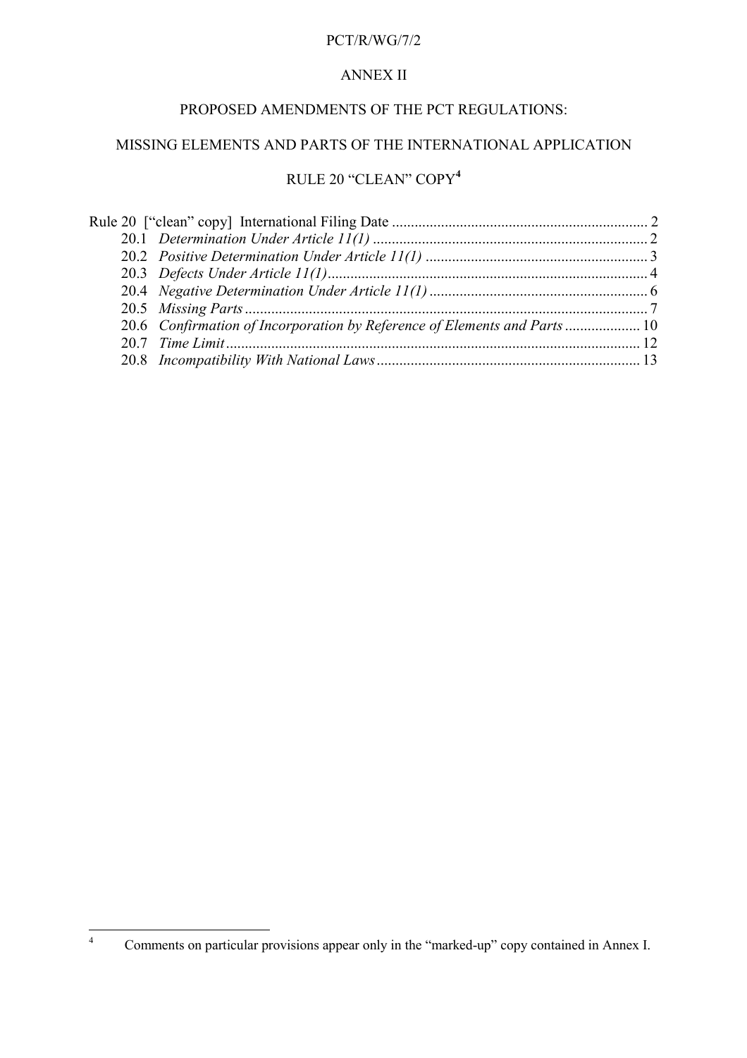ANNEX II

# PROPOSED AMENDMENTS OF THE PCT REGULATIONS:

# MISSING ELEMENTS AND PARTS OF THE INTERNATIONAL APPLICATION

# RULE 20 "CLEAN" COPY[4]

Rule 20 ["clean" copy] International Filing Date .................................................................... 2
 20.1 *Determination Under Article 11(1)* ........................................................................ 2
 20.2 *Positive Determination Under Article 11(1)* .......................................................... 3
 20.3 *Defects Under Article 11(1)*.................................................................................... 4
 20.4 *Negative Determination Under Article 11(1)* ......................................................... 6
 20.5 *Missing Parts* .......................................................................................................... 7
 20.6 *Confirmation of Incorporation by Reference of Elements and Parts* .................... 10
 20.7 *Time Limit*............................................................................................................. 12
 20.8 *Incompatibility With National Laws* ..................................................................... 13

[4] Comments on particular provisions appear only in the "marked-up" copy contained in Annex I.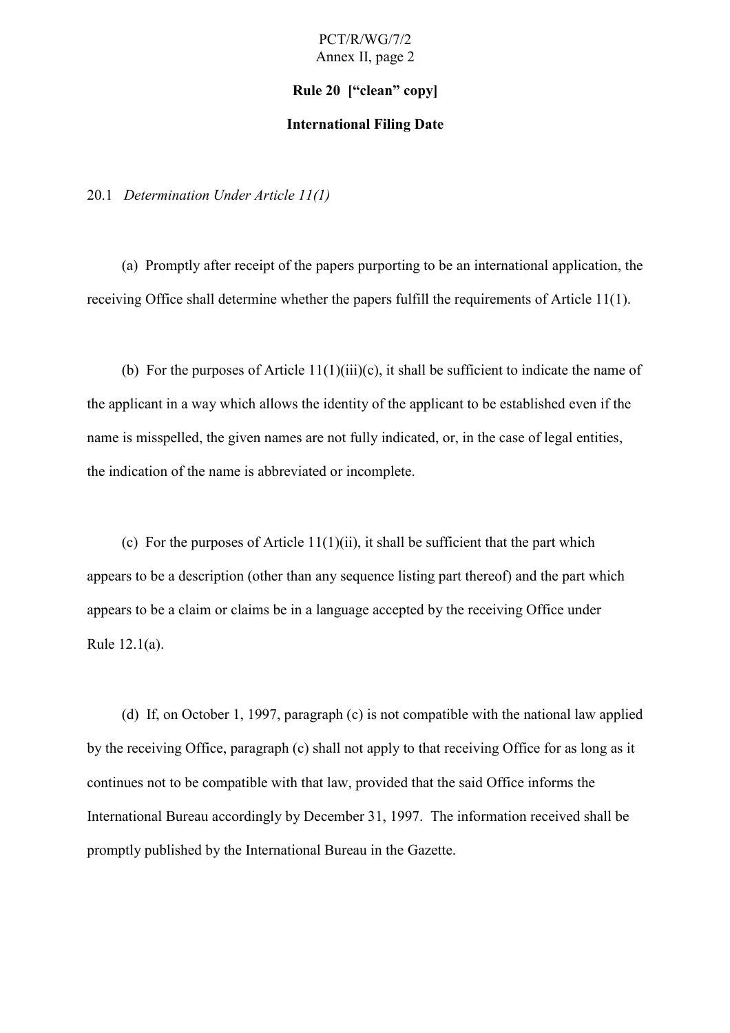## Rule 20 ["clean" copy]

## International Filing Date

20.1 *Determination Under Article 11(1)*

(a) Promptly after receipt of the papers purporting to be an international application, the receiving Office shall determine whether the papers fulfill the requirements of Article 11(1).

(b) For the purposes of Article 11(1)(iii)(c), it shall be sufficient to indicate the name of the applicant in a way which allows the identity of the applicant to be established even if the name is misspelled, the given names are not fully indicated, or, in the case of legal entities, the indication of the name is abbreviated or incomplete.

(c) For the purposes of Article 11(1)(ii), it shall be sufficient that the part which appears to be a description (other than any sequence listing part thereof) and the part which appears to be a claim or claims be in a language accepted by the receiving Office under Rule 12.1(a).

(d) If, on October 1, 1997, paragraph (c) is not compatible with the national law applied by the receiving Office, paragraph (c) shall not apply to that receiving Office for as long as it continues not to be compatible with that law, provided that the said Office informs the International Bureau accordingly by December 31, 1997. The information received shall be promptly published by the International Bureau in the Gazette.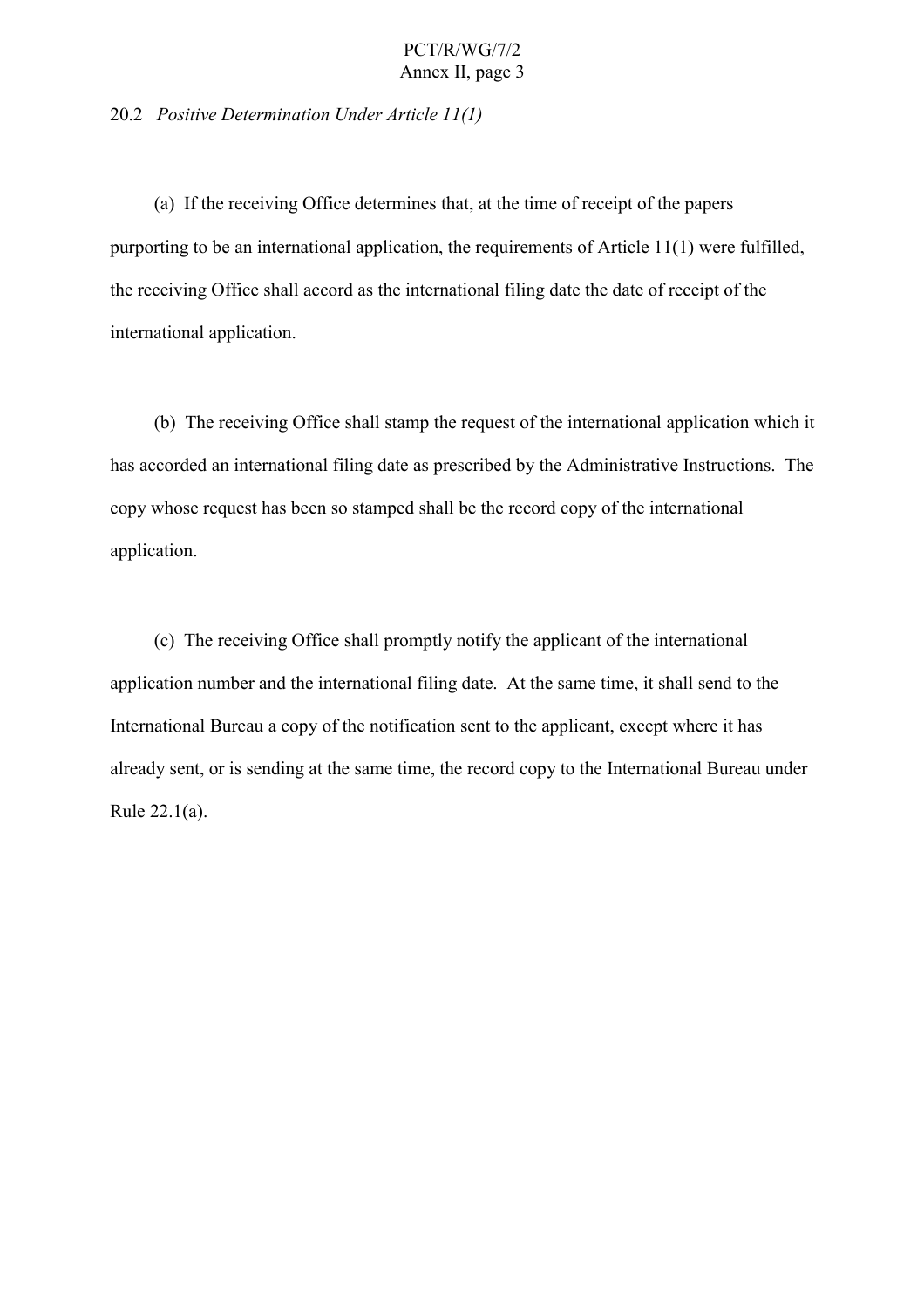20.2 *Positive Determination Under Article 11(1)*

(a) If the receiving Office determines that, at the time of receipt of the papers purporting to be an international application, the requirements of Article 11(1) were fulfilled, the receiving Office shall accord as the international filing date the date of receipt of the international application.

(b) The receiving Office shall stamp the request of the international application which it has accorded an international filing date as prescribed by the Administrative Instructions. The copy whose request has been so stamped shall be the record copy of the international application.

(c) The receiving Office shall promptly notify the applicant of the international application number and the international filing date. At the same time, it shall send to the International Bureau a copy of the notification sent to the applicant, except where it has already sent, or is sending at the same time, the record copy to the International Bureau under Rule 22.1(a).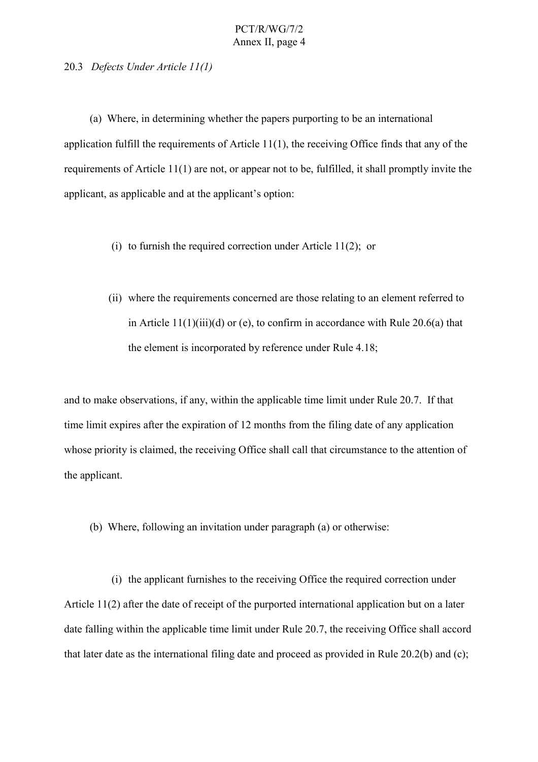20.3 *Defects Under Article 11(1)*

(a) Where, in determining whether the papers purporting to be an international application fulfill the requirements of Article 11(1), the receiving Office finds that any of the requirements of Article 11(1) are not, or appear not to be, fulfilled, it shall promptly invite the applicant, as applicable and at the applicant's option:

(i) to furnish the required correction under Article 11(2); or

(ii) where the requirements concerned are those relating to an element referred to in Article 11(1)(iii)(d) or (e), to confirm in accordance with Rule 20.6(a) that the element is incorporated by reference under Rule 4.18;

and to make observations, if any, within the applicable time limit under Rule 20.7. If that time limit expires after the expiration of 12 months from the filing date of any application whose priority is claimed, the receiving Office shall call that circumstance to the attention of the applicant.

(b) Where, following an invitation under paragraph (a) or otherwise:

(i) the applicant furnishes to the receiving Office the required correction under Article 11(2) after the date of receipt of the purported international application but on a later date falling within the applicable time limit under Rule 20.7, the receiving Office shall accord that later date as the international filing date and proceed as provided in Rule 20.2(b) and (c);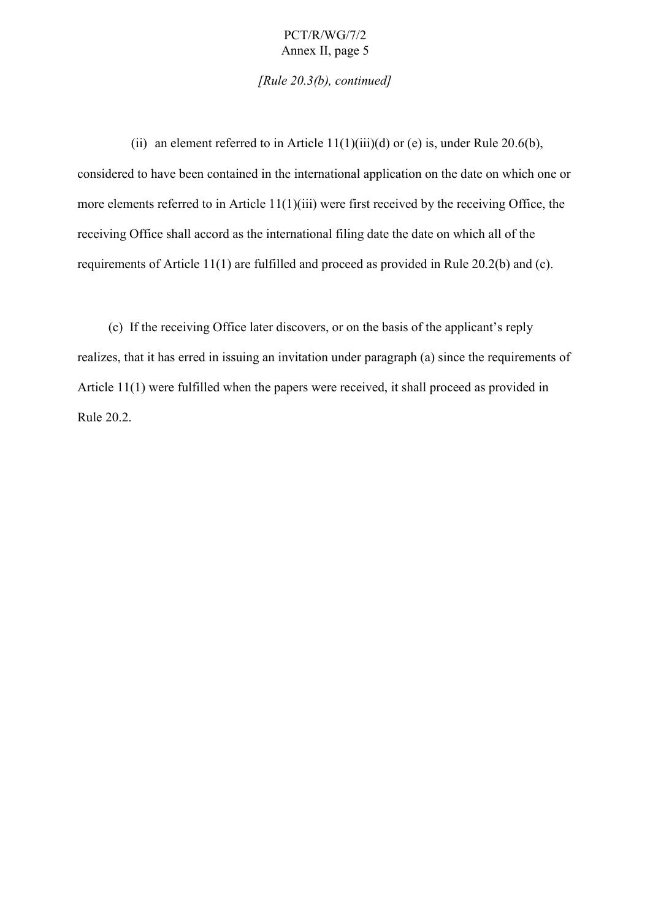*[Rule 20.3(b), continued]*

(ii) an element referred to in Article 11(1)(iii)(d) or (e) is, under Rule 20.6(b), considered to have been contained in the international application on the date on which one or more elements referred to in Article 11(1)(iii) were first received by the receiving Office, the receiving Office shall accord as the international filing date the date on which all of the requirements of Article 11(1) are fulfilled and proceed as provided in Rule 20.2(b) and (c).

(c) If the receiving Office later discovers, or on the basis of the applicant's reply realizes, that it has erred in issuing an invitation under paragraph (a) since the requirements of Article 11(1) were fulfilled when the papers were received, it shall proceed as provided in Rule 20.2.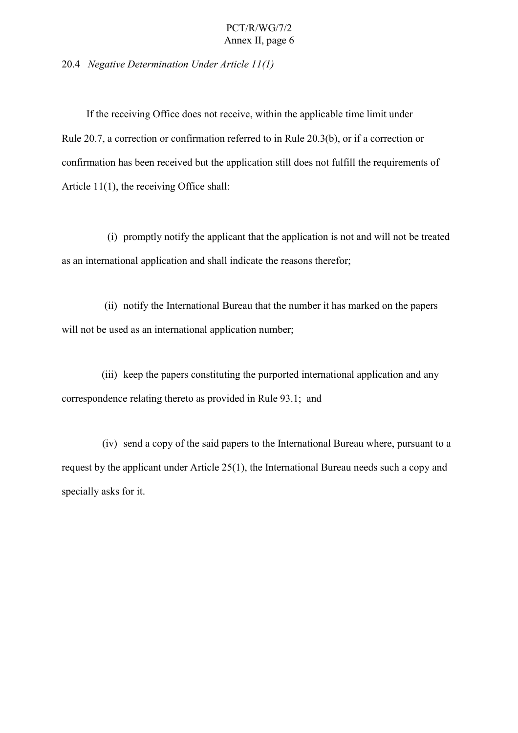20.4 *Negative Determination Under Article 11(1)*

If the receiving Office does not receive, within the applicable time limit under Rule 20.7, a correction or confirmation referred to in Rule 20.3(b), or if a correction or confirmation has been received but the application still does not fulfill the requirements of Article 11(1), the receiving Office shall:

(i) promptly notify the applicant that the application is not and will not be treated as an international application and shall indicate the reasons therefor;

(ii) notify the International Bureau that the number it has marked on the papers will not be used as an international application number;

(iii) keep the papers constituting the purported international application and any correspondence relating thereto as provided in Rule 93.1; and

(iv) send a copy of the said papers to the International Bureau where, pursuant to a request by the applicant under Article 25(1), the International Bureau needs such a copy and specially asks for it.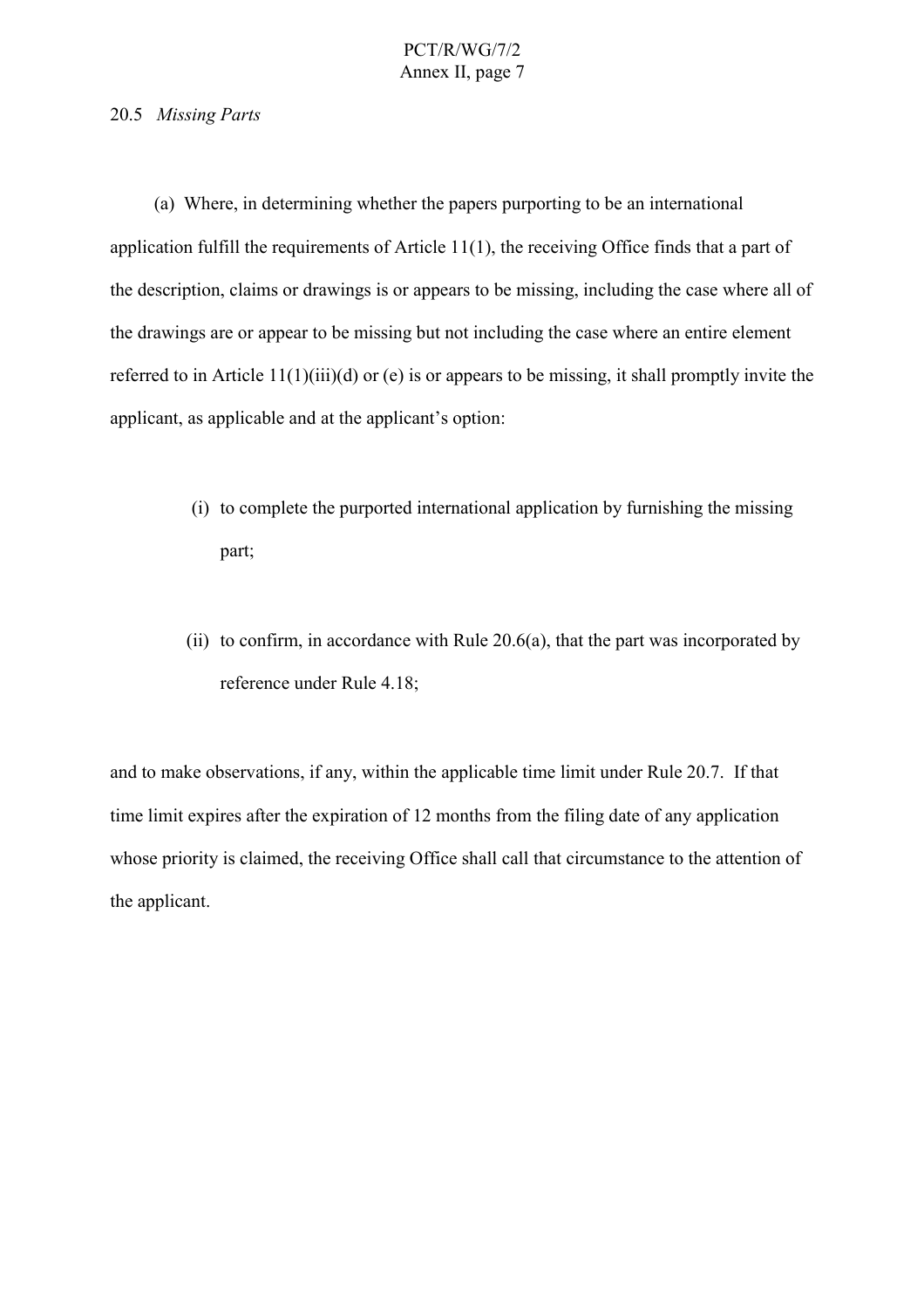20.5 *Missing Parts*

(a) Where, in determining whether the papers purporting to be an international application fulfill the requirements of Article 11(1), the receiving Office finds that a part of the description, claims or drawings is or appears to be missing, including the case where all of the drawings are or appear to be missing but not including the case where an entire element referred to in Article 11(1)(iii)(d) or (e) is or appears to be missing, it shall promptly invite the applicant, as applicable and at the applicant's option:

(i) to complete the purported international application by furnishing the missing part;

(ii) to confirm, in accordance with Rule 20.6(a), that the part was incorporated by reference under Rule 4.18;

and to make observations, if any, within the applicable time limit under Rule 20.7. If that time limit expires after the expiration of 12 months from the filing date of any application whose priority is claimed, the receiving Office shall call that circumstance to the attention of the applicant.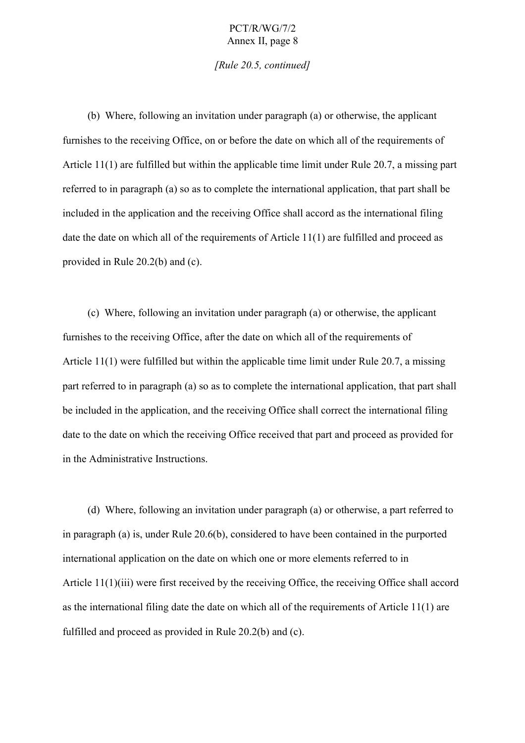*[Rule 20.5, continued]*

(b) Where, following an invitation under paragraph (a) or otherwise, the applicant furnishes to the receiving Office, on or before the date on which all of the requirements of Article 11(1) are fulfilled but within the applicable time limit under Rule 20.7, a missing part referred to in paragraph (a) so as to complete the international application, that part shall be included in the application and the receiving Office shall accord as the international filing date the date on which all of the requirements of Article 11(1) are fulfilled and proceed as provided in Rule 20.2(b) and (c).

(c) Where, following an invitation under paragraph (a) or otherwise, the applicant furnishes to the receiving Office, after the date on which all of the requirements of Article 11(1) were fulfilled but within the applicable time limit under Rule 20.7, a missing part referred to in paragraph (a) so as to complete the international application, that part shall be included in the application, and the receiving Office shall correct the international filing date to the date on which the receiving Office received that part and proceed as provided for in the Administrative Instructions.

(d) Where, following an invitation under paragraph (a) or otherwise, a part referred to in paragraph (a) is, under Rule 20.6(b), considered to have been contained in the purported international application on the date on which one or more elements referred to in Article 11(1)(iii) were first received by the receiving Office, the receiving Office shall accord as the international filing date the date on which all of the requirements of Article 11(1) are fulfilled and proceed as provided in Rule 20.2(b) and (c).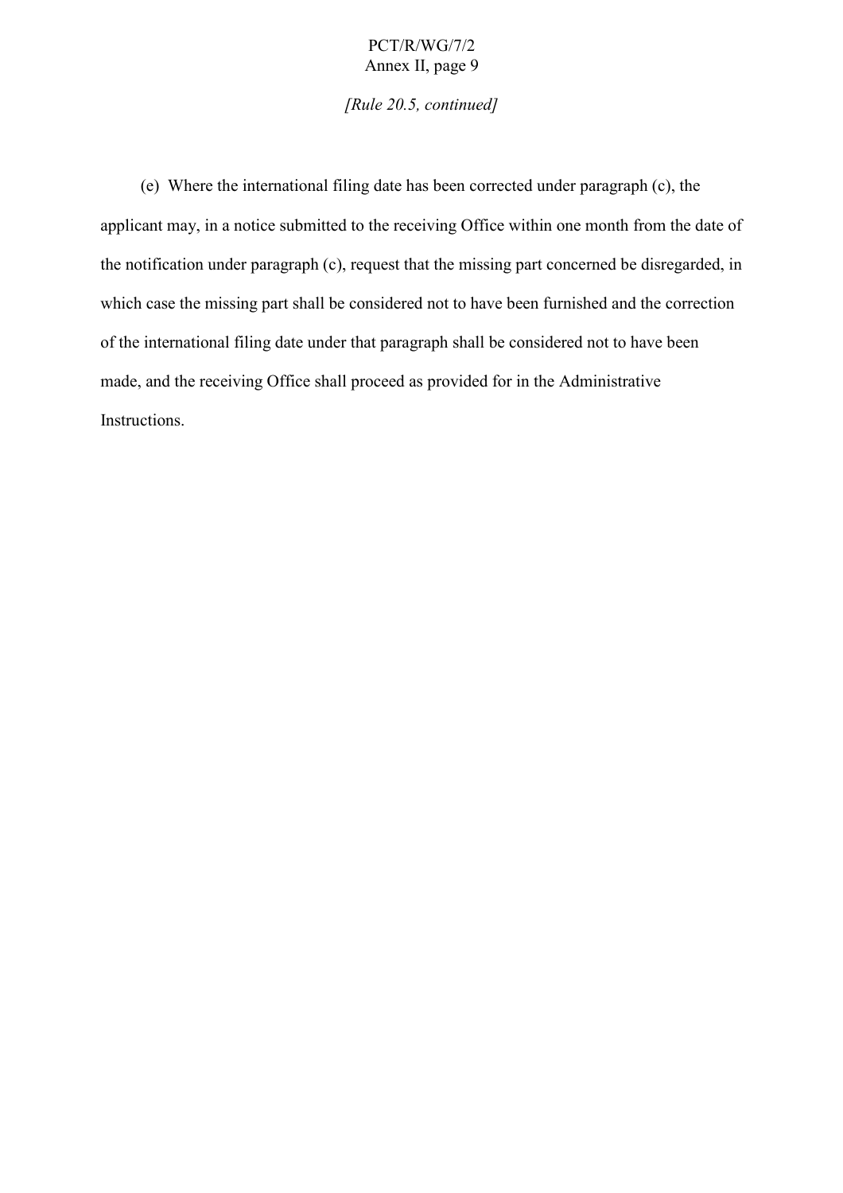*[Rule 20.5, continued]*

(e) Where the international filing date has been corrected under paragraph (c), the applicant may, in a notice submitted to the receiving Office within one month from the date of the notification under paragraph (c), request that the missing part concerned be disregarded, in which case the missing part shall be considered not to have been furnished and the correction of the international filing date under that paragraph shall be considered not to have been made, and the receiving Office shall proceed as provided for in the Administrative Instructions.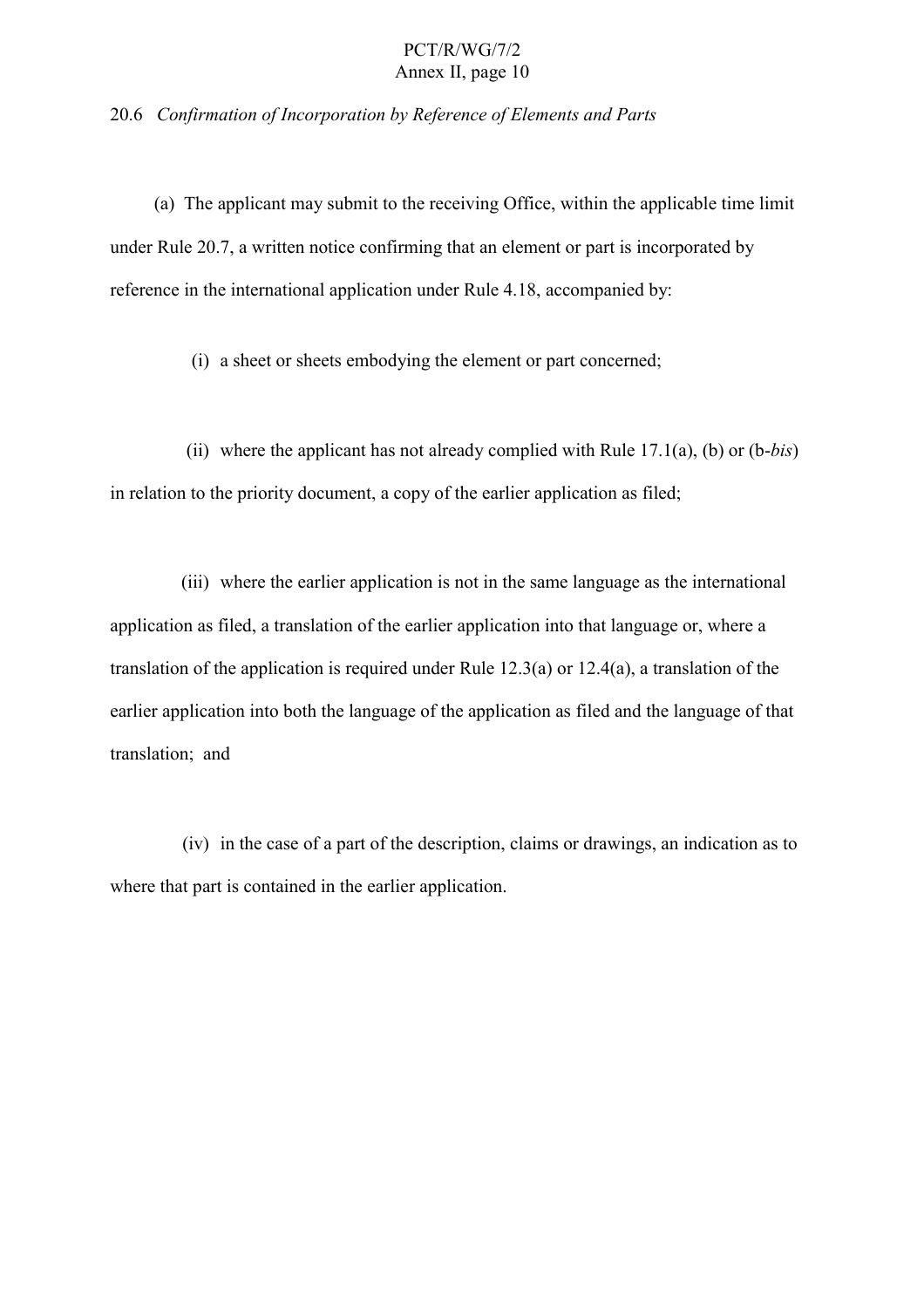20.6 *Confirmation of Incorporation by Reference of Elements and Parts*

(a) The applicant may submit to the receiving Office, within the applicable time limit under Rule 20.7, a written notice confirming that an element or part is incorporated by reference in the international application under Rule 4.18, accompanied by:

(i) a sheet or sheets embodying the element or part concerned;

(ii) where the applicant has not already complied with Rule 17.1(a), (b) or (b-*bis*) in relation to the priority document, a copy of the earlier application as filed;

(iii) where the earlier application is not in the same language as the international application as filed, a translation of the earlier application into that language or, where a translation of the application is required under Rule 12.3(a) or 12.4(a), a translation of the earlier application into both the language of the application as filed and the language of that translation; and

(iv) in the case of a part of the description, claims or drawings, an indication as to where that part is contained in the earlier application.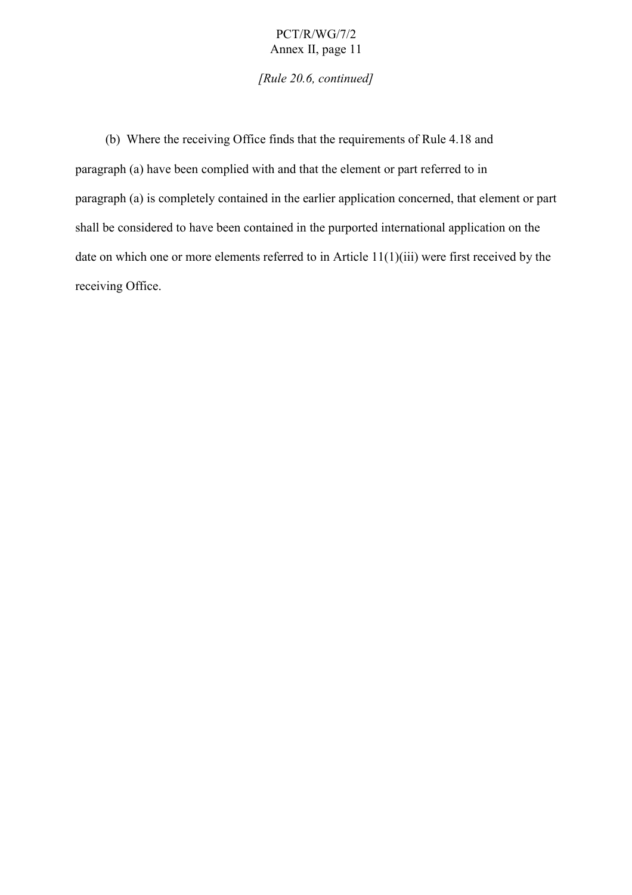*[Rule 20.6, continued]*

(b) Where the receiving Office finds that the requirements of Rule 4.18 and paragraph (a) have been complied with and that the element or part referred to in paragraph (a) is completely contained in the earlier application concerned, that element or part shall be considered to have been contained in the purported international application on the date on which one or more elements referred to in Article 11(1)(iii) were first received by the receiving Office.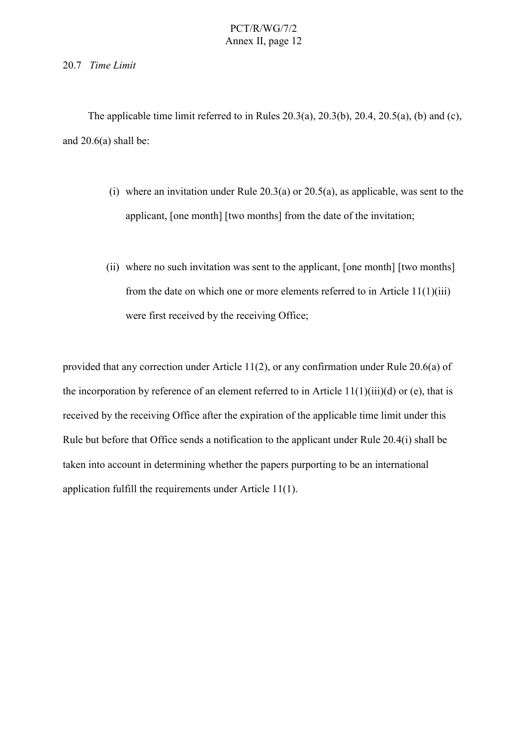20.7 *Time Limit*

The applicable time limit referred to in Rules 20.3(a), 20.3(b), 20.4, 20.5(a), (b) and (c), and 20.6(a) shall be:

(i) where an invitation under Rule 20.3(a) or 20.5(a), as applicable, was sent to the applicant, [one month] [two months] from the date of the invitation;

(ii) where no such invitation was sent to the applicant, [one month] [two months] from the date on which one or more elements referred to in Article 11(1)(iii) were first received by the receiving Office;

provided that any correction under Article 11(2), or any confirmation under Rule 20.6(a) of the incorporation by reference of an element referred to in Article 11(1)(iii)(d) or (e), that is received by the receiving Office after the expiration of the applicable time limit under this Rule but before that Office sends a notification to the applicant under Rule 20.4(i) shall be taken into account in determining whether the papers purporting to be an international application fulfill the requirements under Article 11(1).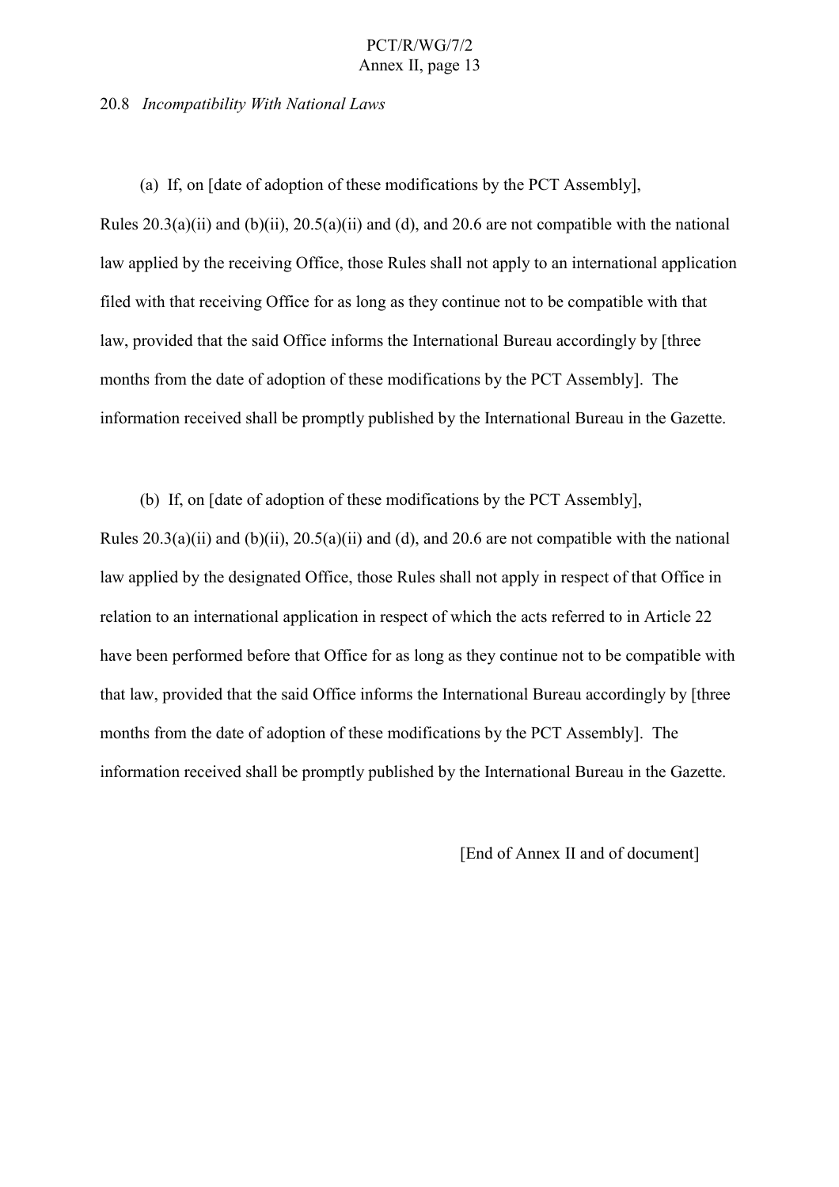20.8 *Incompatibility With National Laws*

(a) If, on [date of adoption of these modifications by the PCT Assembly], Rules 20.3(a)(ii) and (b)(ii), 20.5(a)(ii) and (d), and 20.6 are not compatible with the national law applied by the receiving Office, those Rules shall not apply to an international application filed with that receiving Office for as long as they continue not to be compatible with that law, provided that the said Office informs the International Bureau accordingly by [three months from the date of adoption of these modifications by the PCT Assembly]. The information received shall be promptly published by the International Bureau in the Gazette.

(b) If, on [date of adoption of these modifications by the PCT Assembly], Rules 20.3(a)(ii) and (b)(ii), 20.5(a)(ii) and (d), and 20.6 are not compatible with the national law applied by the designated Office, those Rules shall not apply in respect of that Office in relation to an international application in respect of which the acts referred to in Article 22 have been performed before that Office for as long as they continue not to be compatible with that law, provided that the said Office informs the International Bureau accordingly by [three months from the date of adoption of these modifications by the PCT Assembly]. The information received shall be promptly published by the International Bureau in the Gazette.

[End of Annex II and of document]